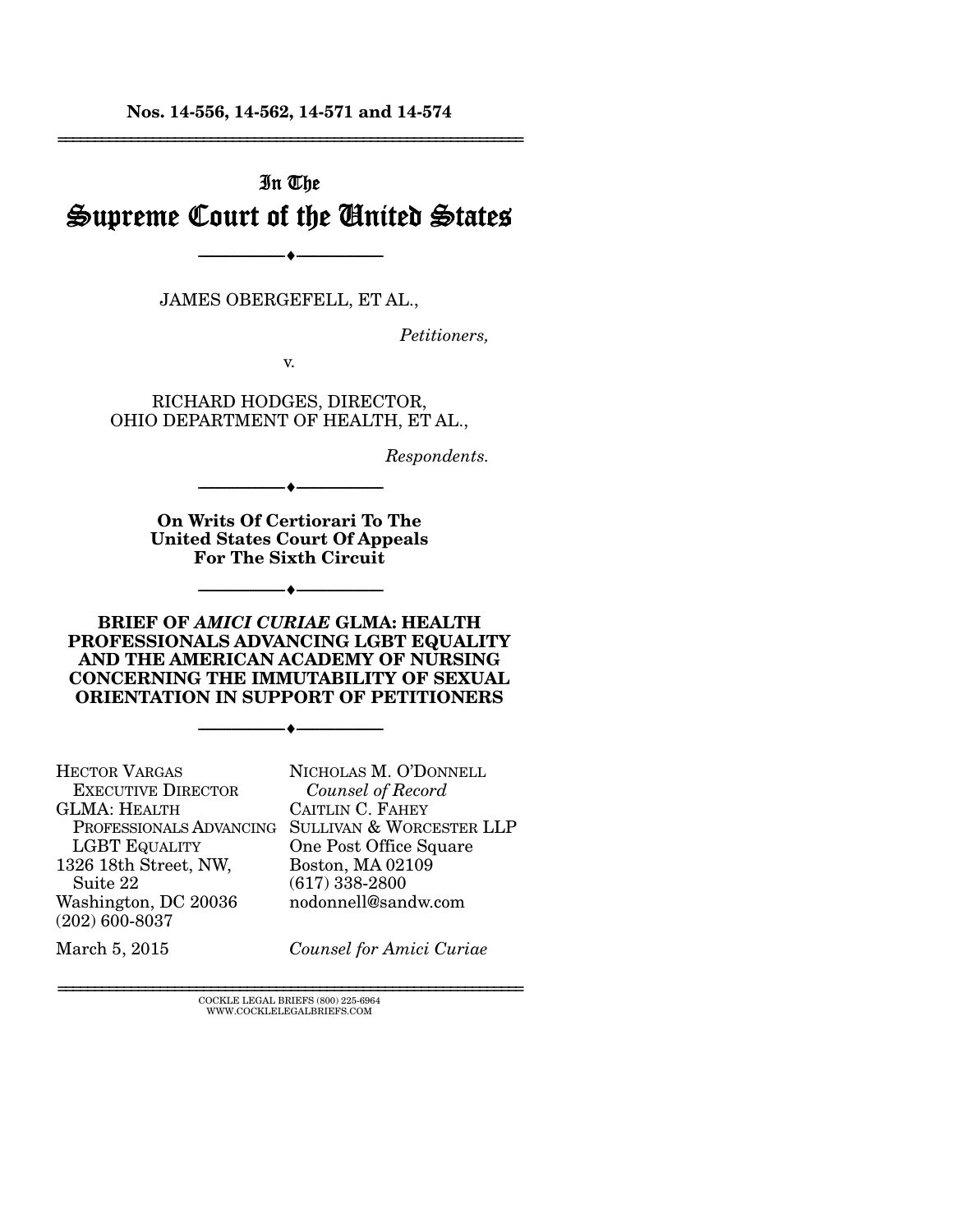**Nos. 14-556, 14-562, 14-571 and 14-574**

---

In The

# Supreme Court of the United States

---

JAMES OBERGEFELL, ET AL.,

*Petitioners,*

v.

RICHARD HODGES, DIRECTOR,
OHIO DEPARTMENT OF HEALTH, ET AL.,

*Respondents.*

---

**On Writs Of Certiorari To The United States Court Of Appeals For The Sixth Circuit**

---

**BRIEF OF *AMICI CURIAE* GLMA: HEALTH PROFESSIONALS ADVANCING LGBT EQUALITY AND THE AMERICAN ACADEMY OF NURSING CONCERNING THE IMMUTABILITY OF SEXUAL ORIENTATION IN SUPPORT OF PETITIONERS**

---

HECTOR VARGAS
EXECUTIVE DIRECTOR
GLMA: HEALTH PROFESSIONALS ADVANCING LGBT EQUALITY
1326 18th Street, NW, Suite 22
Washington, DC 20036
(202) 600-8037

NICHOLAS M. O'DONNELL
*Counsel of Record*
CAITLIN C. FAHEY
SULLIVAN & WORCESTER LLP
One Post Office Square
Boston, MA 02109
(617) 338-2800
nodonnell@sandw.com

March 5, 2015

*Counsel for Amici Curiae*

---

COCKLE LEGAL BRIEFS (800) 225-6964
WWW.COCKLELEGALBRIEFS.COM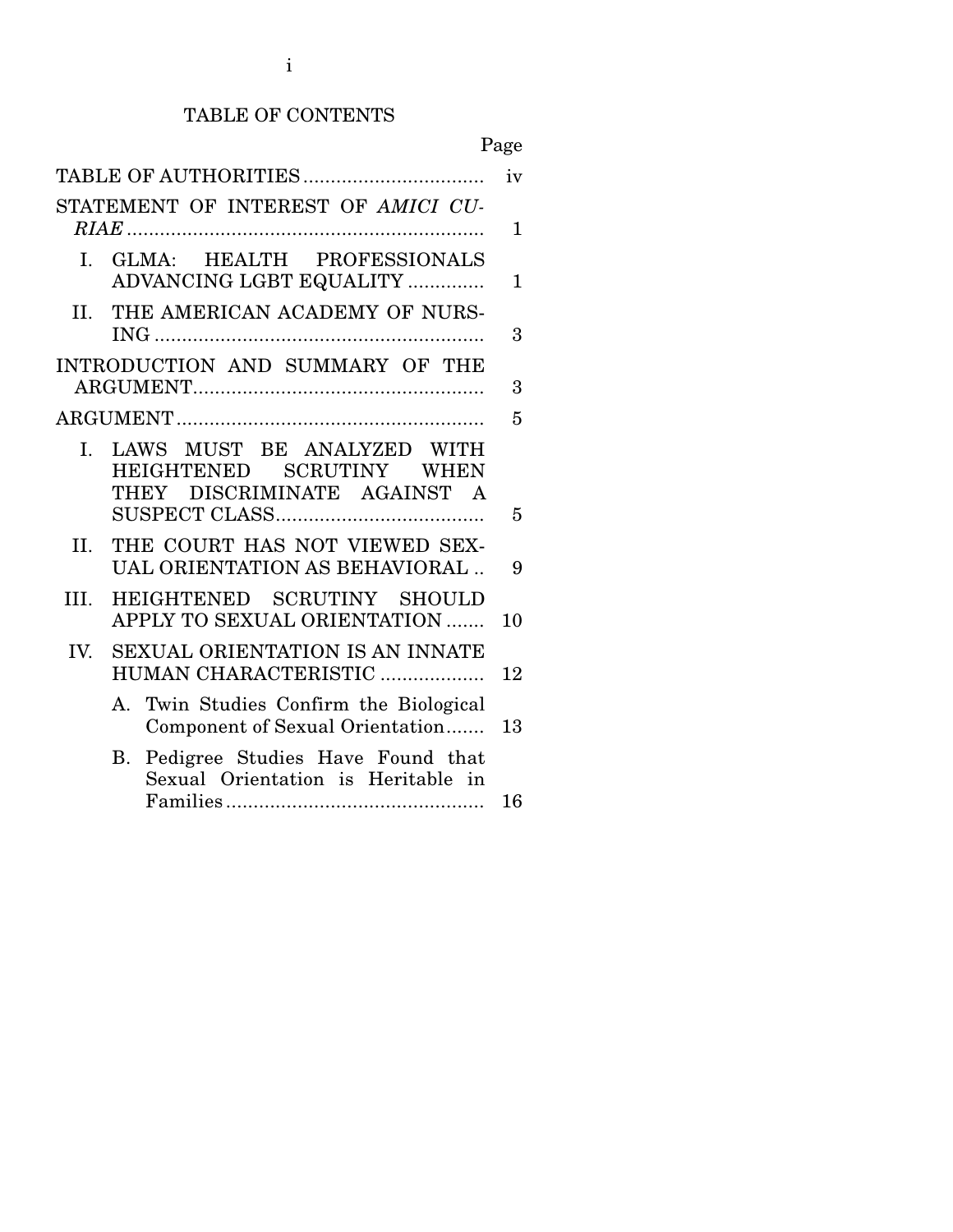## TABLE OF CONTENTS

| | Page |
|---|---|
| TABLE OF AUTHORITIES | iv |
| STATEMENT OF INTEREST OF *AMICI CURIAE* | 1 |
| I. GLMA: HEALTH PROFESSIONALS ADVANCING LGBT EQUALITY | 1 |
| II. THE AMERICAN ACADEMY OF NURSING | 3 |
| INTRODUCTION AND SUMMARY OF THE ARGUMENT | 3 |
| ARGUMENT | 5 |
| I. LAWS MUST BE ANALYZED WITH HEIGHTENED SCRUTINY WHEN THEY DISCRIMINATE AGAINST A SUSPECT CLASS | 5 |
| II. THE COURT HAS NOT VIEWED SEXUAL ORIENTATION AS BEHAVIORAL | 9 |
| III. HEIGHTENED SCRUTINY SHOULD APPLY TO SEXUAL ORIENTATION | 10 |
| IV. SEXUAL ORIENTATION IS AN INNATE HUMAN CHARACTERISTIC | 12 |
| A. Twin Studies Confirm the Biological Component of Sexual Orientation | 13 |
| B. Pedigree Studies Have Found that Sexual Orientation is Heritable in Families | 16 |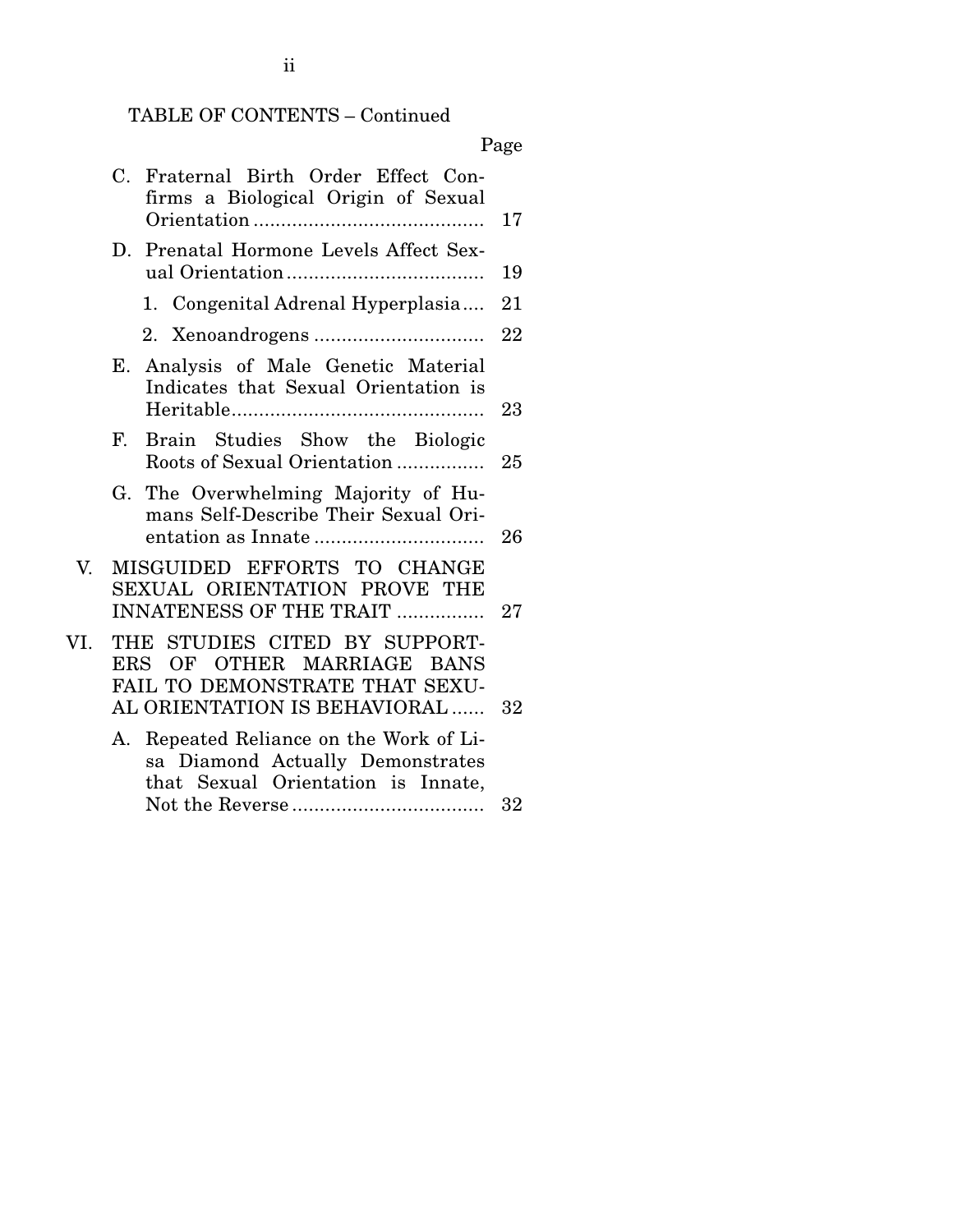TABLE OF CONTENTS – Continued

| | Page |
|---|---|
| C. Fraternal Birth Order Effect Confirms a Biological Origin of Sexual Orientation | 17 |
| D. Prenatal Hormone Levels Affect Sexual Orientation | 19 |
| 1. Congenital Adrenal Hyperplasia | 21 |
| 2. Xenoandrogens | 22 |
| E. Analysis of Male Genetic Material Indicates that Sexual Orientation is Heritable | 23 |
| F. Brain Studies Show the Biologic Roots of Sexual Orientation | 25 |
| G. The Overwhelming Majority of Humans Self-Describe Their Sexual Orientation as Innate | 26 |
| V. MISGUIDED EFFORTS TO CHANGE SEXUAL ORIENTATION PROVE THE INNATENESS OF THE TRAIT | 27 |
| VI. THE STUDIES CITED BY SUPPORTERS OF OTHER MARRIAGE BANS FAIL TO DEMONSTRATE THAT SEXUAL ORIENTATION IS BEHAVIORAL | 32 |
| A. Repeated Reliance on the Work of Lisa Diamond Actually Demonstrates that Sexual Orientation is Innate, Not the Reverse | 32 |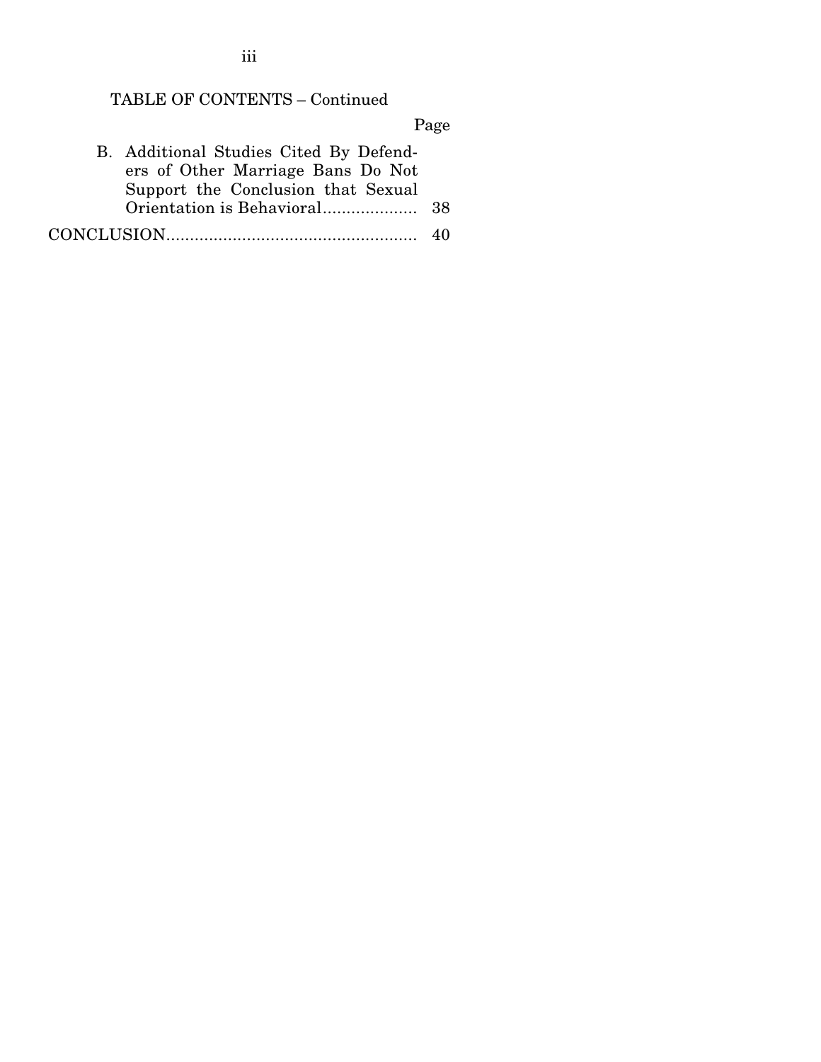TABLE OF CONTENTS – Continued

| | Page |
|---|---|
| B. Additional Studies Cited By Defenders of Other Marriage Bans Do Not Support the Conclusion that Sexual Orientation is Behavioral | 38 |
| CONCLUSION | 40 |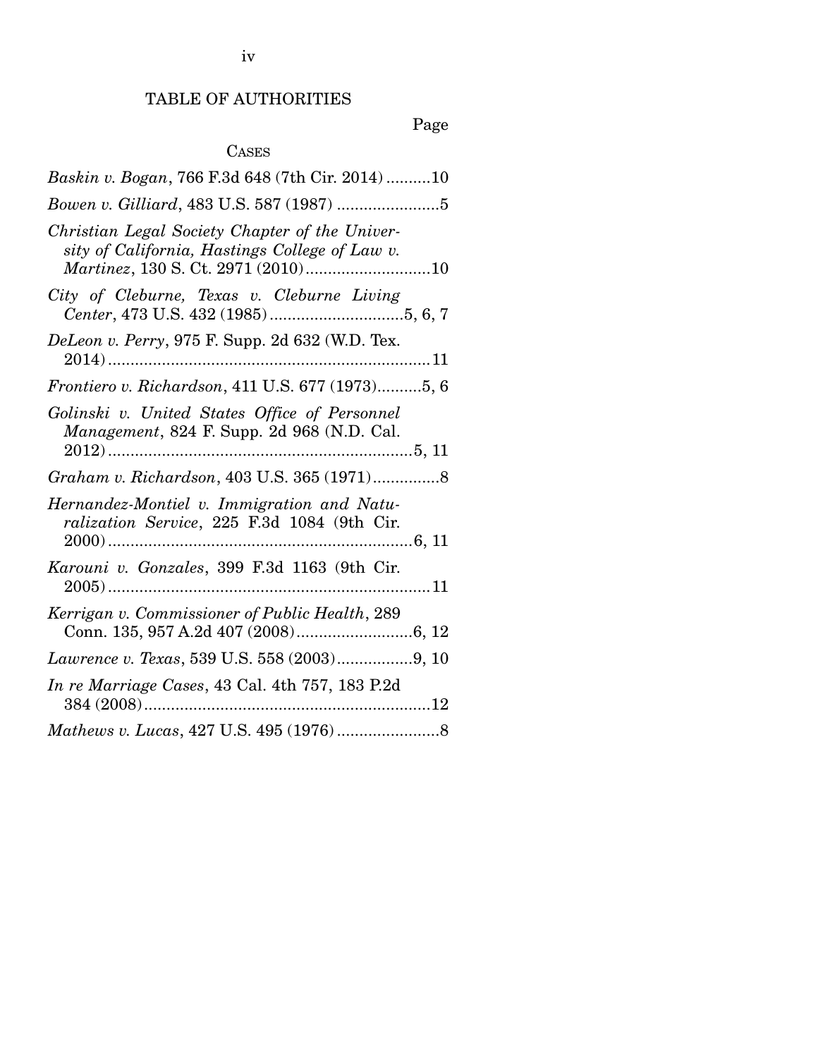# TABLE OF AUTHORITIES

Page

## CASES

*Baskin v. Bogan*, 766 F.3d 648 (7th Cir. 2014) ..........10

*Bowen v. Gilliard*, 483 U.S. 587 (1987) .......................5

*Christian Legal Society Chapter of the University of California, Hastings College of Law v. Martinez*, 130 S. Ct. 2971 (2010)............................10

*City of Cleburne, Texas v. Cleburne Living Center*, 473 U.S. 432 (1985)..............................5, 6, 7

*DeLeon v. Perry*, 975 F. Supp. 2d 632 (W.D. Tex. 2014).........................................................................11

*Frontiero v. Richardson*, 411 U.S. 677 (1973)..........5, 6

*Golinski v. United States Office of Personnel Management*, 824 F. Supp. 2d 968 (N.D. Cal. 2012).....................................................................5, 11

*Graham v. Richardson*, 403 U.S. 365 (1971)...............8

*Hernandez-Montiel v. Immigration and Naturalization Service*, 225 F.3d 1084 (9th Cir. 2000).....................................................................6, 11

*Karouni v. Gonzales*, 399 F.3d 1163 (9th Cir. 2005).........................................................................11

*Kerrigan v. Commissioner of Public Health*, 289 Conn. 135, 957 A.2d 407 (2008)..........................6, 12

*Lawrence v. Texas*, 539 U.S. 558 (2003).................9, 10

*In re Marriage Cases*, 43 Cal. 4th 757, 183 P.2d 384 (2008)................................................................12

*Mathews v. Lucas*, 427 U.S. 495 (1976).......................8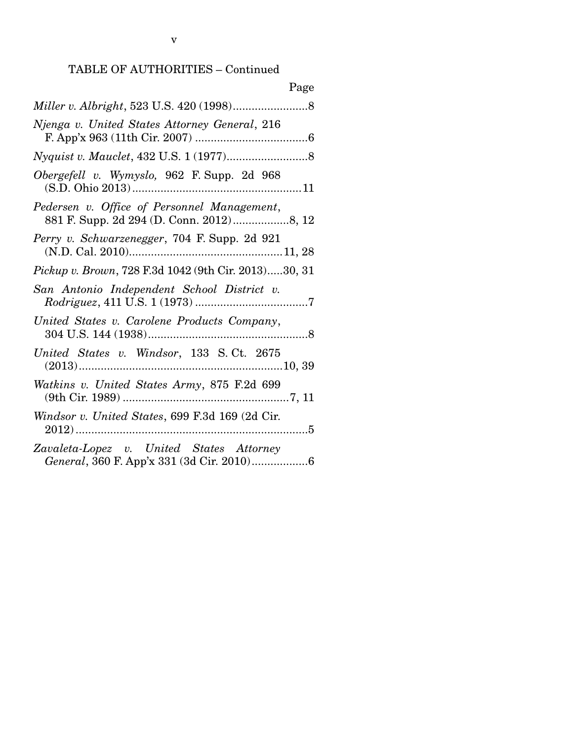TABLE OF AUTHORITIES – Continued

Page

*Miller v. Albright*, 523 U.S. 420 (1998)........................8

*Njenga v. United States Attorney General*, 216 F. App'x 963 (11th Cir. 2007) ....................................6

*Nyquist v. Mauclet*, 432 U.S. 1 (1977)..........................8

*Obergefell v. Wymyslo,* 962 F. Supp. 2d 968 (S.D. Ohio 2013)......................................................11

*Pedersen v. Office of Personnel Management*, 881 F. Supp. 2d 294 (D. Conn. 2012)..................8, 12

*Perry v. Schwarzenegger*, 704 F. Supp. 2d 921 (N.D. Cal. 2010).................................................11, 28

*Pickup v. Brown*, 728 F.3d 1042 (9th Cir. 2013).....30, 31

*San Antonio Independent School District v. Rodriguez*, 411 U.S. 1 (1973) ....................................7

*United States v. Carolene Products Company*, 304 U.S. 144 (1938)...................................................8

*United States v. Windsor*, 133 S. Ct. 2675 (2013)................................................................10, 39

*Watkins v. United States Army*, 875 F.2d 699 (9th Cir. 1989) .....................................................7, 11

*Windsor v. United States*, 699 F.3d 169 (2d Cir. 2012)..........................................................................5

*Zavaleta-Lopez v. United States Attorney General*, 360 F. App'x 331 (3d Cir. 2010)..................6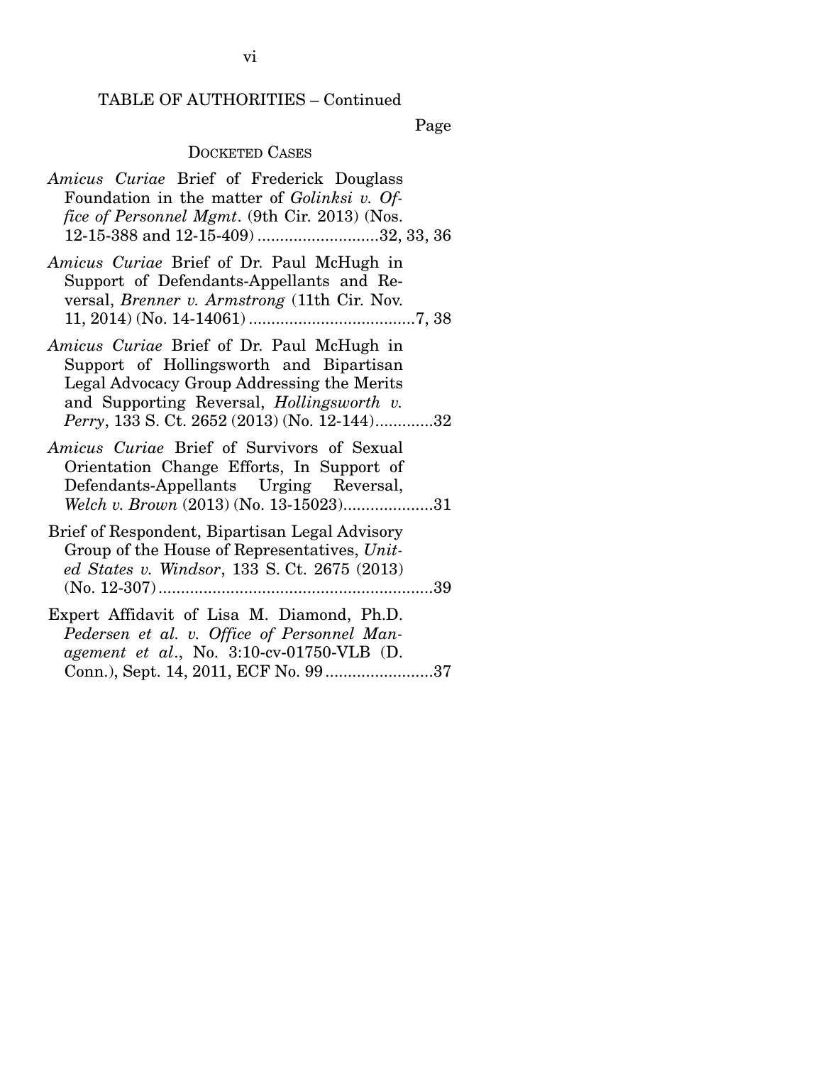TABLE OF AUTHORITIES – Continued

Page

DOCKETED CASES

*Amicus Curiae* Brief of Frederick Douglass Foundation in the matter of *Golinksi v. Office of Personnel Mgmt*. (9th Cir. 2013) (Nos. 12-15-388 and 12-15-409) ..........................32, 33, 36

*Amicus Curiae* Brief of Dr. Paul McHugh in Support of Defendants-Appellants and Reversal, *Brenner v. Armstrong* (11th Cir. Nov. 11, 2014) (No. 14-14061) ....................................7, 38

*Amicus Curiae* Brief of Dr. Paul McHugh in Support of Hollingsworth and Bipartisan Legal Advocacy Group Addressing the Merits and Supporting Reversal, *Hollingsworth v. Perry*, 133 S. Ct. 2652 (2013) (No. 12-144).............32

*Amicus Curiae* Brief of Survivors of Sexual Orientation Change Efforts, In Support of Defendants-Appellants Urging Reversal, *Welch v. Brown* (2013) (No. 13-15023)....................31

Brief of Respondent, Bipartisan Legal Advisory Group of the House of Representatives, *United States v. Windsor*, 133 S. Ct. 2675 (2013) (No. 12-307).............................................................39

Expert Affidavit of Lisa M. Diamond, Ph.D. *Pedersen et al. v. Office of Personnel Management et al*., No. 3:10-cv-01750-VLB (D. Conn.), Sept. 14, 2011, ECF No. 99........................37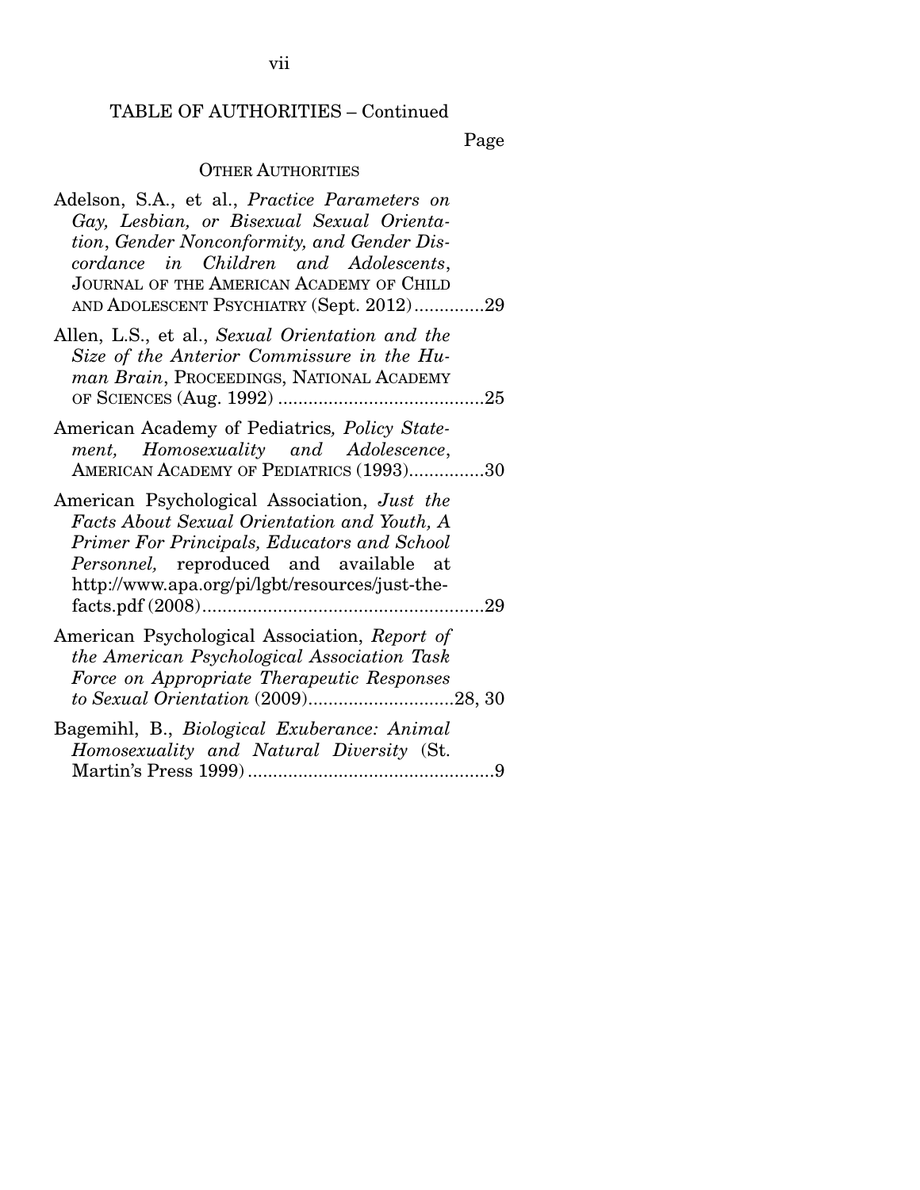TABLE OF AUTHORITIES – Continued

Page

OTHER AUTHORITIES

Adelson, S.A., et al., *Practice Parameters on Gay, Lesbian, or Bisexual Sexual Orientation, Gender Nonconformity, and Gender Discordance in Children and Adolescents*, JOURNAL OF THE AMERICAN ACADEMY OF CHILD AND ADOLESCENT PSYCHIATRY (Sept. 2012) .............29

Allen, L.S., et al., *Sexual Orientation and the Size of the Anterior Commissure in the Human Brain*, PROCEEDINGS, NATIONAL ACADEMY OF SCIENCES (Aug. 1992) .........................................25

American Academy of Pediatrics, *Policy Statement, Homosexuality and Adolescence*, AMERICAN ACADEMY OF PEDIATRICS (1993)...............30

American Psychological Association, *Just the Facts About Sexual Orientation and Youth, A Primer For Principals, Educators and School Personnel,* reproduced and available at http://www.apa.org/pi/lgbt/resources/just-the-facts.pdf (2008).........................................................29

American Psychological Association, *Report of the American Psychological Association Task Force on Appropriate Therapeutic Responses to Sexual Orientation* (2009).............................28, 30

Bagemihl, B., *Biological Exuberance: Animal Homosexuality and Natural Diversity* (St. Martin's Press 1999).................................................9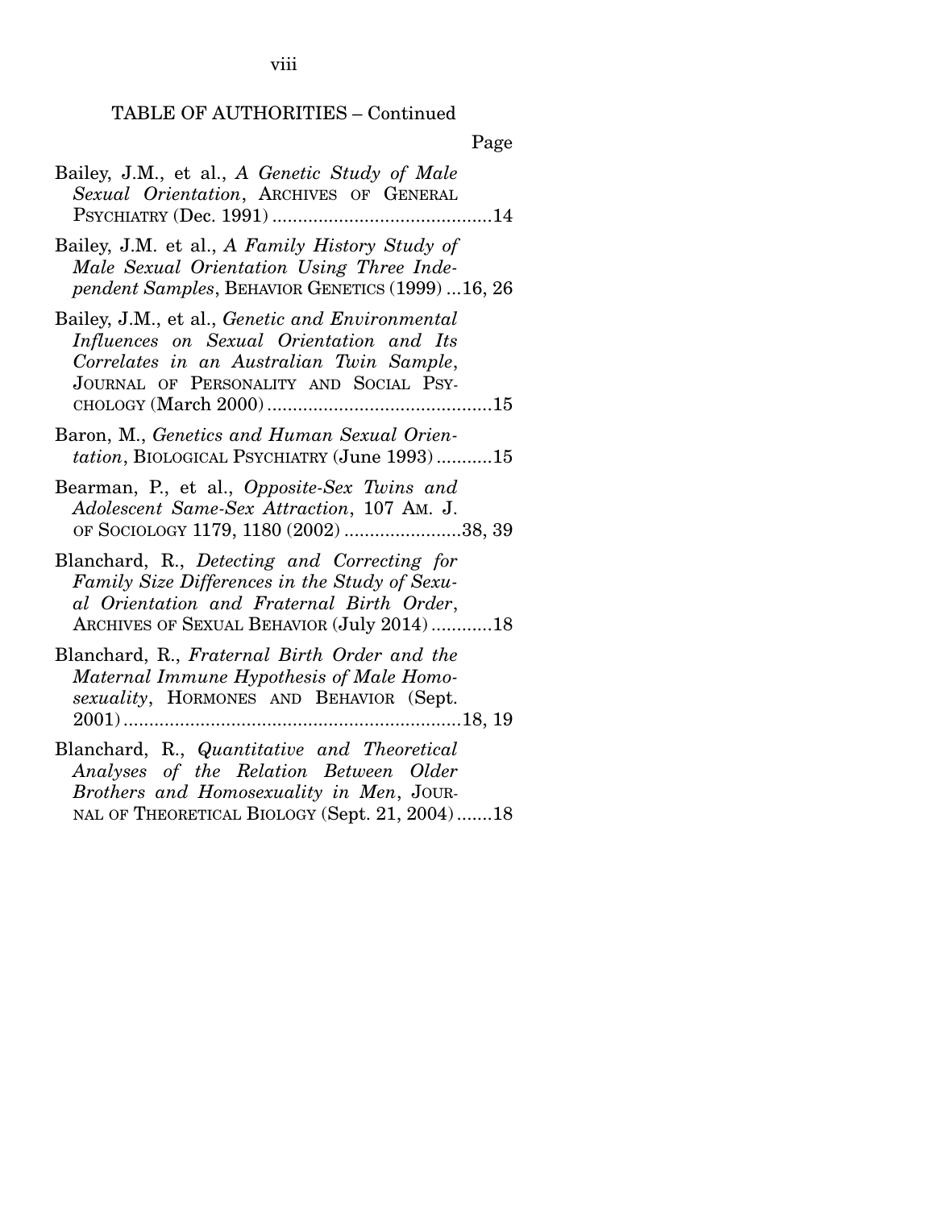TABLE OF AUTHORITIES – Continued

Page

Bailey, J.M., et al., *A Genetic Study of Male Sexual Orientation*, ARCHIVES OF GENERAL PSYCHIATRY (Dec. 1991) ....................................14

Bailey, J.M. et al., *A Family History Study of Male Sexual Orientation Using Three Independent Samples*, BEHAVIOR GENETICS (1999) ...16, 26

Bailey, J.M., et al., *Genetic and Environmental Influences on Sexual Orientation and Its Correlates in an Australian Twin Sample*, JOURNAL OF PERSONALITY AND SOCIAL PSYCHOLOGY (March 2000) ....................................15

Baron, M., *Genetics and Human Sexual Orientation*, BIOLOGICAL PSYCHIATRY (June 1993) ...........15

Bearman, P., et al., *Opposite-Sex Twins and Adolescent Same-Sex Attraction*, 107 AM. J. OF SOCIOLOGY 1179, 1180 (2002) .......................38, 39

Blanchard, R., *Detecting and Correcting for Family Size Differences in the Study of Sexual Orientation and Fraternal Birth Order*, ARCHIVES OF SEXUAL BEHAVIOR (July 2014) ............18

Blanchard, R., *Fraternal Birth Order and the Maternal Immune Hypothesis of Male Homosexuality*, HORMONES AND BEHAVIOR (Sept. 2001) ....................................18, 19

Blanchard, R., *Quantitative and Theoretical Analyses of the Relation Between Older Brothers and Homosexuality in Men*, JOURNAL OF THEORETICAL BIOLOGY (Sept. 21, 2004) .......18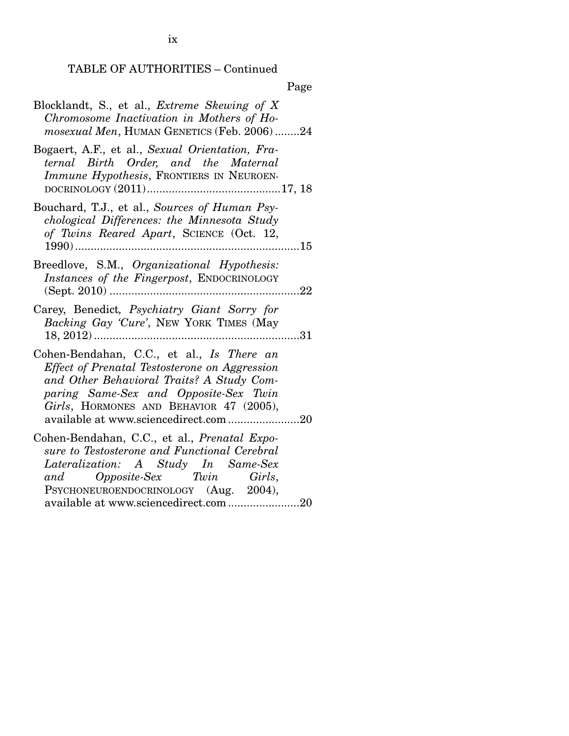TABLE OF AUTHORITIES – Continued

Page

Blocklandt, S., et al., *Extreme Skewing of X Chromosome Inactivation in Mothers of Homosexual Men*, HUMAN GENETICS (Feb. 2006) ........24

Bogaert, A.F., et al., *Sexual Orientation, Fraternal Birth Order, and the Maternal Immune Hypothesis*, FRONTIERS IN NEUROENDOCRINOLOGY (2011) ............................................17, 18

Bouchard, T.J., et al., *Sources of Human Psychological Differences: the Minnesota Study of Twins Reared Apart*, SCIENCE (Oct. 12, 1990) .........................................................................15

Breedlove, S.M., *Organizational Hypothesis: Instances of the Fingerpost*, ENDOCRINOLOGY (Sept. 2010) ..............................................................22

Carey, Benedict, *Psychiatry Giant Sorry for Backing Gay 'Cure'*, NEW YORK TIMES (May 18, 2012) ...................................................................31

Cohen-Bendahan, C.C., et al., *Is There an Effect of Prenatal Testosterone on Aggression and Other Behavioral Traits? A Study Comparing Same-Sex and Opposite-Sex Twin Girls*, HORMONES AND BEHAVIOR 47 (2005), available at www.sciencedirect.com .......................20

Cohen-Bendahan, C.C., et al., *Prenatal Exposure to Testosterone and Functional Cerebral Lateralization: A Study In Same-Sex and Opposite-Sex Twin Girls*, PSYCHONEUROENDOCRINOLOGY (Aug. 2004), available at www.sciencedirect.com .......................20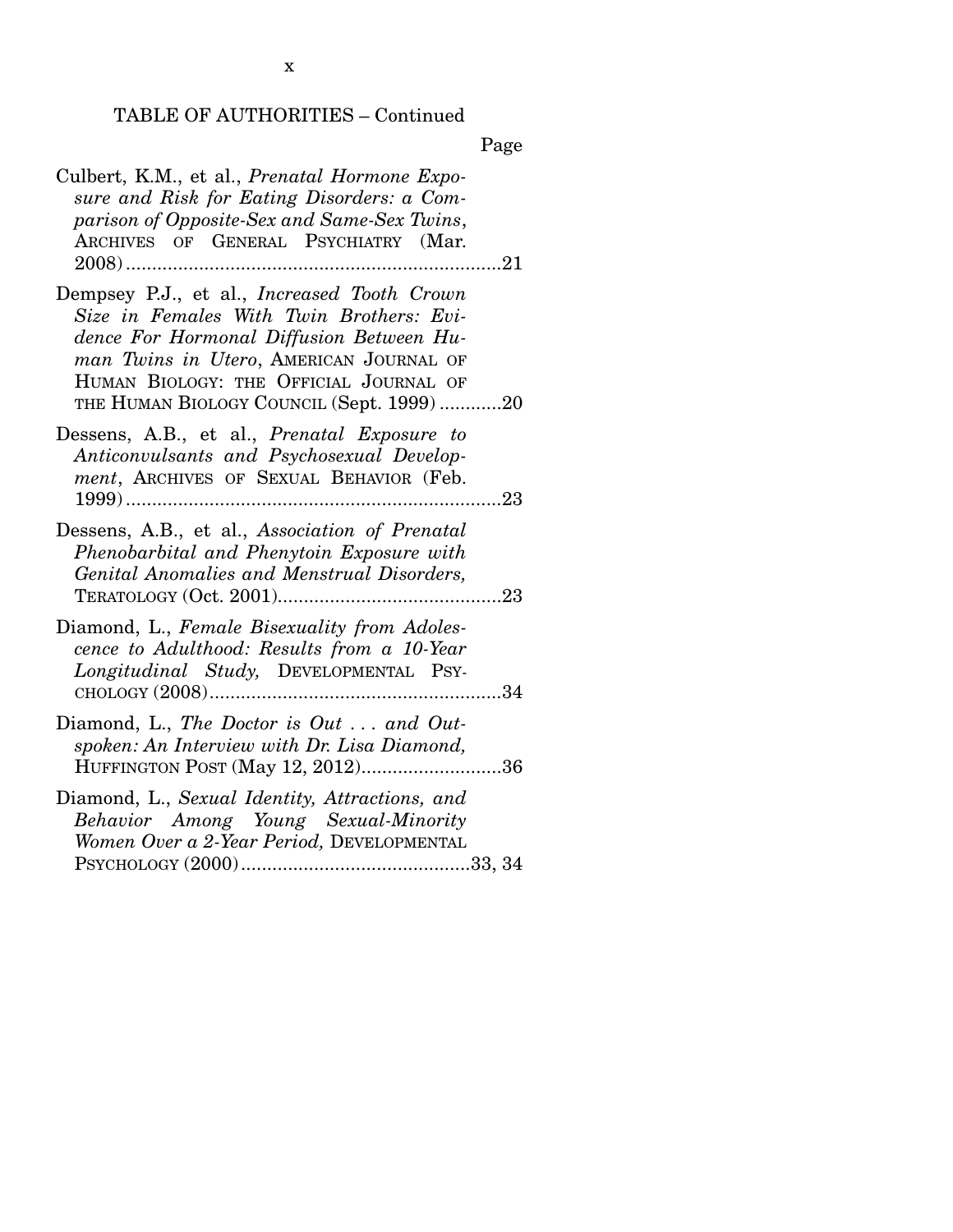TABLE OF AUTHORITIES – Continued

Page

Culbert, K.M., et al., *Prenatal Hormone Exposure and Risk for Eating Disorders: a Comparison of Opposite-Sex and Same-Sex Twins*, ARCHIVES OF GENERAL PSYCHIATRY (Mar. 2008) ....................................................................21

Dempsey P.J., et al., *Increased Tooth Crown Size in Females With Twin Brothers: Evidence For Hormonal Diffusion Between Human Twins in Utero*, AMERICAN JOURNAL OF HUMAN BIOLOGY: THE OFFICIAL JOURNAL OF THE HUMAN BIOLOGY COUNCIL (Sept. 1999) ............20

Dessens, A.B., et al., *Prenatal Exposure to Anticonvulsants and Psychosexual Development*, ARCHIVES OF SEXUAL BEHAVIOR (Feb. 1999) ....................................................................23

Dessens, A.B., et al., *Association of Prenatal Phenobarbital and Phenytoin Exposure with Genital Anomalies and Menstrual Disorders,* TERATOLOGY (Oct. 2001)...........................................23

Diamond, L., *Female Bisexuality from Adolescence to Adulthood: Results from a 10-Year Longitudinal Study,* DEVELOPMENTAL PSYCHOLOGY (2008)........................................................34

Diamond, L., *The Doctor is Out . . . and Outspoken: An Interview with Dr. Lisa Diamond,* HUFFINGTON POST (May 12, 2012)...........................36

Diamond, L., *Sexual Identity, Attractions, and Behavior Among Young Sexual-Minority Women Over a 2-Year Period,* DEVELOPMENTAL PSYCHOLOGY (2000)............................................33, 34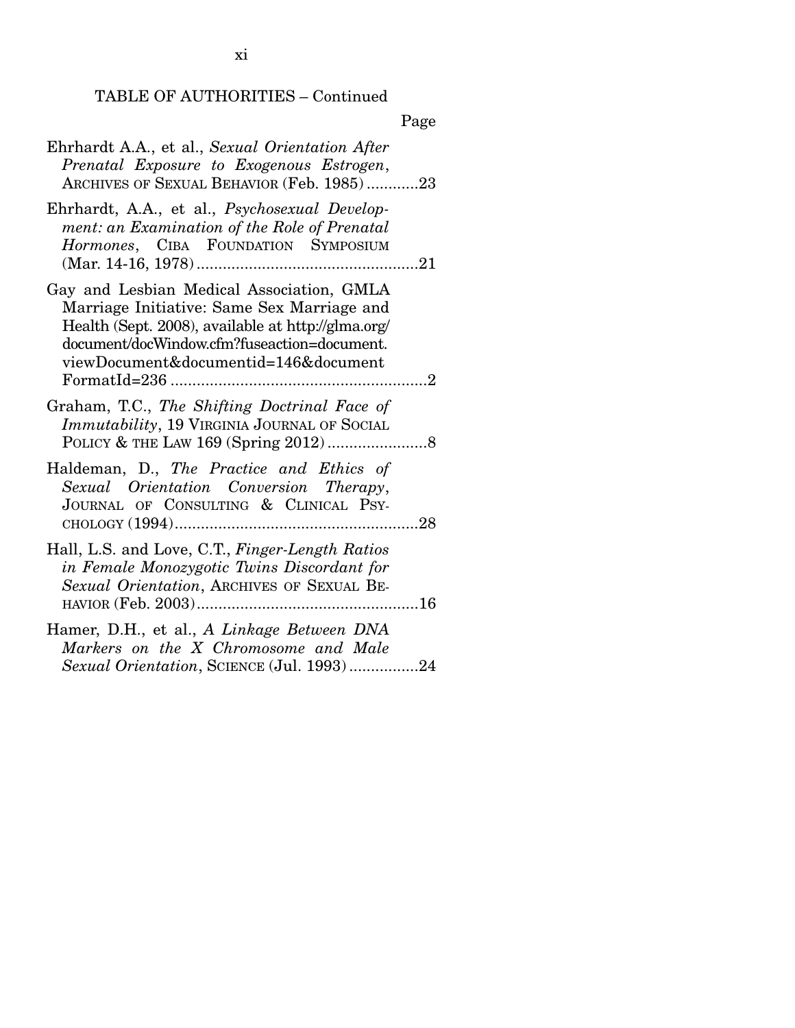TABLE OF AUTHORITIES – Continued

Page

Ehrhardt A.A., et al., *Sexual Orientation After Prenatal Exposure to Exogenous Estrogen*, ARCHIVES OF SEXUAL BEHAVIOR (Feb. 1985) ............23

Ehrhardt, A.A., et al., *Psychosexual Development: an Examination of the Role of Prenatal Hormones*, CIBA FOUNDATION SYMPOSIUM (Mar. 14-16, 1978) ....................................................21

Gay and Lesbian Medical Association, GMLA Marriage Initiative: Same Sex Marriage and Health (Sept. 2008), available at http://glma.org/document/docWindow.cfm?fuseaction=document.viewDocument&documentid=146&documentFormatId=236 ...........................................................2

Graham, T.C., *The Shifting Doctrinal Face of Immutability*, 19 VIRGINIA JOURNAL OF SOCIAL POLICY & THE LAW 169 (Spring 2012) .......................8

Haldeman, D., *The Practice and Ethics of Sexual Orientation Conversion Therapy*, JOURNAL OF CONSULTING & CLINICAL PSYCHOLOGY (1994).........................................................28

Hall, L.S. and Love, C.T., *Finger-Length Ratios in Female Monozygotic Twins Discordant for Sexual Orientation*, ARCHIVES OF SEXUAL BEHAVIOR (Feb. 2003)....................................................16

Hamer, D.H., et al., *A Linkage Between DNA Markers on the X Chromosome and Male Sexual Orientation*, SCIENCE (Jul. 1993) ................24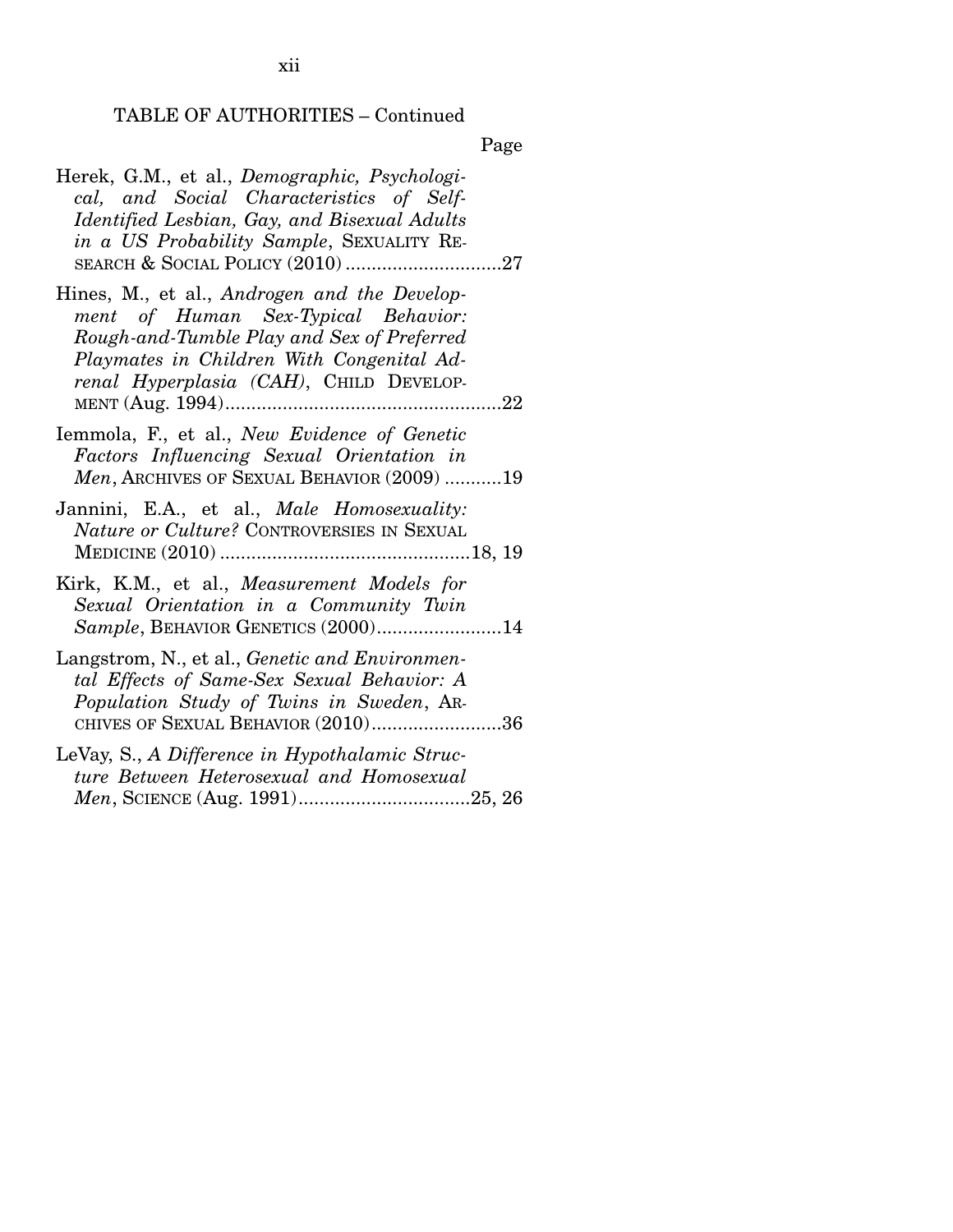TABLE OF AUTHORITIES – Continued

Page

Herek, G.M., et al., *Demographic, Psychological, and Social Characteristics of Self-Identified Lesbian, Gay, and Bisexual Adults in a US Probability Sample*, SEXUALITY RESEARCH & SOCIAL POLICY (2010) ..............................27

Hines, M., et al., *Androgen and the Development of Human Sex-Typical Behavior: Rough-and-Tumble Play and Sex of Preferred Playmates in Children With Congenital Adrenal Hyperplasia (CAH)*, CHILD DEVELOPMENT (Aug. 1994).....................................................22

Iemmola, F., et al., *New Evidence of Genetic Factors Influencing Sexual Orientation in Men*, ARCHIVES OF SEXUAL BEHAVIOR (2009) ...........19

Jannini, E.A., et al., *Male Homosexuality: Nature or Culture?* CONTROVERSIES IN SEXUAL MEDICINE (2010) ................................................18, 19

Kirk, K.M., et al., *Measurement Models for Sexual Orientation in a Community Twin Sample*, BEHAVIOR GENETICS (2000)........................14

Langstrom, N., et al., *Genetic and Environmental Effects of Same-Sex Sexual Behavior: A Population Study of Twins in Sweden*, ARCHIVES OF SEXUAL BEHAVIOR (2010).........................36

LeVay, S., *A Difference in Hypothalamic Structure Between Heterosexual and Homosexual Men*, SCIENCE (Aug. 1991).................................25, 26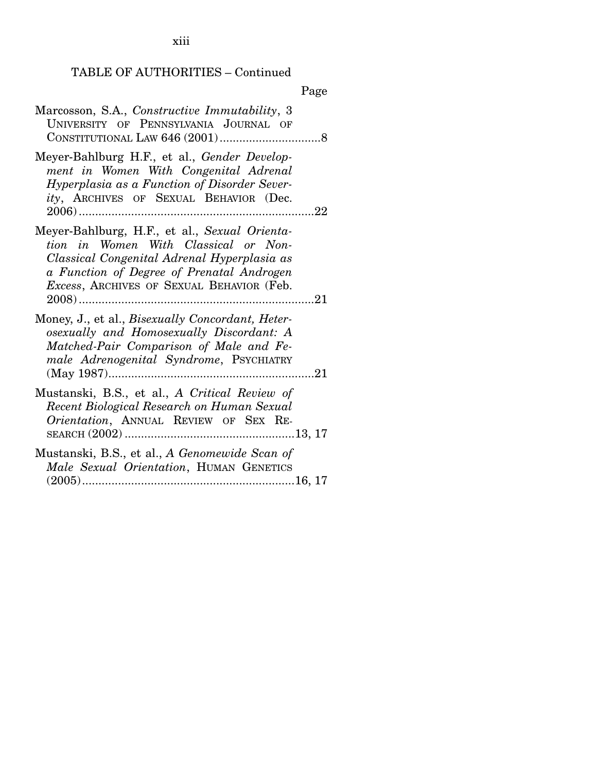TABLE OF AUTHORITIES – Continued

Page

Marcosson, S.A., *Constructive Immutability*, 3 UNIVERSITY OF PENNSYLVANIA JOURNAL OF CONSTITUTIONAL LAW 646 (2001)..............................8

Meyer-Bahlburg H.F., et al., *Gender Development in Women With Congenital Adrenal Hyperplasia as a Function of Disorder Severity*, ARCHIVES OF SEXUAL BEHAVIOR (Dec. 2006).......................................................................22

Meyer-Bahlburg, H.F., et al., *Sexual Orientation in Women With Classical or Non-Classical Congenital Adrenal Hyperplasia as a Function of Degree of Prenatal Androgen Excess*, ARCHIVES OF SEXUAL BEHAVIOR (Feb. 2008).......................................................................21

Money, J., et al., *Bisexually Concordant, Heterosexually and Homosexually Discordant: A Matched-Pair Comparison of Male and Female Adrenogenital Syndrome*, PSYCHIATRY (May 1987)..............................................................21

Mustanski, B.S., et al., *A Critical Review of Recent Biological Research on Human Sexual Orientation*, ANNUAL REVIEW OF SEX RESEARCH (2002)...................................................13, 17

Mustanski, B.S., et al., *A Genomewide Scan of Male Sexual Orientation*, HUMAN GENETICS (2005)...............................................................16, 17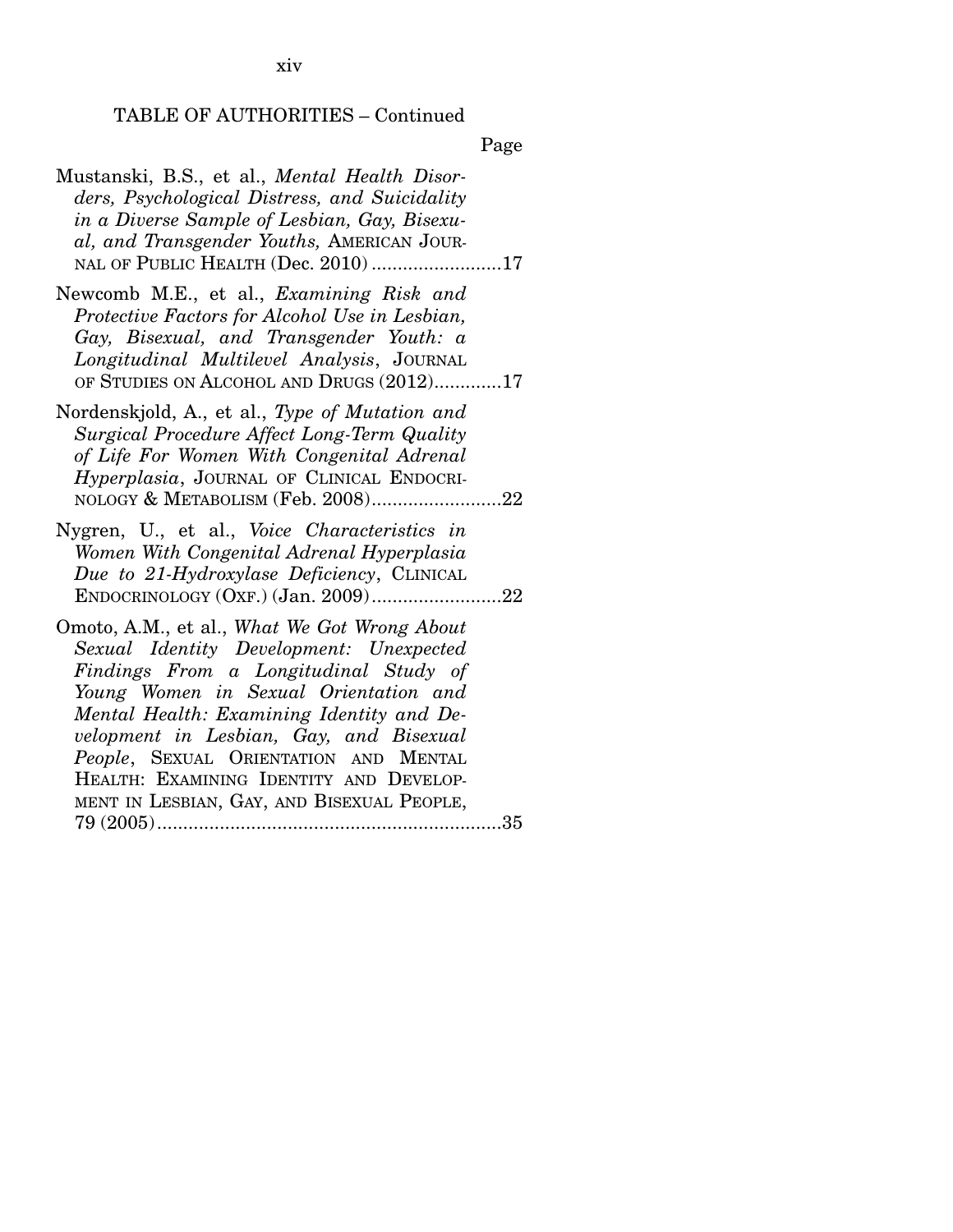TABLE OF AUTHORITIES – Continued

Page

Mustanski, B.S., et al., *Mental Health Disorders, Psychological Distress, and Suicidality in a Diverse Sample of Lesbian, Gay, Bisexual, and Transgender Youths,* AMERICAN JOURNAL OF PUBLIC HEALTH (Dec. 2010) .........................17

Newcomb M.E., et al., *Examining Risk and Protective Factors for Alcohol Use in Lesbian, Gay, Bisexual, and Transgender Youth: a Longitudinal Multilevel Analysis*, JOURNAL OF STUDIES ON ALCOHOL AND DRUGS (2012).............17

Nordenskjold, A., et al., *Type of Mutation and Surgical Procedure Affect Long-Term Quality of Life For Women With Congenital Adrenal Hyperplasia*, JOURNAL OF CLINICAL ENDOCRINOLOGY & METABOLISM (Feb. 2008).........................22

Nygren, U., et al., *Voice Characteristics in Women With Congenital Adrenal Hyperplasia Due to 21-Hydroxylase Deficiency*, CLINICAL ENDOCRINOLOGY (OXF.) (Jan. 2009).........................22

Omoto, A.M., et al., *What We Got Wrong About Sexual Identity Development: Unexpected Findings From a Longitudinal Study of Young Women in Sexual Orientation and Mental Health: Examining Identity and Development in Lesbian, Gay, and Bisexual People*, SEXUAL ORIENTATION AND MENTAL HEALTH: EXAMINING IDENTITY AND DEVELOPMENT IN LESBIAN, GAY, AND BISEXUAL PEOPLE, 79 (2005)..................................................................35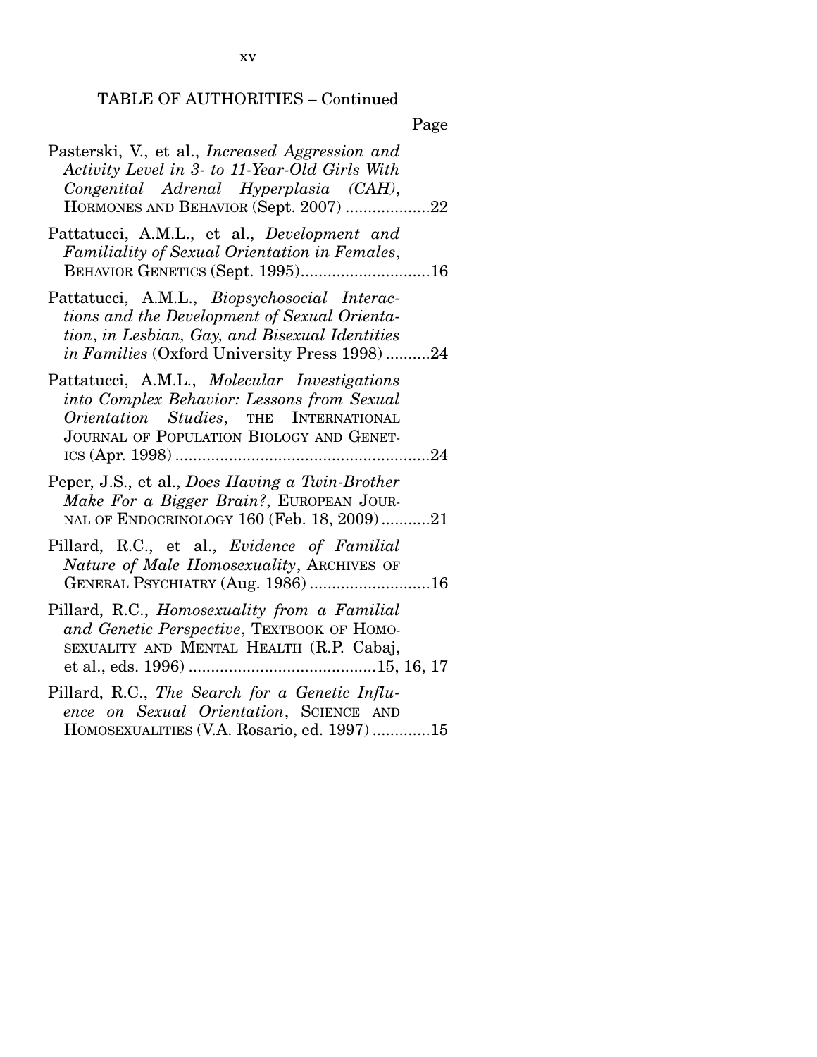TABLE OF AUTHORITIES – Continued

Page

Pasterski, V., et al., *Increased Aggression and Activity Level in 3- to 11-Year-Old Girls With Congenital Adrenal Hyperplasia (CAH)*, HORMONES AND BEHAVIOR (Sept. 2007) ....................22

Pattatucci, A.M.L., et al., *Development and Familiality of Sexual Orientation in Females*, BEHAVIOR GENETICS (Sept. 1995).............................16

Pattatucci, A.M.L., *Biopsychosocial Interactions and the Development of Sexual Orientation*, *in Lesbian, Gay, and Bisexual Identities in Families* (Oxford University Press 1998) ..........24

Pattatucci, A.M.L., *Molecular Investigations into Complex Behavior: Lessons from Sexual Orientation Studies*, THE INTERNATIONAL JOURNAL OF POPULATION BIOLOGY AND GENETICS (Apr. 1998) ..........................................................24

Peper, J.S., et al., *Does Having a Twin-Brother Make For a Bigger Brain?*, EUROPEAN JOURNAL OF ENDOCRINOLOGY 160 (Feb. 18, 2009)...........21

Pillard, R.C., et al., *Evidence of Familial Nature of Male Homosexuality*, ARCHIVES OF GENERAL PSYCHIATRY (Aug. 1986) ...........................16

Pillard, R.C., *Homosexuality from a Familial and Genetic Perspective*, TEXTBOOK OF HOMOSEXUALITY AND MENTAL HEALTH (R.P. Cabaj, et al., eds. 1996) ..........................................15, 16, 17

Pillard, R.C., *The Search for a Genetic Influence on Sexual Orientation*, SCIENCE AND HOMOSEXUALITIES (V.A. Rosario, ed. 1997) .............15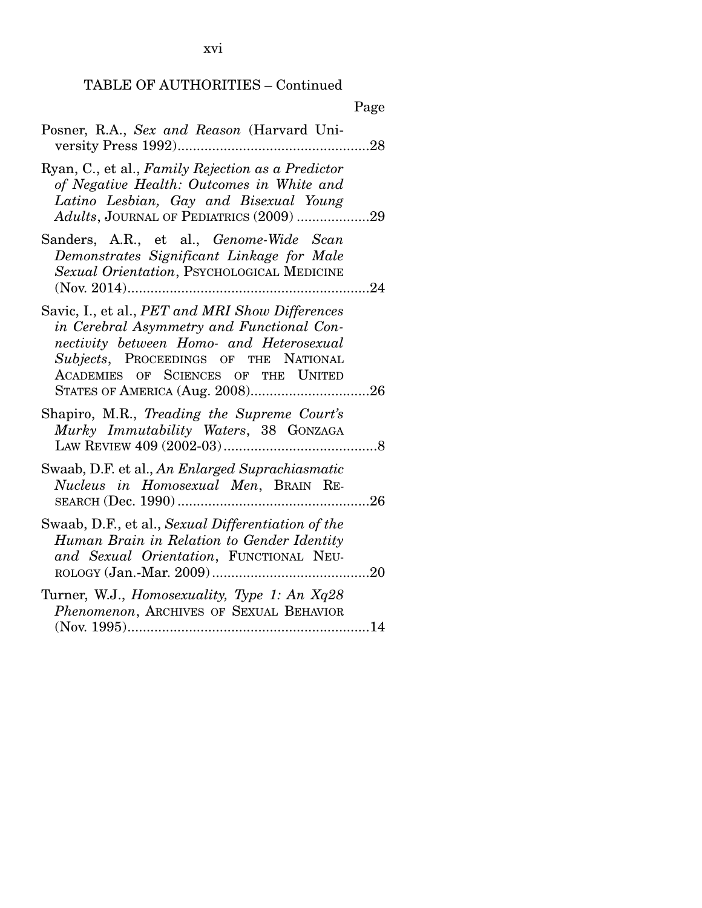TABLE OF AUTHORITIES – Continued

Page

Posner, R.A., *Sex and Reason* (Harvard University Press 1992)....................................................28

Ryan, C., et al., *Family Rejection as a Predictor of Negative Health: Outcomes in White and Latino Lesbian, Gay and Bisexual Young Adults*, JOURNAL OF PEDIATRICS (2009) ...................29

Sanders, A.R., et al., *Genome-Wide Scan Demonstrates Significant Linkage for Male Sexual Orientation*, PSYCHOLOGICAL MEDICINE (Nov. 2014)...............................................................24

Savic, I., et al., *PET and MRI Show Differences in Cerebral Asymmetry and Functional Connectivity between Homo- and Heterosexual Subjects*, PROCEEDINGS OF THE NATIONAL ACADEMIES OF SCIENCES OF THE UNITED STATES OF AMERICA (Aug. 2008)...............................26

Shapiro, M.R., *Treading the Supreme Court's Murky Immutability Waters*, 38 GONZAGA LAW REVIEW 409 (2002-03)........................................8

Swaab, D.F. et al., *An Enlarged Suprachiasmatic Nucleus in Homosexual Men*, BRAIN RESEARCH (Dec. 1990)..................................................26

Swaab, D.F., et al., *Sexual Differentiation of the Human Brain in Relation to Gender Identity and Sexual Orientation*, FUNCTIONAL NEUROLOGY (Jan.-Mar. 2009).........................................20

Turner, W.J., *Homosexuality, Type 1: An Xq28 Phenomenon*, ARCHIVES OF SEXUAL BEHAVIOR (Nov. 1995)...............................................................14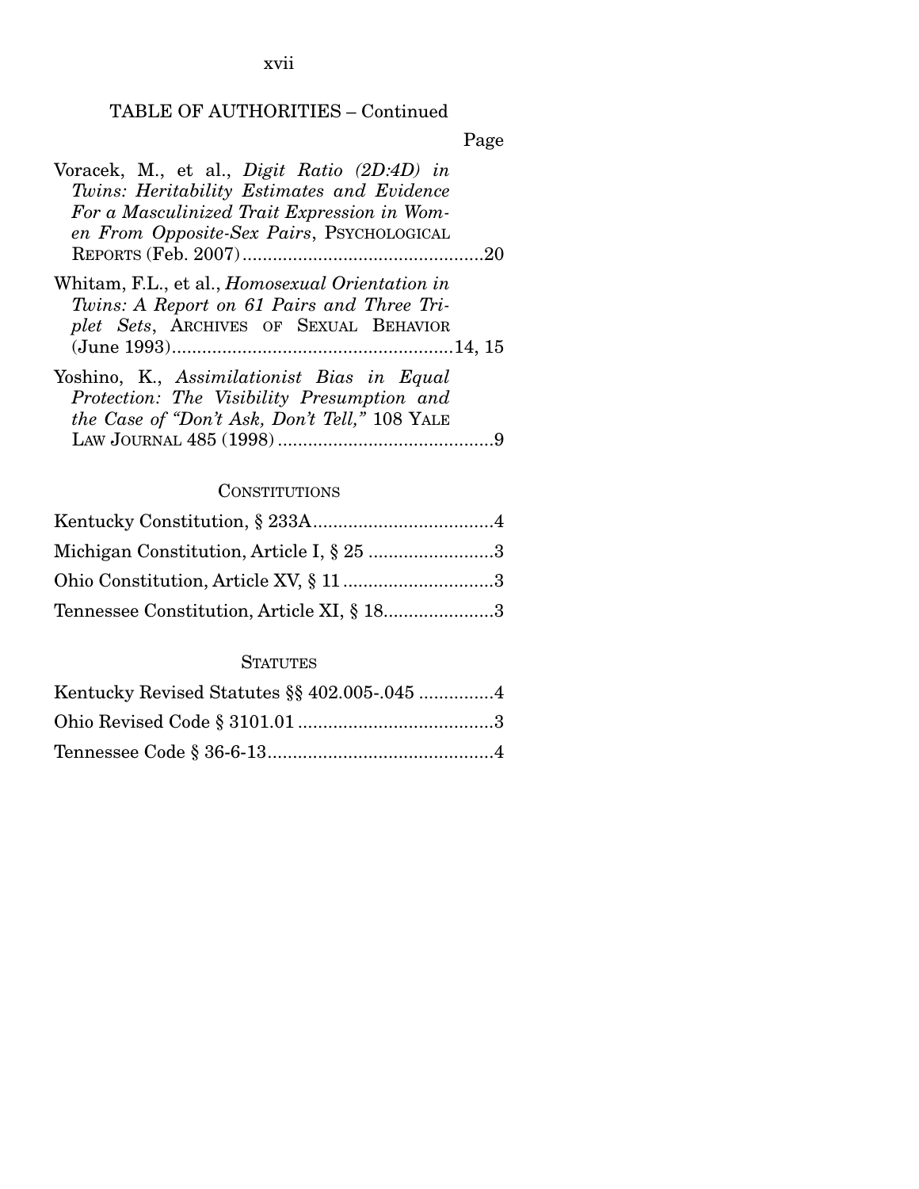## TABLE OF AUTHORITIES – Continued

Page

Voracek, M., et al., *Digit Ratio (2D:4D) in Twins: Heritability Estimates and Evidence For a Masculinized Trait Expression in Women From Opposite-Sex Pairs*, PSYCHOLOGICAL REPORTS (Feb. 2007) .....20

Whitam, F.L., et al., *Homosexual Orientation in Twins: A Report on 61 Pairs and Three Triplet Sets*, ARCHIVES OF SEXUAL BEHAVIOR (June 1993) .....14, 15

Yoshino, K., *Assimilationist Bias in Equal Protection: The Visibility Presumption and the Case of "Don't Ask, Don't Tell,"* 108 YALE LAW JOURNAL 485 (1998) .....9

### CONSTITUTIONS

Kentucky Constitution, § 233A .....4

Michigan Constitution, Article I, § 25 .....3

Ohio Constitution, Article XV, § 11 .....3

Tennessee Constitution, Article XI, § 18 .....3

### STATUTES

Kentucky Revised Statutes §§ 402.005-.045 .....4

Ohio Revised Code § 3101.01 .....3

Tennessee Code § 36-6-13 .....4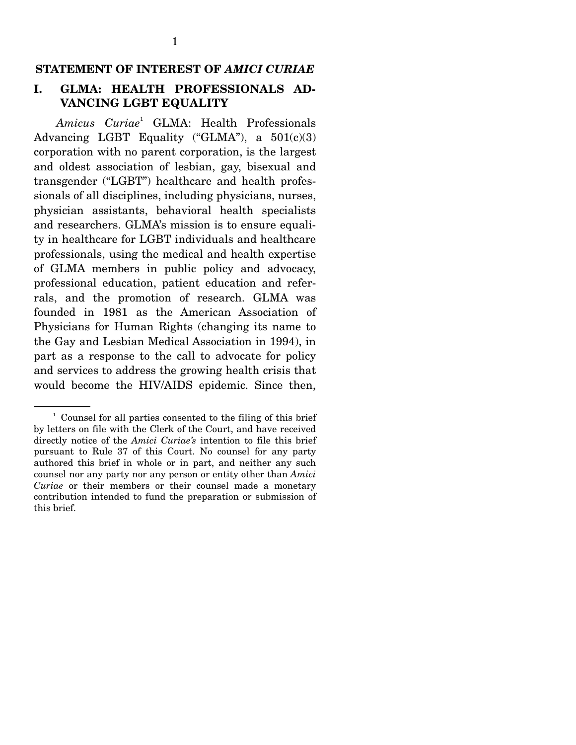## STATEMENT OF INTEREST OF *AMICI CURIAE*

### I. GLMA: HEALTH PROFESSIONALS ADVANCING LGBT EQUALITY

*Amicus Curiae*[1] GLMA: Health Professionals Advancing LGBT Equality ("GLMA"), a 501(c)(3) corporation with no parent corporation, is the largest and oldest association of lesbian, gay, bisexual and transgender ("LGBT") healthcare and health professionals of all disciplines, including physicians, nurses, physician assistants, behavioral health specialists and researchers. GLMA's mission is to ensure equality in healthcare for LGBT individuals and healthcare professionals, using the medical and health expertise of GLMA members in public policy and advocacy, professional education, patient education and referrals, and the promotion of research. GLMA was founded in 1981 as the American Association of Physicians for Human Rights (changing its name to the Gay and Lesbian Medical Association in 1994), in part as a response to the call to advocate for policy and services to address the growing health crisis that would become the HIV/AIDS epidemic. Since then,

---

[1] Counsel for all parties consented to the filing of this brief by letters on file with the Clerk of the Court, and have received directly notice of the *Amici Curiae's* intention to file this brief pursuant to Rule 37 of this Court. No counsel for any party authored this brief in whole or in part, and neither any such counsel nor any party nor any person or entity other than *Amici Curiae* or their members or their counsel made a monetary contribution intended to fund the preparation or submission of this brief.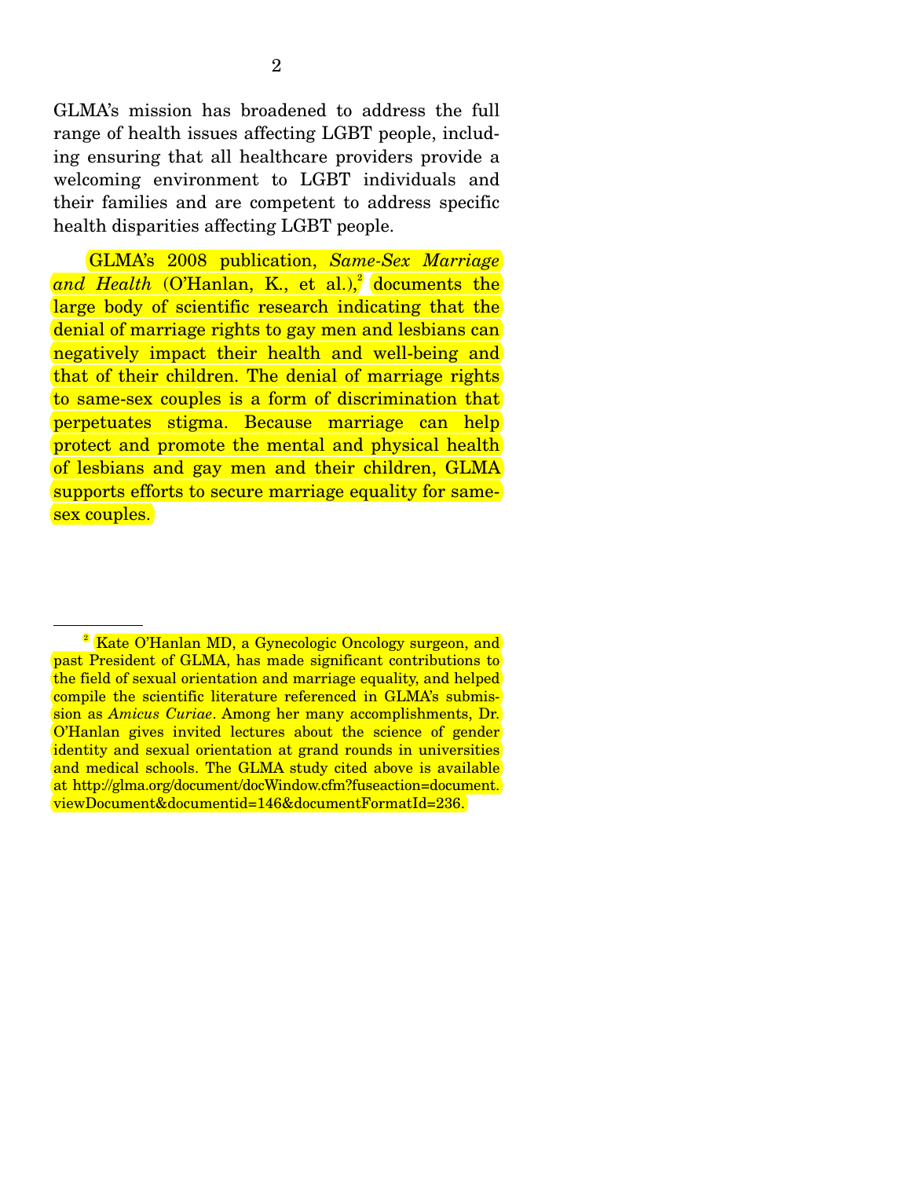GLMA's mission has broadened to address the full range of health issues affecting LGBT people, including ensuring that all healthcare providers provide a welcoming environment to LGBT individuals and their families and are competent to address specific health disparities affecting LGBT people.

GLMA's 2008 publication, *Same-Sex Marriage and Health* (O'Hanlan, K., et al.),[2] documents the large body of scientific research indicating that the denial of marriage rights to gay men and lesbians can negatively impact their health and well-being and that of their children. The denial of marriage rights to same-sex couples is a form of discrimination that perpetuates stigma. Because marriage can help protect and promote the mental and physical health of lesbians and gay men and their children, GLMA supports efforts to secure marriage equality for same-sex couples.

---

[2] Kate O'Hanlan MD, a Gynecologic Oncology surgeon, and past President of GLMA, has made significant contributions to the field of sexual orientation and marriage equality, and helped compile the scientific literature referenced in GLMA's submission as *Amicus Curiae*. Among her many accomplishments, Dr. O'Hanlan gives invited lectures about the science of gender identity and sexual orientation at grand rounds in universities and medical schools. The GLMA study cited above is available at http://glma.org/document/docWindow.cfm?fuseaction=document.viewDocument&documentid=146&documentFormatId=236.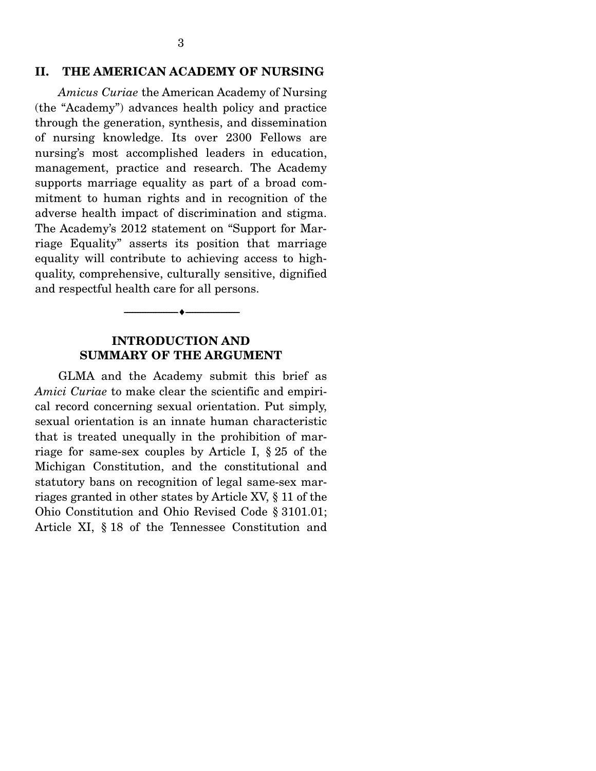## II. THE AMERICAN ACADEMY OF NURSING

*Amicus Curiae* the American Academy of Nursing (the "Academy") advances health policy and practice through the generation, synthesis, and dissemination of nursing knowledge. Its over 2300 Fellows are nursing's most accomplished leaders in education, management, practice and research. The Academy supports marriage equality as part of a broad commitment to human rights and in recognition of the adverse health impact of discrimination and stigma. The Academy's 2012 statement on "Support for Marriage Equality" asserts its position that marriage equality will contribute to achieving access to high-quality, comprehensive, culturally sensitive, dignified and respectful health care for all persons.

---

## INTRODUCTION AND SUMMARY OF THE ARGUMENT

GLMA and the Academy submit this brief as *Amici Curiae* to make clear the scientific and empirical record concerning sexual orientation. Put simply, sexual orientation is an innate human characteristic that is treated unequally in the prohibition of marriage for same-sex couples by Article I, § 25 of the Michigan Constitution, and the constitutional and statutory bans on recognition of legal same-sex marriages granted in other states by Article XV, § 11 of the Ohio Constitution and Ohio Revised Code § 3101.01; Article XI, § 18 of the Tennessee Constitution and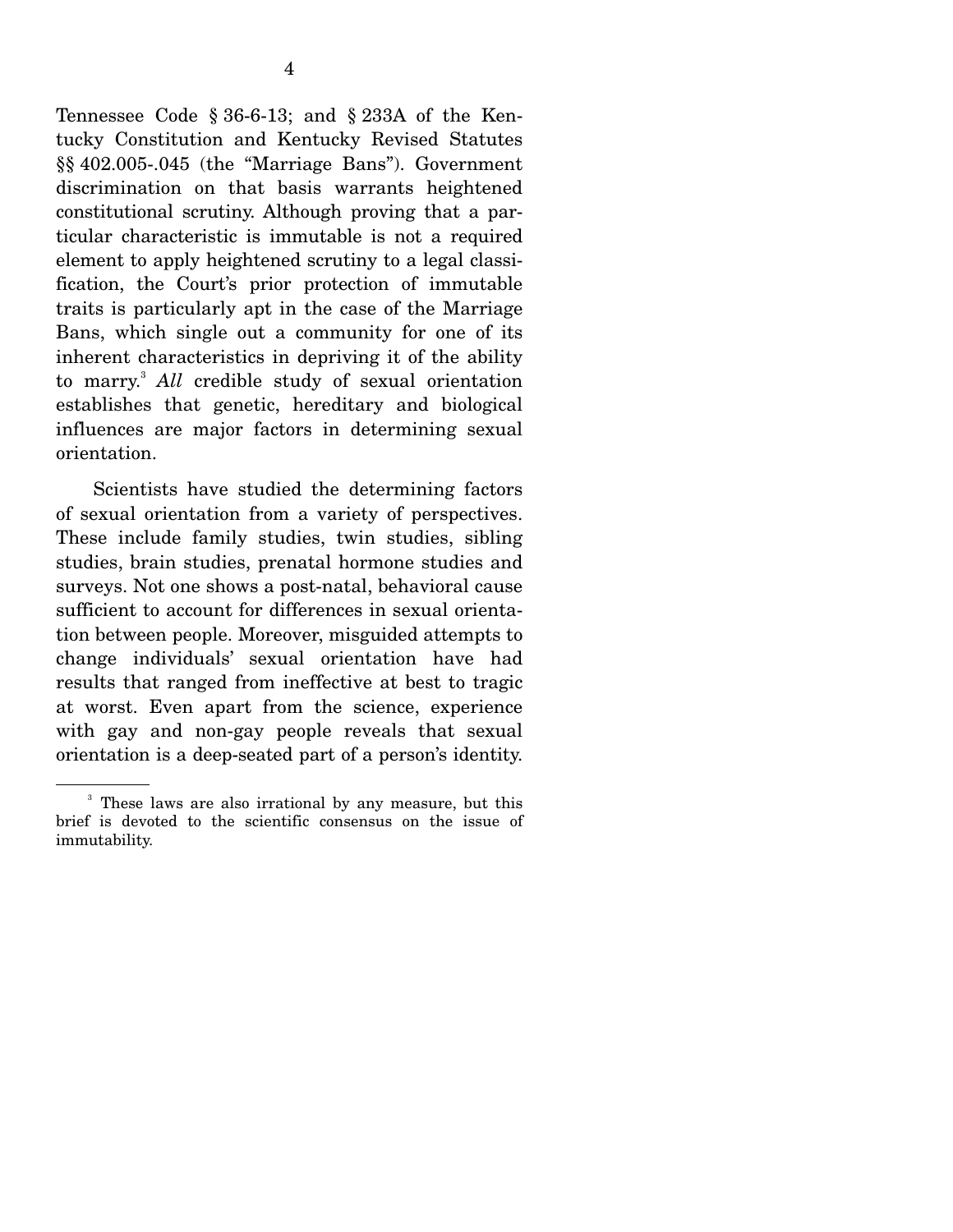Tennessee Code § 36-6-13; and § 233A of the Kentucky Constitution and Kentucky Revised Statutes §§ 402.005-.045 (the "Marriage Bans"). Government discrimination on that basis warrants heightened constitutional scrutiny. Although proving that a particular characteristic is immutable is not a required element to apply heightened scrutiny to a legal classification, the Court's prior protection of immutable traits is particularly apt in the case of the Marriage Bans, which single out a community for one of its inherent characteristics in depriving it of the ability to marry.[3] *All* credible study of sexual orientation establishes that genetic, hereditary and biological influences are major factors in determining sexual orientation.

Scientists have studied the determining factors of sexual orientation from a variety of perspectives. These include family studies, twin studies, sibling studies, brain studies, prenatal hormone studies and surveys. Not one shows a post-natal, behavioral cause sufficient to account for differences in sexual orientation between people. Moreover, misguided attempts to change individuals' sexual orientation have had results that ranged from ineffective at best to tragic at worst. Even apart from the science, experience with gay and non-gay people reveals that sexual orientation is a deep-seated part of a person's identity.

---

[3] These laws are also irrational by any measure, but this brief is devoted to the scientific consensus on the issue of immutability.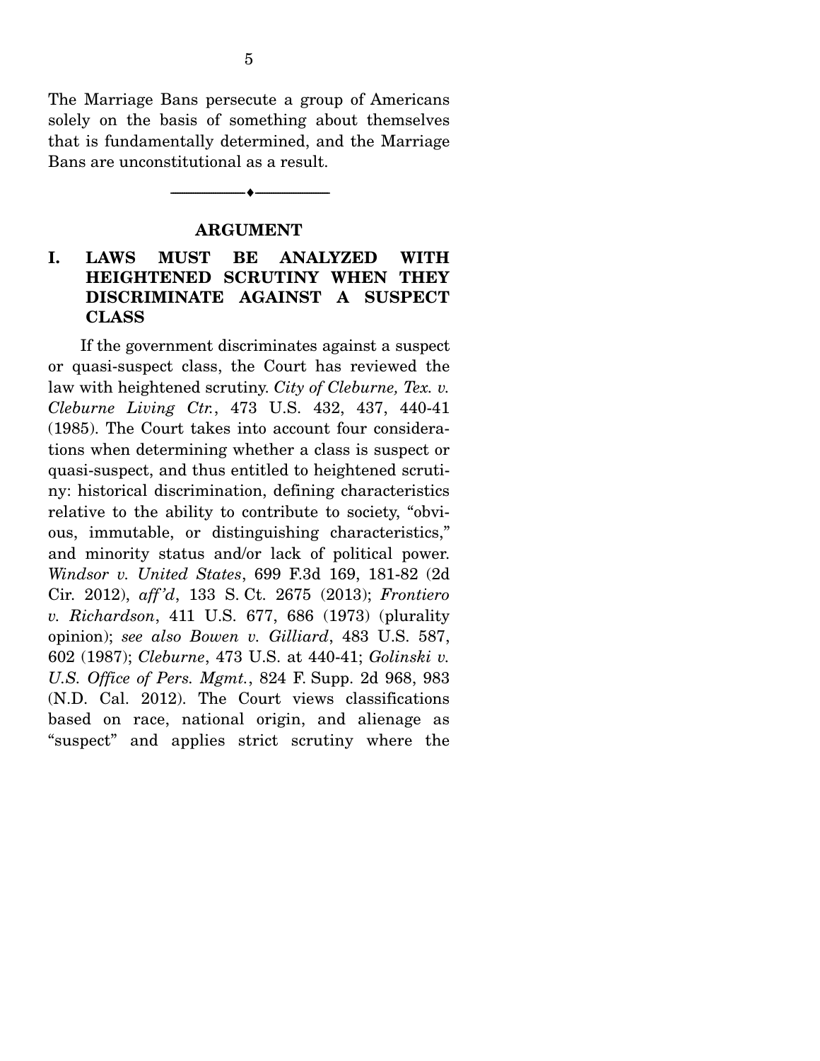The Marriage Bans persecute a group of Americans solely on the basis of something about themselves that is fundamentally determined, and the Marriage Bans are unconstitutional as a result.

---

## ARGUMENT

### I. LAWS MUST BE ANALYZED WITH HEIGHTENED SCRUTINY WHEN THEY DISCRIMINATE AGAINST A SUSPECT CLASS

If the government discriminates against a suspect or quasi-suspect class, the Court has reviewed the law with heightened scrutiny. *City of Cleburne, Tex. v. Cleburne Living Ctr.*, 473 U.S. 432, 437, 440-41 (1985). The Court takes into account four considerations when determining whether a class is suspect or quasi-suspect, and thus entitled to heightened scrutiny: historical discrimination, defining characteristics relative to the ability to contribute to society, "obvious, immutable, or distinguishing characteristics," and minority status and/or lack of political power. *Windsor v. United States*, 699 F.3d 169, 181-82 (2d Cir. 2012), *aff'd*, 133 S. Ct. 2675 (2013); *Frontiero v. Richardson*, 411 U.S. 677, 686 (1973) (plurality opinion); *see also Bowen v. Gilliard*, 483 U.S. 587, 602 (1987); *Cleburne*, 473 U.S. at 440-41; *Golinski v. U.S. Office of Pers. Mgmt.*, 824 F. Supp. 2d 968, 983 (N.D. Cal. 2012). The Court views classifications based on race, national origin, and alienage as "suspect" and applies strict scrutiny where the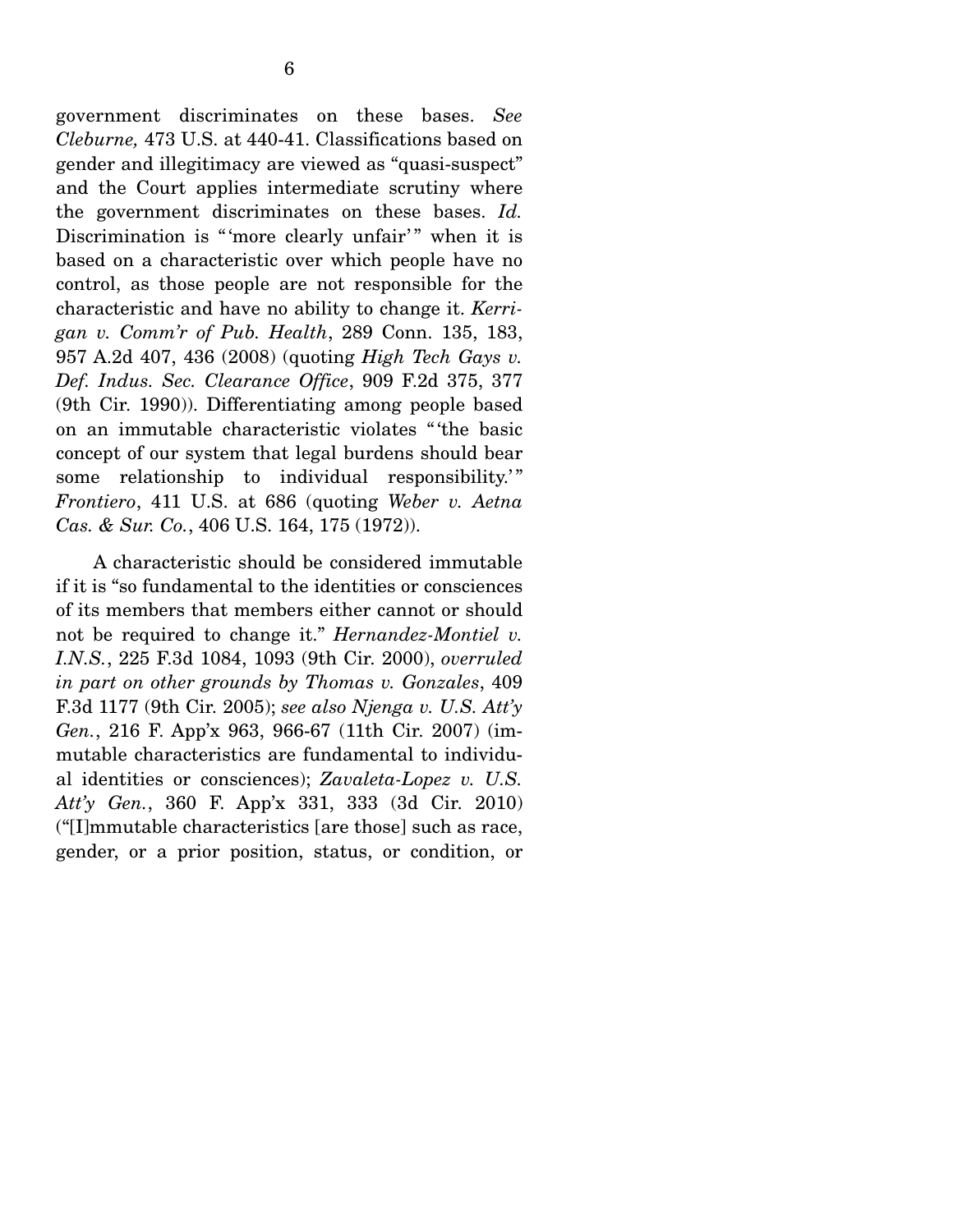government discriminates on these bases. *See Cleburne,* 473 U.S. at 440-41. Classifications based on gender and illegitimacy are viewed as "quasi-suspect" and the Court applies intermediate scrutiny where the government discriminates on these bases. *Id.* Discrimination is "'more clearly unfair'" when it is based on a characteristic over which people have no control, as those people are not responsible for the characteristic and have no ability to change it. *Kerrigan v. Comm'r of Pub. Health*, 289 Conn. 135, 183, 957 A.2d 407, 436 (2008) (quoting *High Tech Gays v. Def. Indus. Sec. Clearance Office*, 909 F.2d 375, 377 (9th Cir. 1990)). Differentiating among people based on an immutable characteristic violates "'the basic concept of our system that legal burdens should bear some relationship to individual responsibility.'" *Frontiero*, 411 U.S. at 686 (quoting *Weber v. Aetna Cas. & Sur. Co.*, 406 U.S. 164, 175 (1972)).

A characteristic should be considered immutable if it is "so fundamental to the identities or consciences of its members that members either cannot or should not be required to change it." *Hernandez-Montiel v. I.N.S.*, 225 F.3d 1084, 1093 (9th Cir. 2000), *overruled in part on other grounds by Thomas v. Gonzales*, 409 F.3d 1177 (9th Cir. 2005); *see also Njenga v. U.S. Att'y Gen.*, 216 F. App'x 963, 966-67 (11th Cir. 2007) (immutable characteristics are fundamental to individual identities or consciences); *Zavaleta-Lopez v. U.S. Att'y Gen.*, 360 F. App'x 331, 333 (3d Cir. 2010) ("[I]mmutable characteristics [are those] such as race, gender, or a prior position, status, or condition, or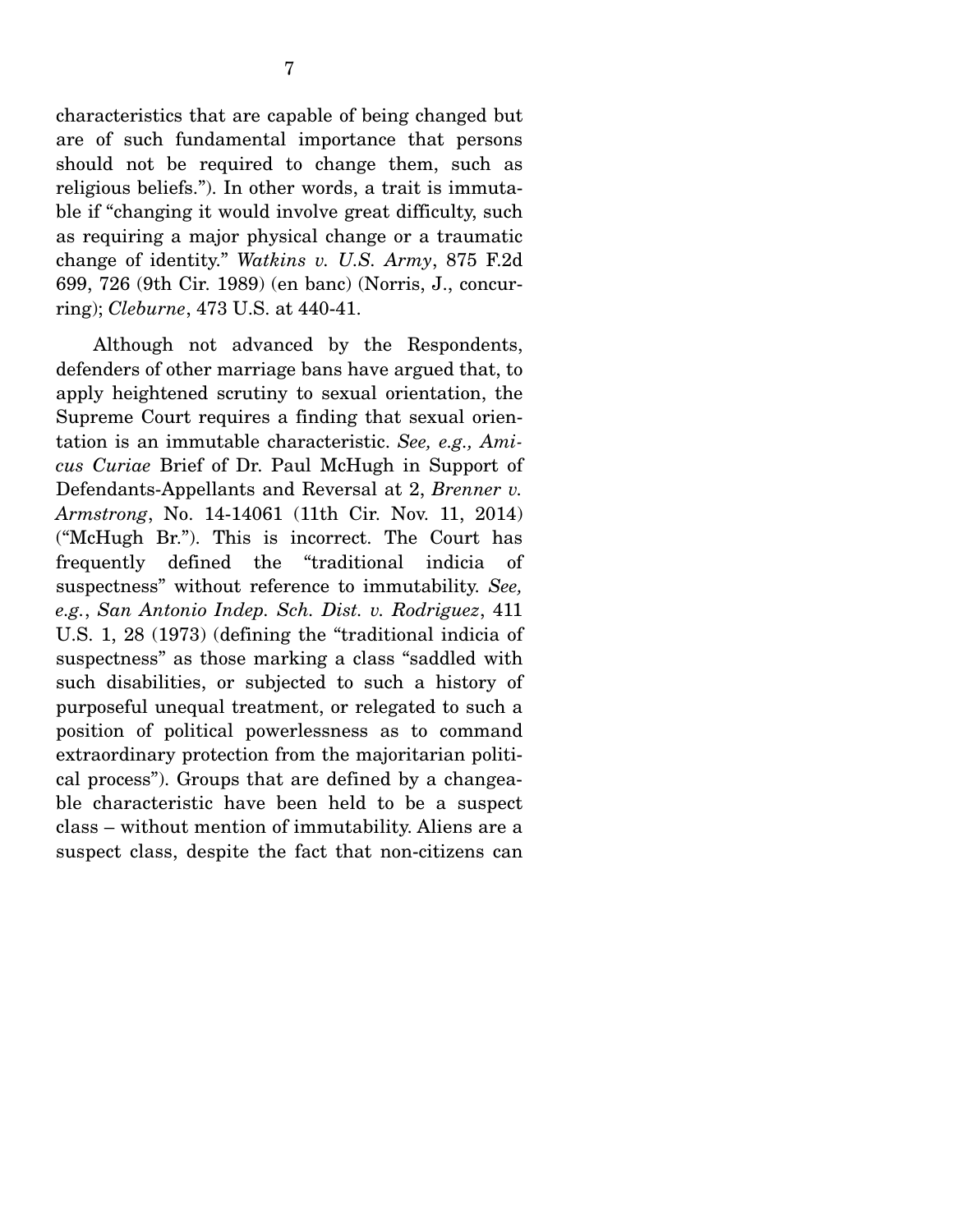characteristics that are capable of being changed but are of such fundamental importance that persons should not be required to change them, such as religious beliefs."). In other words, a trait is immutable if "changing it would involve great difficulty, such as requiring a major physical change or a traumatic change of identity." *Watkins v. U.S. Army*, 875 F.2d 699, 726 (9th Cir. 1989) (en banc) (Norris, J., concurring); *Cleburne*, 473 U.S. at 440-41.

Although not advanced by the Respondents, defenders of other marriage bans have argued that, to apply heightened scrutiny to sexual orientation, the Supreme Court requires a finding that sexual orientation is an immutable characteristic. *See, e.g., Amicus Curiae* Brief of Dr. Paul McHugh in Support of Defendants-Appellants and Reversal at 2, *Brenner v. Armstrong*, No. 14-14061 (11th Cir. Nov. 11, 2014) ("McHugh Br."). This is incorrect. The Court has frequently defined the "traditional indicia of suspectness" without reference to immutability. *See, e.g.*, *San Antonio Indep. Sch. Dist. v. Rodriguez*, 411 U.S. 1, 28 (1973) (defining the "traditional indicia of suspectness" as those marking a class "saddled with such disabilities, or subjected to such a history of purposeful unequal treatment, or relegated to such a position of political powerlessness as to command extraordinary protection from the majoritarian political process"). Groups that are defined by a changeable characteristic have been held to be a suspect class – without mention of immutability. Aliens are a suspect class, despite the fact that non-citizens can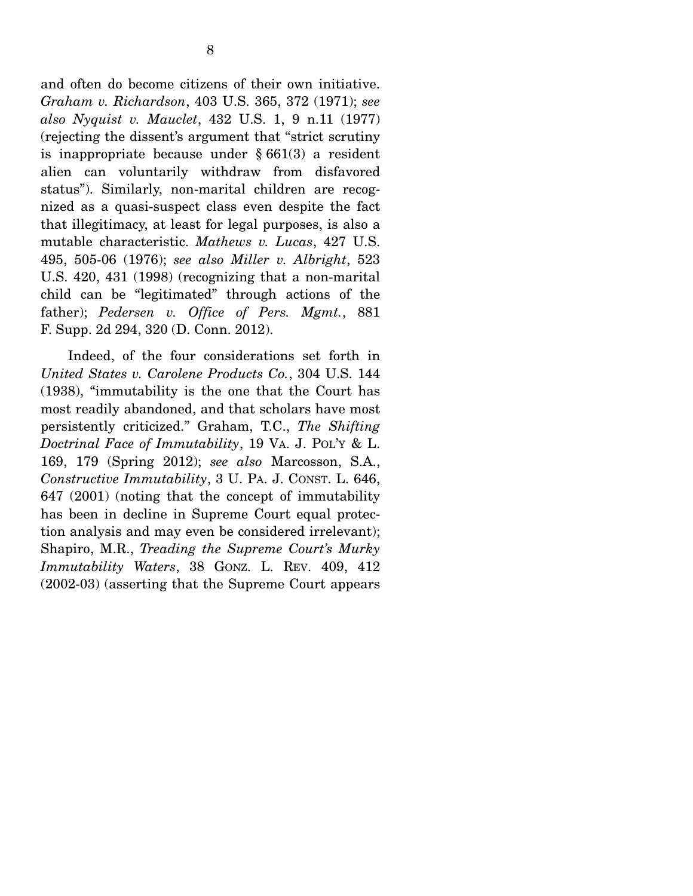and often do become citizens of their own initiative. *Graham v. Richardson*, 403 U.S. 365, 372 (1971); *see also Nyquist v. Mauclet*, 432 U.S. 1, 9 n.11 (1977) (rejecting the dissent's argument that "strict scrutiny is inappropriate because under § 661(3) a resident alien can voluntarily withdraw from disfavored status"). Similarly, non-marital children are recognized as a quasi-suspect class even despite the fact that illegitimacy, at least for legal purposes, is also a mutable characteristic. *Mathews v. Lucas*, 427 U.S. 495, 505-06 (1976); *see also Miller v. Albright*, 523 U.S. 420, 431 (1998) (recognizing that a non-marital child can be "legitimated" through actions of the father); *Pedersen v. Office of Pers. Mgmt.*, 881 F. Supp. 2d 294, 320 (D. Conn. 2012).

Indeed, of the four considerations set forth in *United States v. Carolene Products Co.*, 304 U.S. 144 (1938), "immutability is the one that the Court has most readily abandoned, and that scholars have most persistently criticized." Graham, T.C., *The Shifting Doctrinal Face of Immutability*, 19 VA. J. POL'Y & L. 169, 179 (Spring 2012); *see also* Marcosson, S.A., *Constructive Immutability*, 3 U. PA. J. CONST. L. 646, 647 (2001) (noting that the concept of immutability has been in decline in Supreme Court equal protection analysis and may even be considered irrelevant); Shapiro, M.R., *Treading the Supreme Court's Murky Immutability Waters*, 38 GONZ. L. REV. 409, 412 (2002-03) (asserting that the Supreme Court appears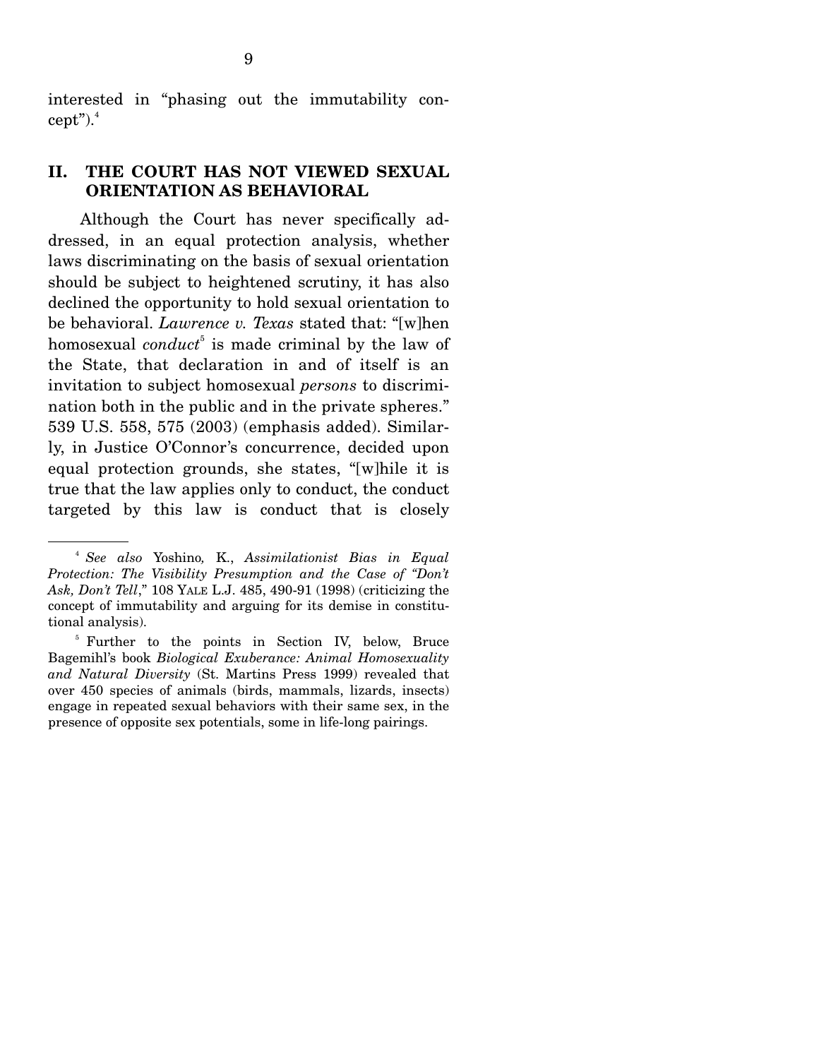interested in "phasing out the immutability concept").[4]

## II. THE COURT HAS NOT VIEWED SEXUAL ORIENTATION AS BEHAVIORAL

Although the Court has never specifically addressed, in an equal protection analysis, whether laws discriminating on the basis of sexual orientation should be subject to heightened scrutiny, it has also declined the opportunity to hold sexual orientation to be behavioral. *Lawrence v. Texas* stated that: "[w]hen homosexual *conduct*[5] is made criminal by the law of the State, that declaration in and of itself is an invitation to subject homosexual *persons* to discrimination both in the public and in the private spheres." 539 U.S. 558, 575 (2003) (emphasis added). Similarly, in Justice O'Connor's concurrence, decided upon equal protection grounds, she states, "[w]hile it is true that the law applies only to conduct, the conduct targeted by this law is conduct that is closely

---

[4] *See also* Yoshino*,* K., *Assimilationist Bias in Equal Protection: The Visibility Presumption and the Case of "Don't Ask, Don't Tell*," 108 YALE L.J. 485, 490-91 (1998) (criticizing the concept of immutability and arguing for its demise in constitutional analysis).

[5] Further to the points in Section IV, below, Bruce Bagemihl's book *Biological Exuberance: Animal Homosexuality and Natural Diversity* (St. Martins Press 1999) revealed that over 450 species of animals (birds, mammals, lizards, insects) engage in repeated sexual behaviors with their same sex, in the presence of opposite sex potentials, some in life-long pairings.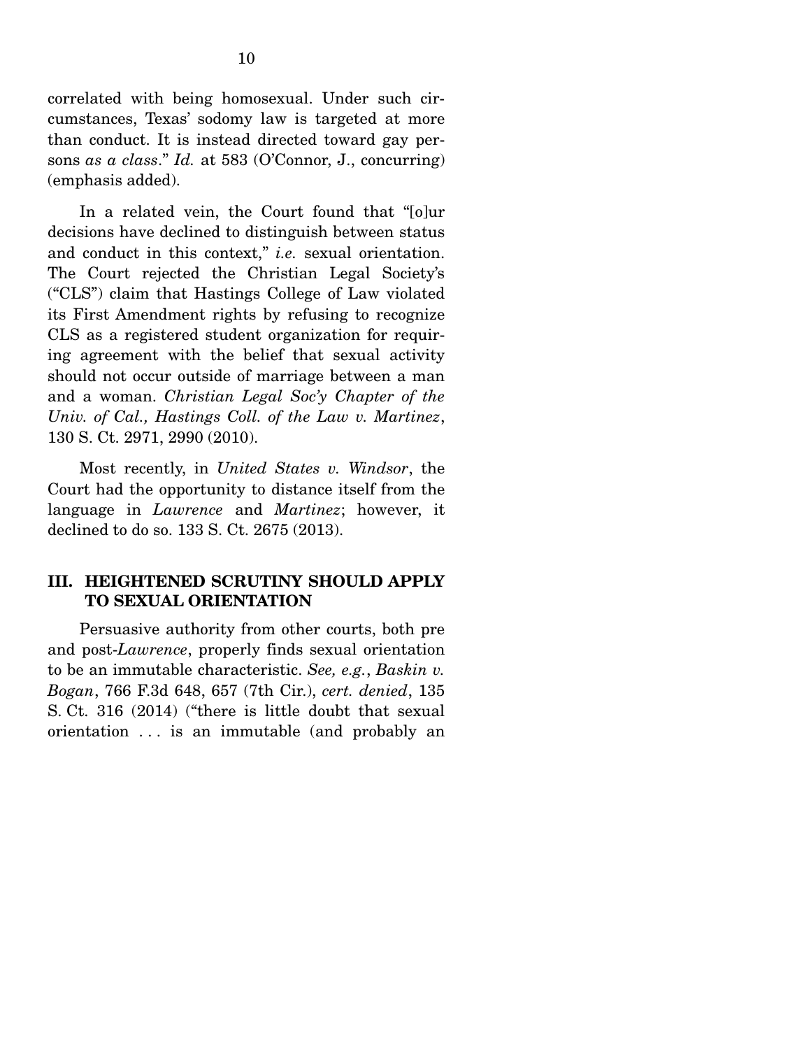correlated with being homosexual. Under such circumstances, Texas' sodomy law is targeted at more than conduct. It is instead directed toward gay persons *as a class*." *Id.* at 583 (O'Connor, J., concurring) (emphasis added).

In a related vein, the Court found that "[o]ur decisions have declined to distinguish between status and conduct in this context," *i.e.* sexual orientation. The Court rejected the Christian Legal Society's ("CLS") claim that Hastings College of Law violated its First Amendment rights by refusing to recognize CLS as a registered student organization for requiring agreement with the belief that sexual activity should not occur outside of marriage between a man and a woman. *Christian Legal Soc'y Chapter of the Univ. of Cal., Hastings Coll. of the Law v. Martinez*, 130 S. Ct. 2971, 2990 (2010).

Most recently, in *United States v. Windsor*, the Court had the opportunity to distance itself from the language in *Lawrence* and *Martinez*; however, it declined to do so. 133 S. Ct. 2675 (2013).

## III. HEIGHTENED SCRUTINY SHOULD APPLY TO SEXUAL ORIENTATION

Persuasive authority from other courts, both pre and post-*Lawrence*, properly finds sexual orientation to be an immutable characteristic. *See, e.g.*, *Baskin v. Bogan*, 766 F.3d 648, 657 (7th Cir.), *cert. denied*, 135 S. Ct. 316 (2014) ("there is little doubt that sexual orientation . . . is an immutable (and probably an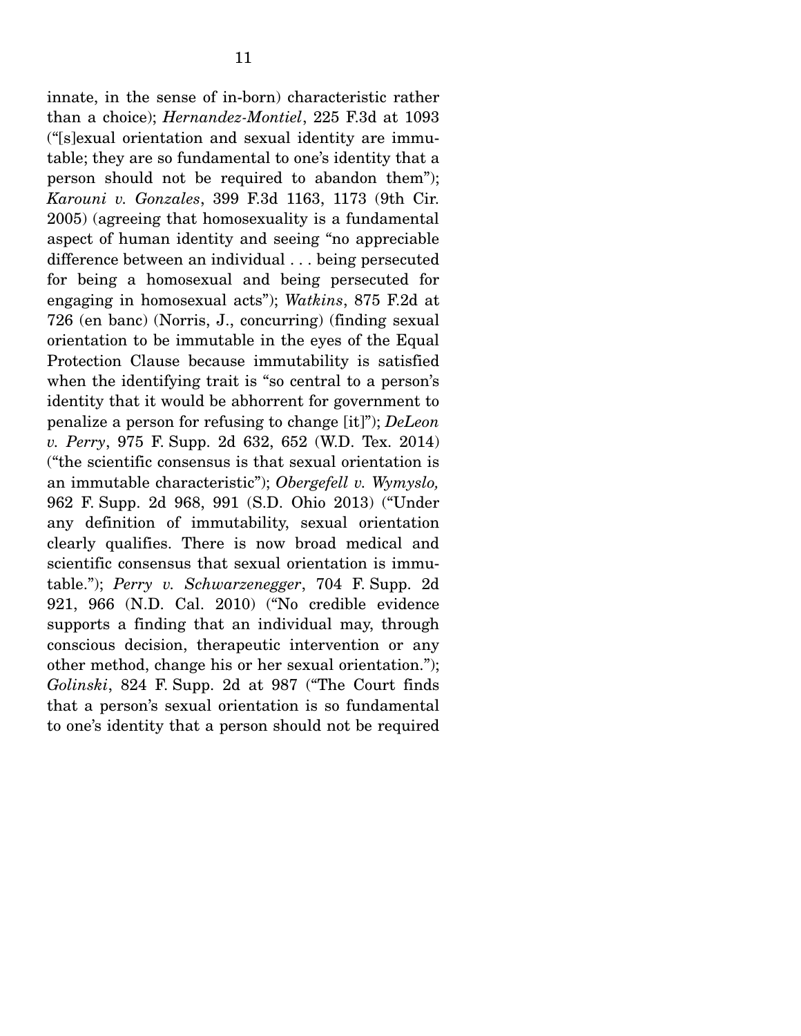innate, in the sense of in-born) characteristic rather than a choice); *Hernandez-Montiel*, 225 F.3d at 1093 ("[s]exual orientation and sexual identity are immutable; they are so fundamental to one's identity that a person should not be required to abandon them"); *Karouni v. Gonzales*, 399 F.3d 1163, 1173 (9th Cir. 2005) (agreeing that homosexuality is a fundamental aspect of human identity and seeing "no appreciable difference between an individual . . . being persecuted for being a homosexual and being persecuted for engaging in homosexual acts"); *Watkins*, 875 F.2d at 726 (en banc) (Norris, J., concurring) (finding sexual orientation to be immutable in the eyes of the Equal Protection Clause because immutability is satisfied when the identifying trait is "so central to a person's identity that it would be abhorrent for government to penalize a person for refusing to change [it]"); *DeLeon v. Perry*, 975 F. Supp. 2d 632, 652 (W.D. Tex. 2014) ("the scientific consensus is that sexual orientation is an immutable characteristic"); *Obergefell v. Wymyslo,* 962 F. Supp. 2d 968, 991 (S.D. Ohio 2013) ("Under any definition of immutability, sexual orientation clearly qualifies. There is now broad medical and scientific consensus that sexual orientation is immutable."); *Perry v. Schwarzenegger*, 704 F. Supp. 2d 921, 966 (N.D. Cal. 2010) ("No credible evidence supports a finding that an individual may, through conscious decision, therapeutic intervention or any other method, change his or her sexual orientation."); *Golinski*, 824 F. Supp. 2d at 987 ("The Court finds that a person's sexual orientation is so fundamental to one's identity that a person should not be required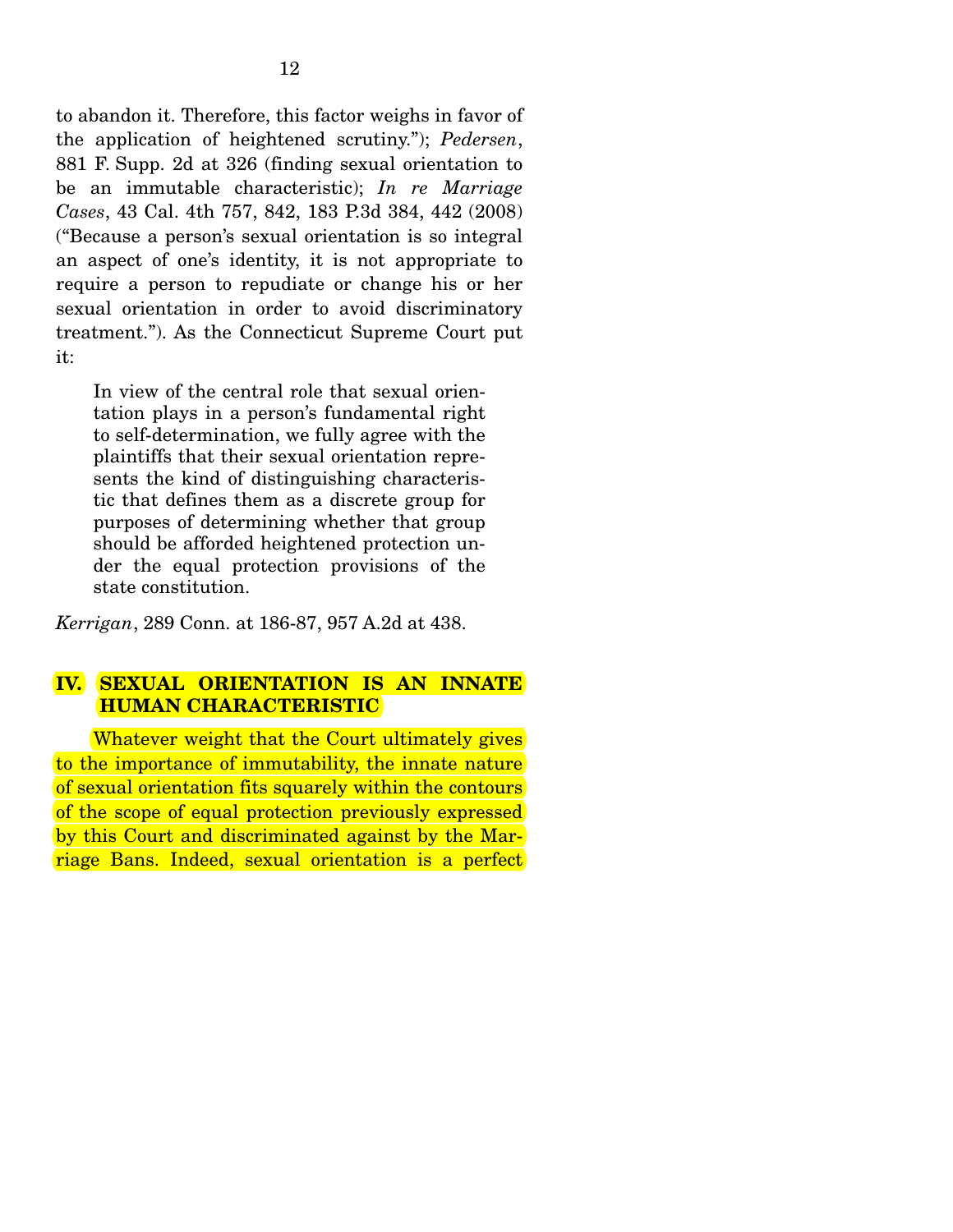to abandon it. Therefore, this factor weighs in favor of the application of heightened scrutiny."); *Pedersen*, 881 F. Supp. 2d at 326 (finding sexual orientation to be an immutable characteristic); *In re Marriage Cases*, 43 Cal. 4th 757, 842, 183 P.3d 384, 442 (2008) ("Because a person's sexual orientation is so integral an aspect of one's identity, it is not appropriate to require a person to repudiate or change his or her sexual orientation in order to avoid discriminatory treatment."). As the Connecticut Supreme Court put it:

> In view of the central role that sexual orientation plays in a person's fundamental right to self-determination, we fully agree with the plaintiffs that their sexual orientation represents the kind of distinguishing characteristic that defines them as a discrete group for purposes of determining whether that group should be afforded heightened protection under the equal protection provisions of the state constitution.

*Kerrigan*, 289 Conn. at 186-87, 957 A.2d at 438.

## IV. SEXUAL ORIENTATION IS AN INNATE HUMAN CHARACTERISTIC

Whatever weight that the Court ultimately gives to the importance of immutability, the innate nature of sexual orientation fits squarely within the contours of the scope of equal protection previously expressed by this Court and discriminated against by the Marriage Bans. Indeed, sexual orientation is a perfect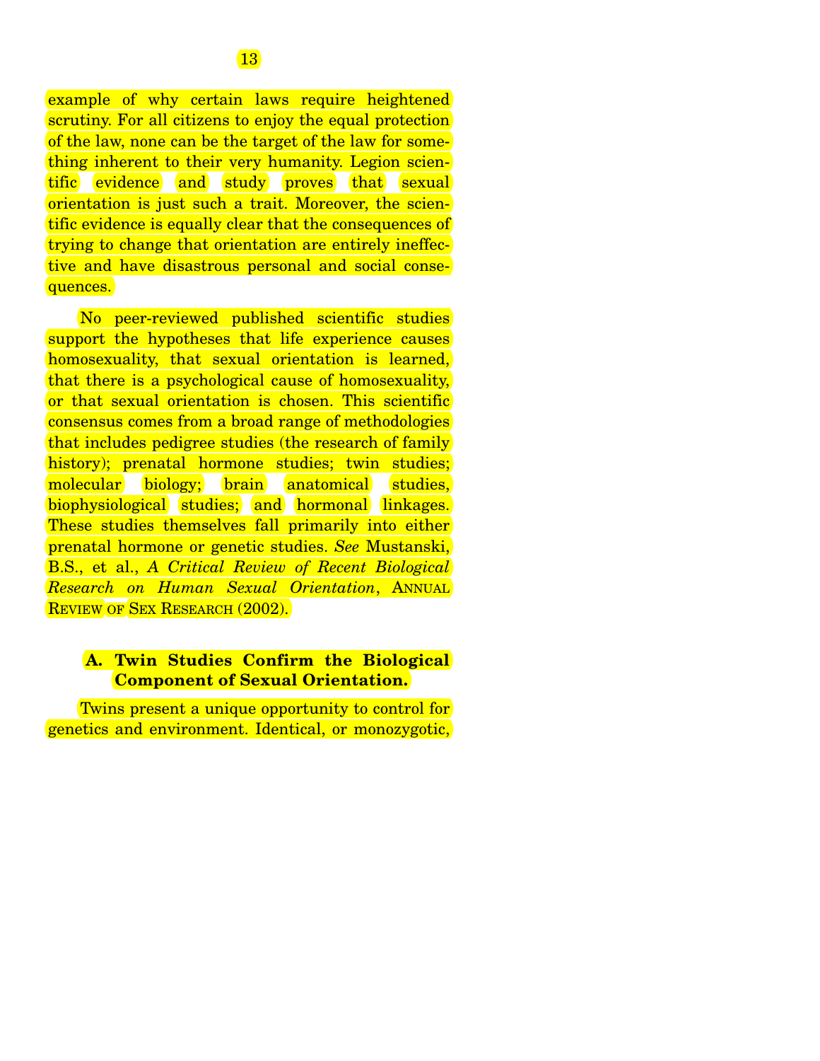example of why certain laws require heightened scrutiny. For all citizens to enjoy the equal protection of the law, none can be the target of the law for something inherent to their very humanity. Legion scientific evidence and study proves that sexual orientation is just such a trait. Moreover, the scientific evidence is equally clear that the consequences of trying to change that orientation are entirely ineffective and have disastrous personal and social consequences.

No peer-reviewed published scientific studies support the hypotheses that life experience causes homosexuality, that sexual orientation is learned, that there is a psychological cause of homosexuality, or that sexual orientation is chosen. This scientific consensus comes from a broad range of methodologies that includes pedigree studies (the research of family history); prenatal hormone studies; twin studies; molecular biology; brain anatomical studies, biophysiological studies; and hormonal linkages. These studies themselves fall primarily into either prenatal hormone or genetic studies. *See* Mustanski, B.S., et al., *A Critical Review of Recent Biological Research on Human Sexual Orientation*, ANNUAL REVIEW OF SEX RESEARCH (2002).

### A. Twin Studies Confirm the Biological Component of Sexual Orientation.

Twins present a unique opportunity to control for genetics and environment. Identical, or monozygotic,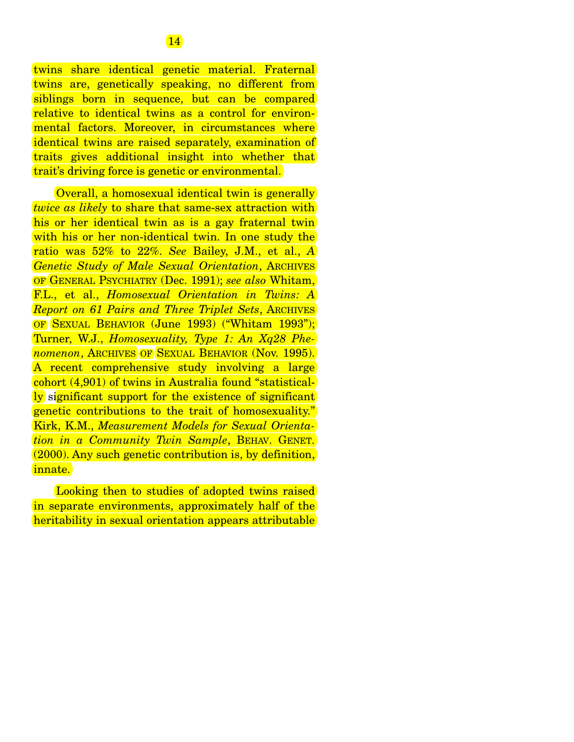twins share identical genetic material. Fraternal twins are, genetically speaking, no different from siblings born in sequence, but can be compared relative to identical twins as a control for environmental factors. Moreover, in circumstances where identical twins are raised separately, examination of traits gives additional insight into whether that trait's driving force is genetic or environmental.

Overall, a homosexual identical twin is generally *twice as likely* to share that same-sex attraction with his or her identical twin as is a gay fraternal twin with his or her non-identical twin. In one study the ratio was 52% to 22%. *See* Bailey, J.M., et al., *A Genetic Study of Male Sexual Orientation*, ARCHIVES OF GENERAL PSYCHIATRY (Dec. 1991); *see also* Whitam, F.L., et al., *Homosexual Orientation in Twins: A Report on 61 Pairs and Three Triplet Sets*, ARCHIVES OF SEXUAL BEHAVIOR (June 1993) ("Whitam 1993"); Turner, W.J., *Homosexuality, Type 1: An Xq28 Phenomenon*, ARCHIVES OF SEXUAL BEHAVIOR (Nov. 1995). A recent comprehensive study involving a large cohort (4,901) of twins in Australia found "statistically significant support for the existence of significant genetic contributions to the trait of homosexuality." Kirk, K.M., *Measurement Models for Sexual Orientation in a Community Twin Sample*, BEHAV. GENET. (2000). Any such genetic contribution is, by definition, innate.

Looking then to studies of adopted twins raised in separate environments, approximately half of the heritability in sexual orientation appears attributable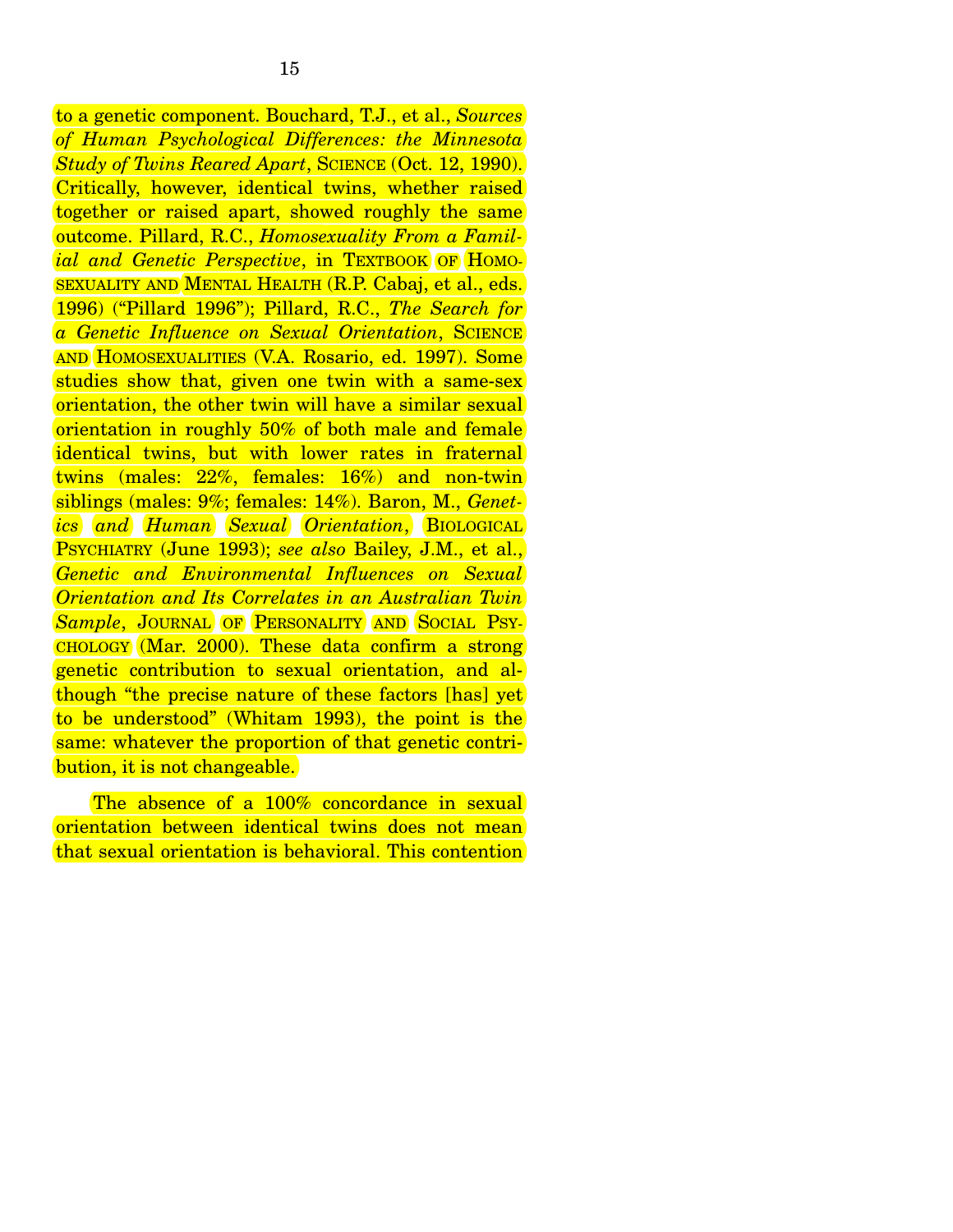to a genetic component. Bouchard, T.J., et al., *Sources of Human Psychological Differences: the Minnesota Study of Twins Reared Apart*, SCIENCE (Oct. 12, 1990). Critically, however, identical twins, whether raised together or raised apart, showed roughly the same outcome. Pillard, R.C., *Homosexuality From a Familial and Genetic Perspective*, in TEXTBOOK OF HOMOSEXUALITY AND MENTAL HEALTH (R.P. Cabaj, et al., eds. 1996) ("Pillard 1996"); Pillard, R.C., *The Search for a Genetic Influence on Sexual Orientation*, SCIENCE AND HOMOSEXUALITIES (V.A. Rosario, ed. 1997). Some studies show that, given one twin with a same-sex orientation, the other twin will have a similar sexual orientation in roughly 50% of both male and female identical twins, but with lower rates in fraternal twins (males: 22%, females: 16%) and non-twin siblings (males: 9%; females: 14%). Baron, M., *Genetics and Human Sexual Orientation,* BIOLOGICAL PSYCHIATRY (June 1993); *see also* Bailey, J.M., et al., *Genetic and Environmental Influences on Sexual Orientation and Its Correlates in an Australian Twin Sample*, JOURNAL OF PERSONALITY AND SOCIAL PSYCHOLOGY (Mar. 2000). These data confirm a strong genetic contribution to sexual orientation, and although "the precise nature of these factors [has] yet to be understood" (Whitam 1993), the point is the same: whatever the proportion of that genetic contribution, it is not changeable.

The absence of a 100% concordance in sexual orientation between identical twins does not mean that sexual orientation is behavioral. This contention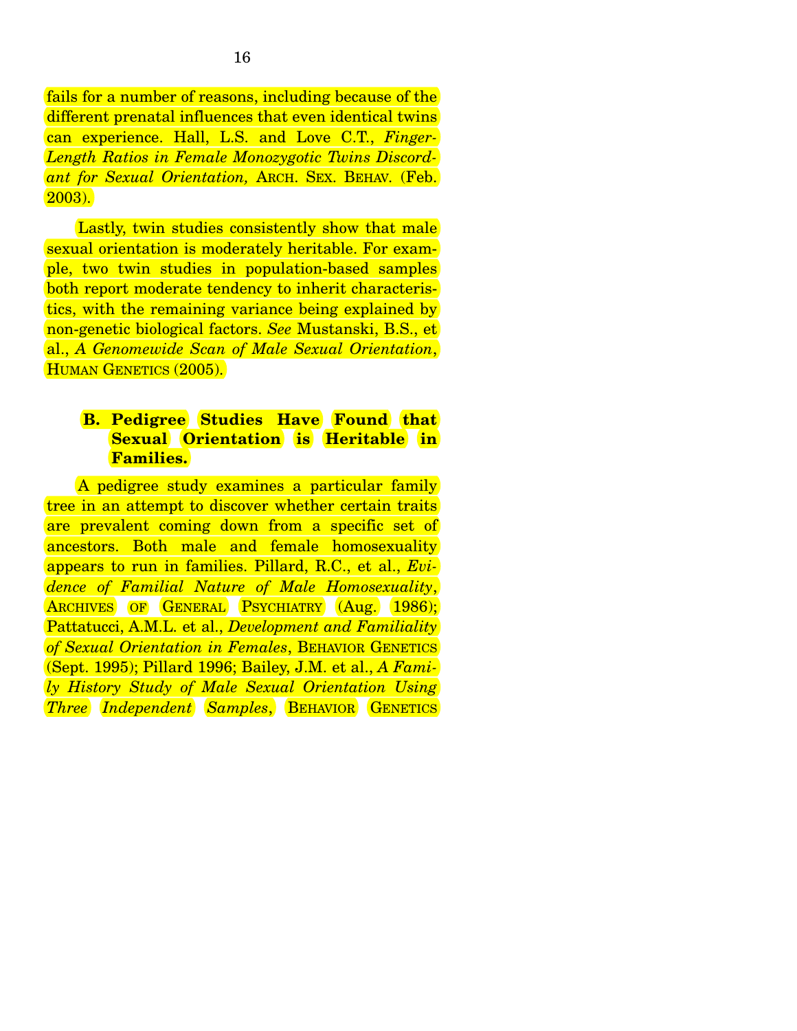fails for a number of reasons, including because of the different prenatal influences that even identical twins can experience. Hall, L.S. and Love C.T., *Finger-Length Ratios in Female Monozygotic Twins Discordant for Sexual Orientation,* ARCH. SEX. BEHAV. (Feb. 2003).

Lastly, twin studies consistently show that male sexual orientation is moderately heritable. For example, two twin studies in population-based samples both report moderate tendency to inherit characteristics, with the remaining variance being explained by non-genetic biological factors. *See* Mustanski, B.S., et al., *A Genomewide Scan of Male Sexual Orientation*, HUMAN GENETICS (2005).

### B. Pedigree Studies Have Found that Sexual Orientation is Heritable in Families.

A pedigree study examines a particular family tree in an attempt to discover whether certain traits are prevalent coming down from a specific set of ancestors. Both male and female homosexuality appears to run in families. Pillard, R.C., et al., *Evidence of Familial Nature of Male Homosexuality*, ARCHIVES OF GENERAL PSYCHIATRY (Aug. 1986); Pattatucci, A.M.L. et al., *Development and Familiality of Sexual Orientation in Females*, BEHAVIOR GENETICS (Sept. 1995); Pillard 1996; Bailey, J.M. et al., *A Family History Study of Male Sexual Orientation Using Three Independent Samples*, BEHAVIOR GENETICS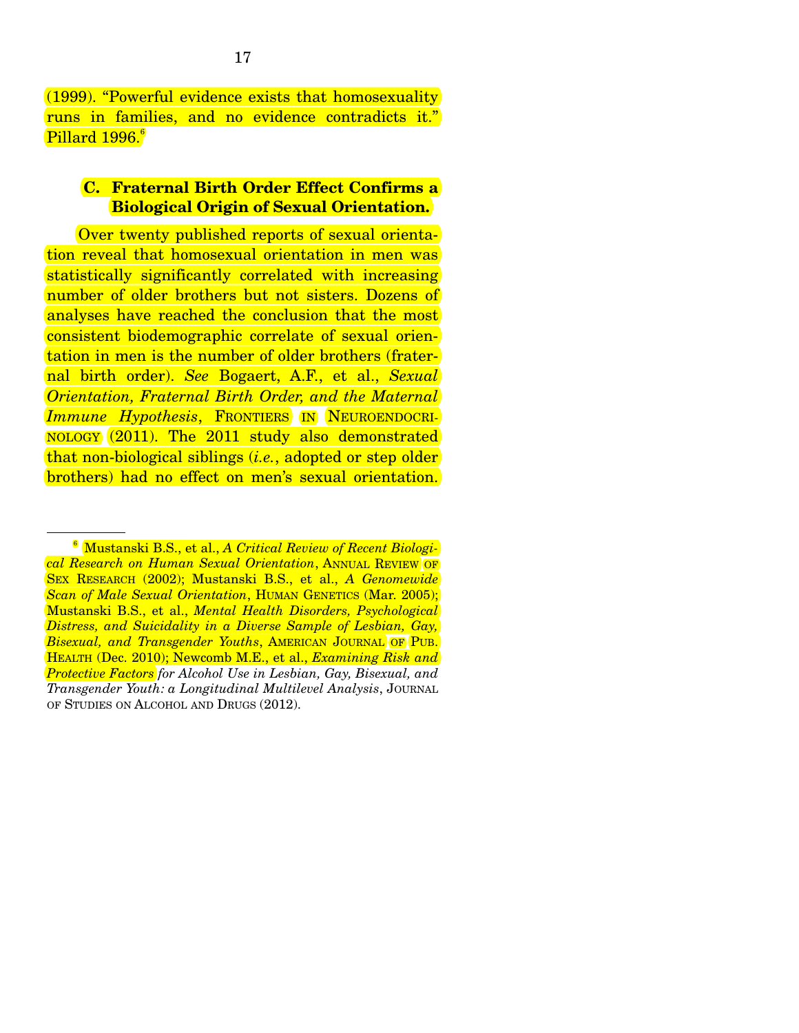(1999). "Powerful evidence exists that homosexuality runs in families, and no evidence contradicts it." Pillard 1996.[6]

### C. Fraternal Birth Order Effect Confirms a Biological Origin of Sexual Orientation.

Over twenty published reports of sexual orientation reveal that homosexual orientation in men was statistically significantly correlated with increasing number of older brothers but not sisters. Dozens of analyses have reached the conclusion that the most consistent biodemographic correlate of sexual orientation in men is the number of older brothers (fraternal birth order). *See* Bogaert, A.F., et al., *Sexual Orientation, Fraternal Birth Order, and the Maternal Immune Hypothesis*, FRONTIERS IN NEUROENDOCRINOLOGY (2011). The 2011 study also demonstrated that non-biological siblings (*i.e.*, adopted or step older brothers) had no effect on men's sexual orientation.

---

[6] Mustanski B.S., et al., *A Critical Review of Recent Biological Research on Human Sexual Orientation*, ANNUAL REVIEW OF SEX RESEARCH (2002); Mustanski B.S., et al., *A Genomewide Scan of Male Sexual Orientation*, HUMAN GENETICS (Mar. 2005); Mustanski B.S., et al., *Mental Health Disorders, Psychological Distress, and Suicidality in a Diverse Sample of Lesbian, Gay, Bisexual, and Transgender Youths*, AMERICAN JOURNAL OF PUB. HEALTH (Dec. 2010); Newcomb M.E., et al., *Examining Risk and Protective Factors for Alcohol Use in Lesbian, Gay, Bisexual, and Transgender Youth: a Longitudinal Multilevel Analysis*, JOURNAL OF STUDIES ON ALCOHOL AND DRUGS (2012).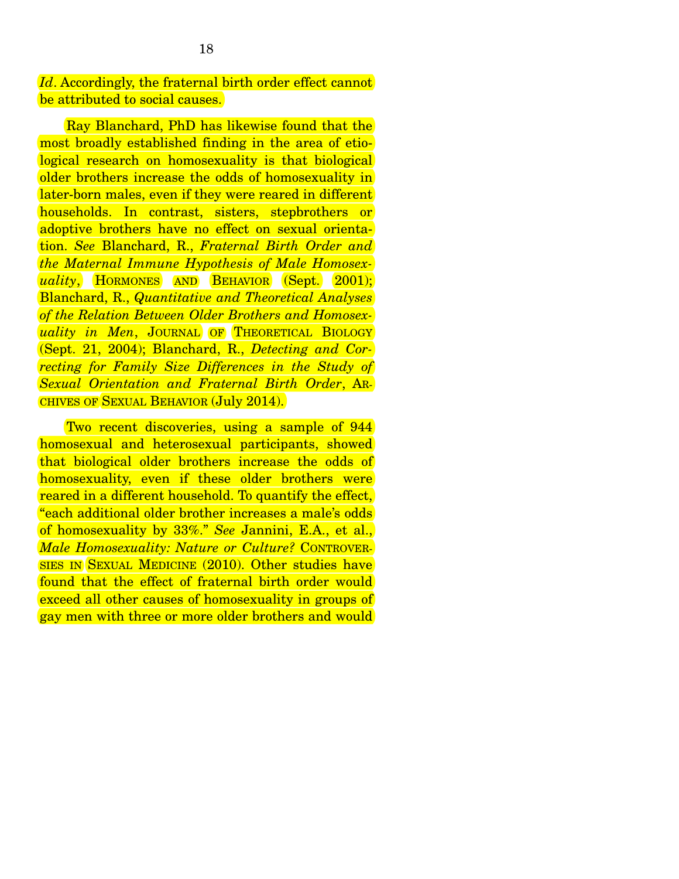*Id*. Accordingly, the fraternal birth order effect cannot be attributed to social causes.

Ray Blanchard, PhD has likewise found that the most broadly established finding in the area of etiological research on homosexuality is that biological older brothers increase the odds of homosexuality in later-born males, even if they were reared in different households. In contrast, sisters, stepbrothers or adoptive brothers have no effect on sexual orientation. *See* Blanchard, R., *Fraternal Birth Order and the Maternal Immune Hypothesis of Male Homosexuality*, HORMONES AND BEHAVIOR (Sept. 2001); Blanchard, R., *Quantitative and Theoretical Analyses of the Relation Between Older Brothers and Homosexuality in Men*, JOURNAL OF THEORETICAL BIOLOGY (Sept. 21, 2004); Blanchard, R., *Detecting and Correcting for Family Size Differences in the Study of Sexual Orientation and Fraternal Birth Order*, ARCHIVES OF SEXUAL BEHAVIOR (July 2014).

Two recent discoveries, using a sample of 944 homosexual and heterosexual participants, showed that biological older brothers increase the odds of homosexuality, even if these older brothers were reared in a different household. To quantify the effect, "each additional older brother increases a male's odds of homosexuality by 33%." *See* Jannini, E.A., et al., *Male Homosexuality: Nature or Culture?* CONTROVERSIES IN SEXUAL MEDICINE (2010). Other studies have found that the effect of fraternal birth order would exceed all other causes of homosexuality in groups of gay men with three or more older brothers and would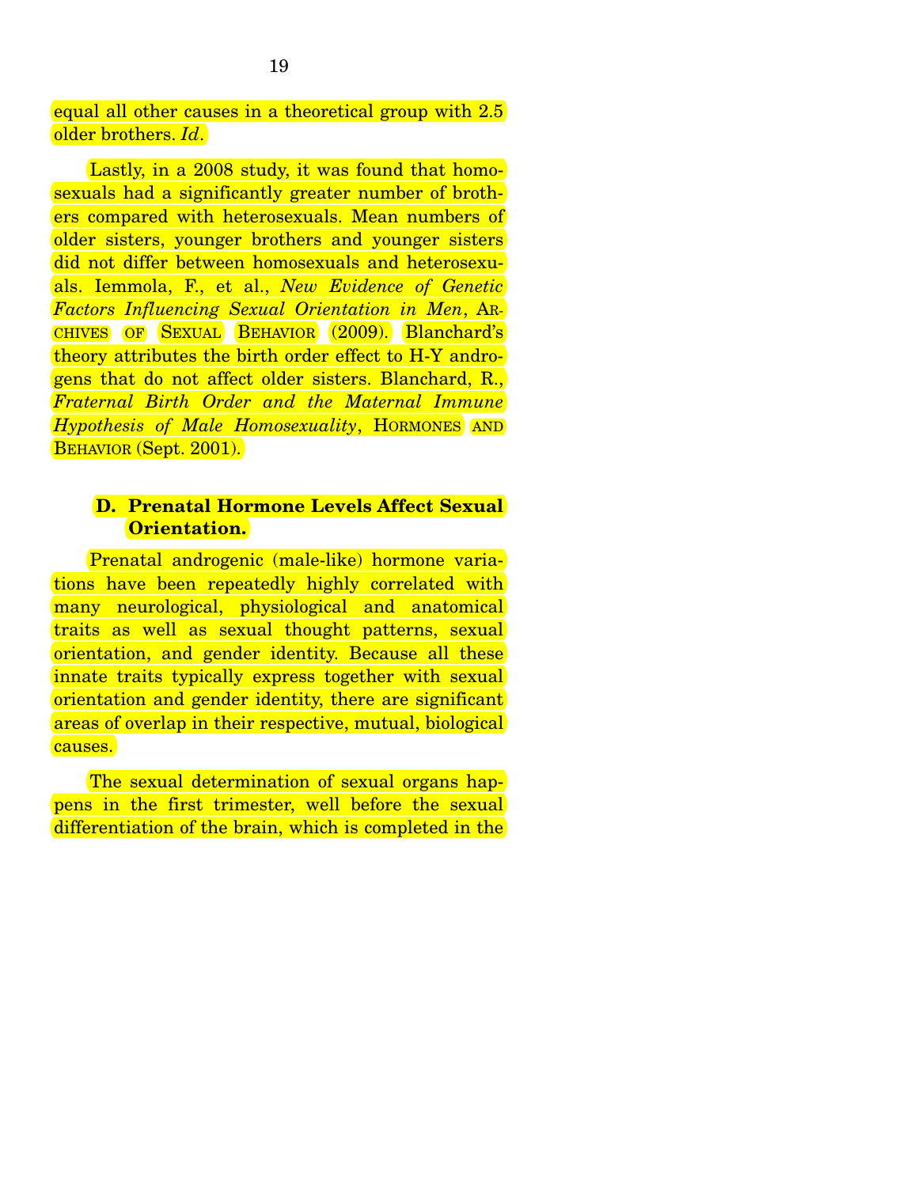equal all other causes in a theoretical group with 2.5 older brothers. *Id*.

Lastly, in a 2008 study, it was found that homosexuals had a significantly greater number of brothers compared with heterosexuals. Mean numbers of older sisters, younger brothers and younger sisters did not differ between homosexuals and heterosexuals. Iemmola, F., et al., *New Evidence of Genetic Factors Influencing Sexual Orientation in Men*, ARCHIVES OF SEXUAL BEHAVIOR (2009). Blanchard's theory attributes the birth order effect to H-Y androgens that do not affect older sisters. Blanchard, R., *Fraternal Birth Order and the Maternal Immune Hypothesis of Male Homosexuality*, HORMONES AND BEHAVIOR (Sept. 2001).

### D. Prenatal Hormone Levels Affect Sexual Orientation.

Prenatal androgenic (male-like) hormone variations have been repeatedly highly correlated with many neurological, physiological and anatomical traits as well as sexual thought patterns, sexual orientation, and gender identity. Because all these innate traits typically express together with sexual orientation and gender identity, there are significant areas of overlap in their respective, mutual, biological causes.

The sexual determination of sexual organs happens in the first trimester, well before the sexual differentiation of the brain, which is completed in the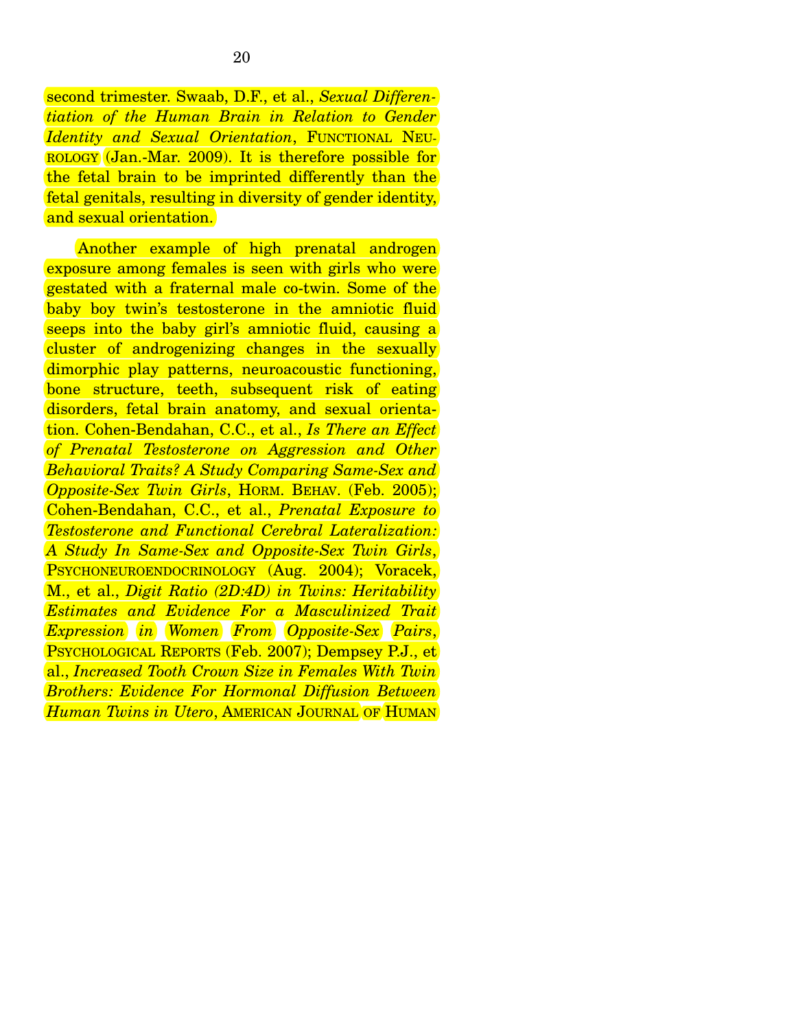second trimester. Swaab, D.F., et al., *Sexual Differentiation of the Human Brain in Relation to Gender Identity and Sexual Orientation*, FUNCTIONAL NEUROLOGY (Jan.-Mar. 2009). It is therefore possible for the fetal brain to be imprinted differently than the fetal genitals, resulting in diversity of gender identity, and sexual orientation.

Another example of high prenatal androgen exposure among females is seen with girls who were gestated with a fraternal male co-twin. Some of the baby boy twin's testosterone in the amniotic fluid seeps into the baby girl's amniotic fluid, causing a cluster of androgenizing changes in the sexually dimorphic play patterns, neuroacoustic functioning, bone structure, teeth, subsequent risk of eating disorders, fetal brain anatomy, and sexual orientation. Cohen-Bendahan, C.C., et al., *Is There an Effect of Prenatal Testosterone on Aggression and Other Behavioral Traits? A Study Comparing Same-Sex and Opposite-Sex Twin Girls*, HORM. BEHAV. (Feb. 2005); Cohen-Bendahan, C.C., et al., *Prenatal Exposure to Testosterone and Functional Cerebral Lateralization: A Study In Same-Sex and Opposite-Sex Twin Girls*, PSYCHONEUROENDOCRINOLOGY (Aug. 2004); Voracek, M., et al., *Digit Ratio (2D:4D) in Twins: Heritability Estimates and Evidence For a Masculinized Trait Expression in Women From Opposite-Sex Pairs*, PSYCHOLOGICAL REPORTS (Feb. 2007); Dempsey P.J., et al., *Increased Tooth Crown Size in Females With Twin Brothers: Evidence For Hormonal Diffusion Between Human Twins in Utero*, AMERICAN JOURNAL OF HUMAN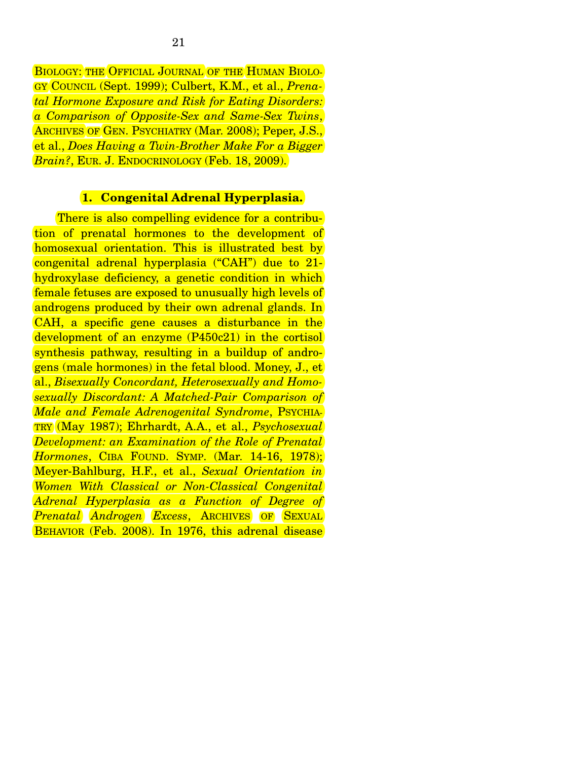BIOLOGY: THE OFFICIAL JOURNAL OF THE HUMAN BIOLOGY COUNCIL (Sept. 1999); Culbert, K.M., et al., *Prenatal Hormone Exposure and Risk for Eating Disorders: a Comparison of Opposite-Sex and Same-Sex Twins*, ARCHIVES OF GEN. PSYCHIATRY (Mar. 2008); Peper, J.S., et al., *Does Having a Twin-Brother Make For a Bigger Brain?*, EUR. J. ENDOCRINOLOGY (Feb. 18, 2009).

### 1. Congenital Adrenal Hyperplasia.

There is also compelling evidence for a contribution of prenatal hormones to the development of homosexual orientation. This is illustrated best by congenital adrenal hyperplasia ("CAH") due to 21-hydroxylase deficiency, a genetic condition in which female fetuses are exposed to unusually high levels of androgens produced by their own adrenal glands. In CAH, a specific gene causes a disturbance in the development of an enzyme (P450c21) in the cortisol synthesis pathway, resulting in a buildup of androgens (male hormones) in the fetal blood. Money, J., et al., *Bisexually Concordant, Heterosexually and Homosexually Discordant: A Matched-Pair Comparison of Male and Female Adrenogenital Syndrome*, PSYCHIATRY (May 1987); Ehrhardt, A.A., et al., *Psychosexual Development: an Examination of the Role of Prenatal Hormones*, CIBA FOUND. SYMP. (Mar. 14-16, 1978); Meyer-Bahlburg, H.F., et al., *Sexual Orientation in Women With Classical or Non-Classical Congenital Adrenal Hyperplasia as a Function of Degree of Prenatal Androgen Excess*, ARCHIVES OF SEXUAL BEHAVIOR (Feb. 2008). In 1976, this adrenal disease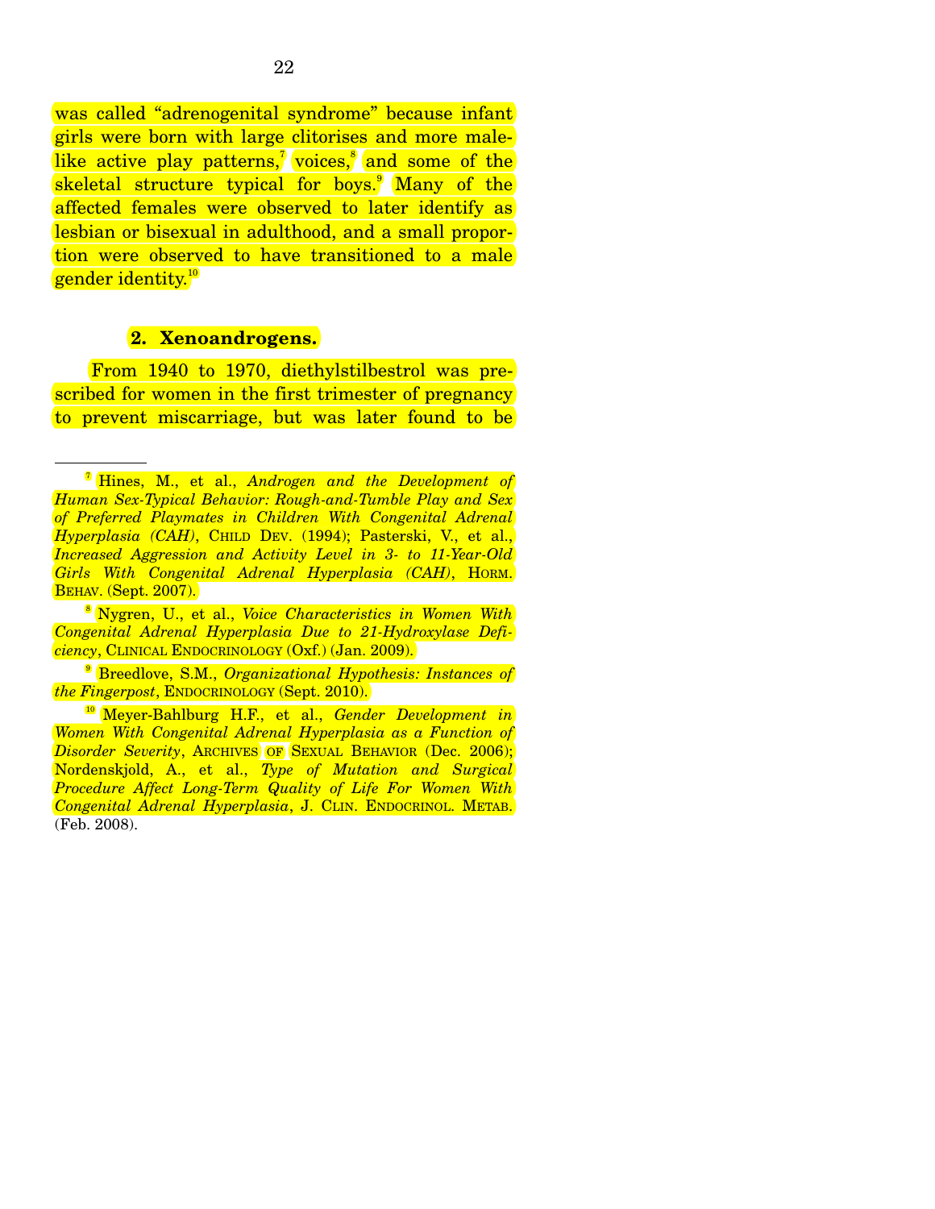was called "adrenogenital syndrome" because infant girls were born with large clitorises and more male-like active play patterns,[7] voices,[8] and some of the skeletal structure typical for boys.[9] Many of the affected females were observed to later identify as lesbian or bisexual in adulthood, and a small proportion were observed to have transitioned to a male gender identity.[10]

### 2. Xenoandrogens.

From 1940 to 1970, diethylstilbestrol was prescribed for women in the first trimester of pregnancy to prevent miscarriage, but was later found to be

---

[7] Hines, M., et al., *Androgen and the Development of Human Sex-Typical Behavior: Rough-and-Tumble Play and Sex of Preferred Playmates in Children With Congenital Adrenal Hyperplasia (CAH)*, CHILD DEV. (1994); Pasterski, V., et al., *Increased Aggression and Activity Level in 3- to 11-Year-Old Girls With Congenital Adrenal Hyperplasia (CAH)*, HORM. BEHAV. (Sept. 2007).

[8] Nygren, U., et al., *Voice Characteristics in Women With Congenital Adrenal Hyperplasia Due to 21-Hydroxylase Deficiency*, CLINICAL ENDOCRINOLOGY (Oxf.) (Jan. 2009).

[9] Breedlove, S.M., *Organizational Hypothesis: Instances of the Fingerpost*, ENDOCRINOLOGY (Sept. 2010).

[10] Meyer-Bahlburg H.F., et al., *Gender Development in Women With Congenital Adrenal Hyperplasia as a Function of Disorder Severity*, ARCHIVES OF SEXUAL BEHAVIOR (Dec. 2006); Nordenskjold, A., et al., *Type of Mutation and Surgical Procedure Affect Long-Term Quality of Life For Women With Congenital Adrenal Hyperplasia*, J. CLIN. ENDOCRINOL. METAB. (Feb. 2008).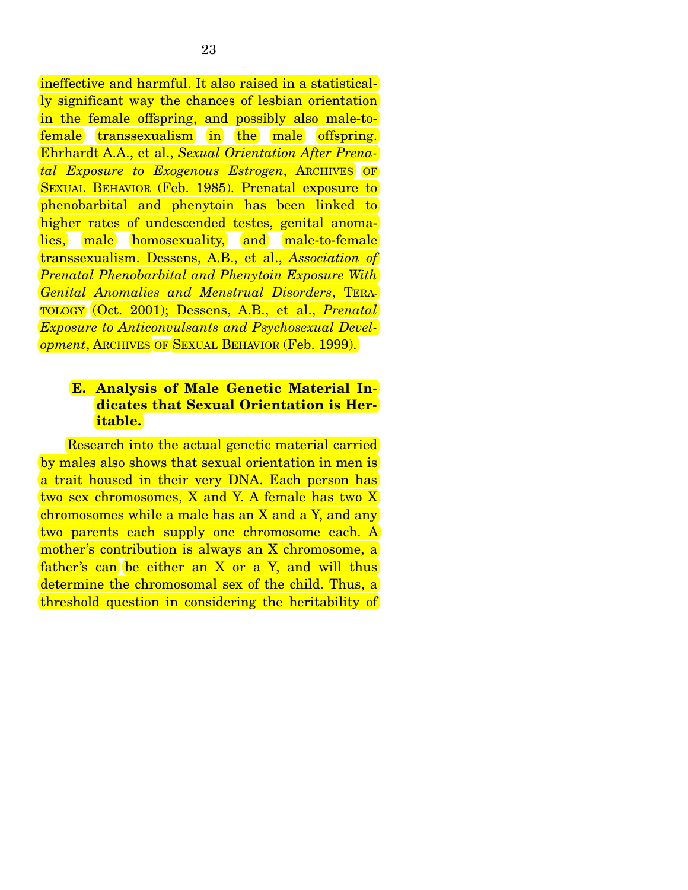ineffective and harmful. It also raised in a statistically significant way the chances of lesbian orientation in the female offspring, and possibly also male-to-female transsexualism in the male offspring. Ehrhardt A.A., et al., *Sexual Orientation After Prenatal Exposure to Exogenous Estrogen*, ARCHIVES OF SEXUAL BEHAVIOR (Feb. 1985). Prenatal exposure to phenobarbital and phenytoin has been linked to higher rates of undescended testes, genital anomalies, male homosexuality, and male-to-female transsexualism. Dessens, A.B., et al., *Association of Prenatal Phenobarbital and Phenytoin Exposure With Genital Anomalies and Menstrual Disorders*, TERATOLOGY (Oct. 2001); Dessens, A.B., et al., *Prenatal Exposure to Anticonvulsants and Psychosexual Development*, ARCHIVES OF SEXUAL BEHAVIOR (Feb. 1999).

### E. Analysis of Male Genetic Material Indicates that Sexual Orientation is Heritable.

Research into the actual genetic material carried by males also shows that sexual orientation in men is a trait housed in their very DNA. Each person has two sex chromosomes, X and Y. A female has two X chromosomes while a male has an X and a Y, and any two parents each supply one chromosome each. A mother's contribution is always an X chromosome, a father's can be either an X or a Y, and will thus determine the chromosomal sex of the child. Thus, a threshold question in considering the heritability of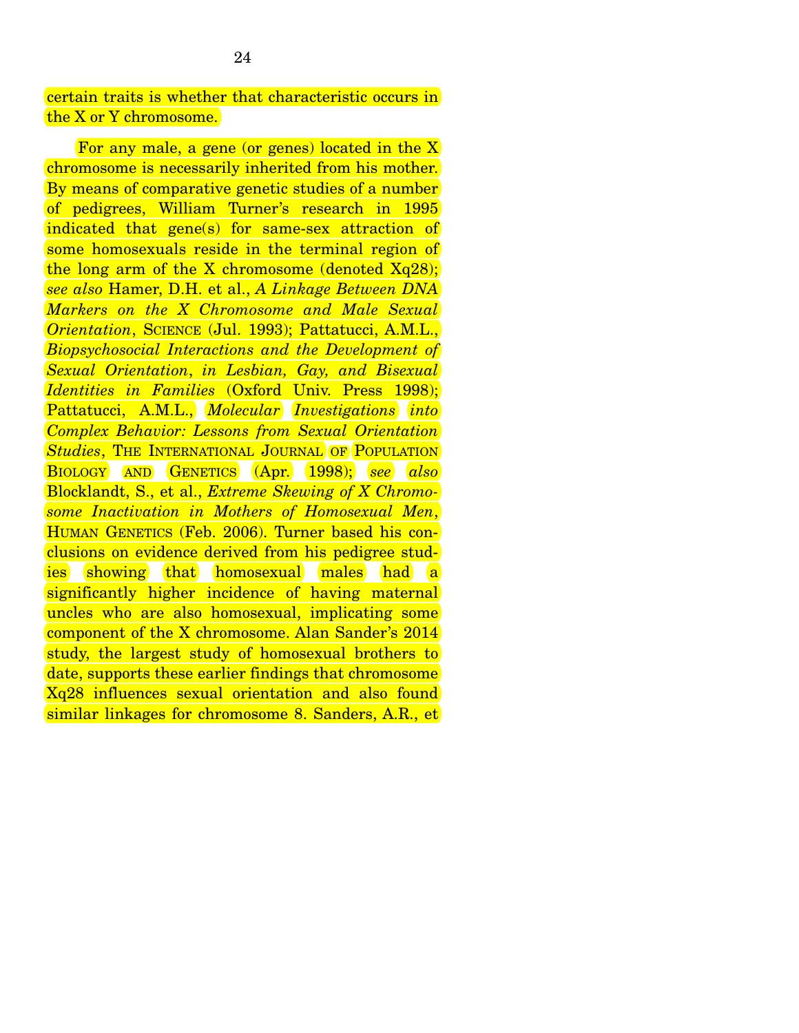certain traits is whether that characteristic occurs in the X or Y chromosome.

For any male, a gene (or genes) located in the X chromosome is necessarily inherited from his mother. By means of comparative genetic studies of a number of pedigrees, William Turner's research in 1995 indicated that gene(s) for same-sex attraction of some homosexuals reside in the terminal region of the long arm of the X chromosome (denoted Xq28); *see also* Hamer, D.H. et al., *A Linkage Between DNA Markers on the X Chromosome and Male Sexual Orientation*, SCIENCE (Jul. 1993); Pattatucci, A.M.L., *Biopsychosocial Interactions and the Development of Sexual Orientation*, *in Lesbian, Gay, and Bisexual Identities in Families* (Oxford Univ. Press 1998); Pattatucci, A.M.L., *Molecular Investigations into Complex Behavior: Lessons from Sexual Orientation Studies*, THE INTERNATIONAL JOURNAL OF POPULATION BIOLOGY AND GENETICS (Apr. 1998); *see also* Blocklandt, S., et al., *Extreme Skewing of X Chromosome Inactivation in Mothers of Homosexual Men*, HUMAN GENETICS (Feb. 2006). Turner based his conclusions on evidence derived from his pedigree studies showing that homosexual males had a significantly higher incidence of having maternal uncles who are also homosexual, implicating some component of the X chromosome. Alan Sander's 2014 study, the largest study of homosexual brothers to date, supports these earlier findings that chromosome Xq28 influences sexual orientation and also found similar linkages for chromosome 8. Sanders, A.R., et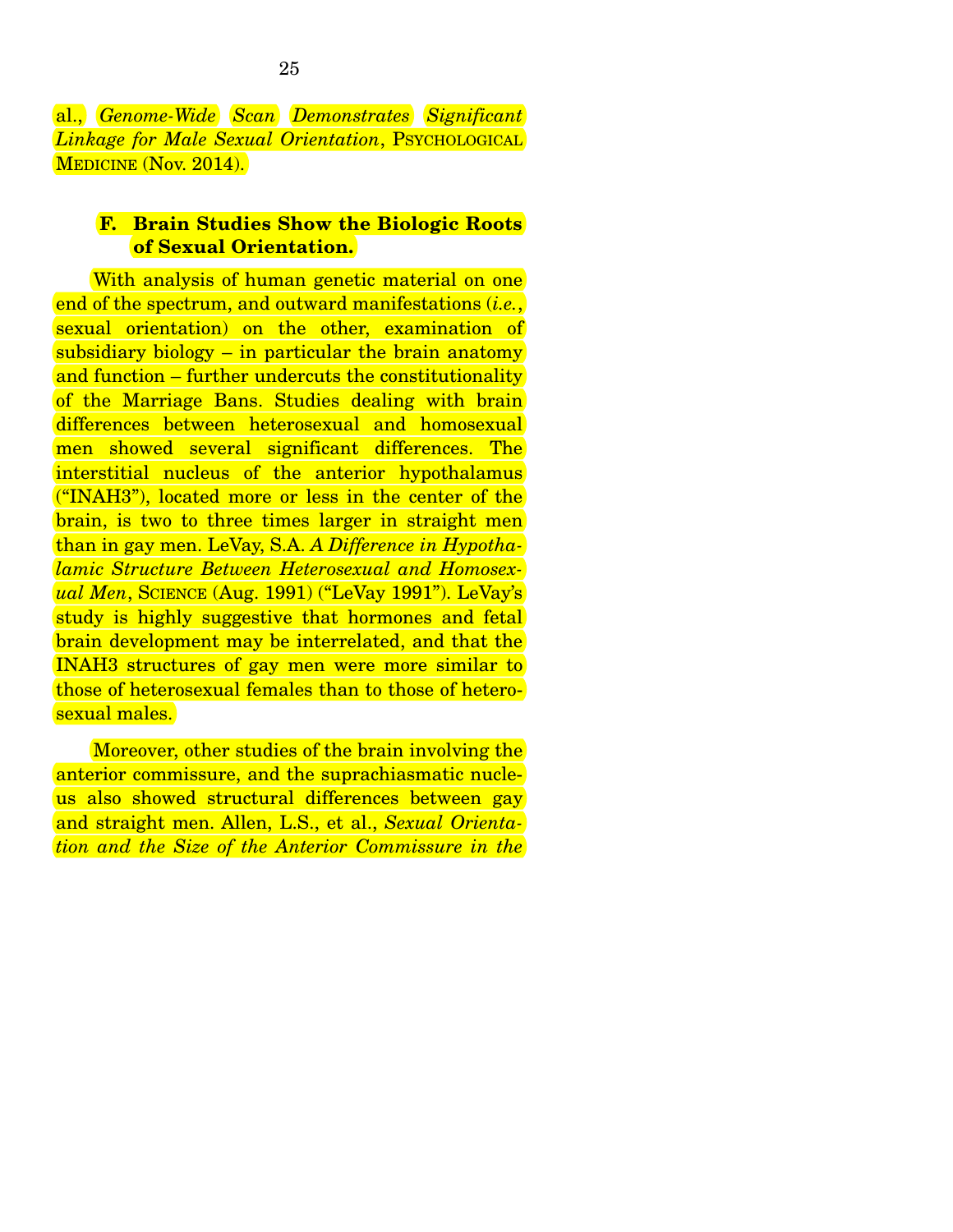al., *Genome-Wide Scan Demonstrates Significant Linkage for Male Sexual Orientation*, PSYCHOLOGICAL MEDICINE (Nov. 2014).

### F. Brain Studies Show the Biologic Roots of Sexual Orientation.

With analysis of human genetic material on one end of the spectrum, and outward manifestations (*i.e.*, sexual orientation) on the other, examination of subsidiary biology – in particular the brain anatomy and function – further undercuts the constitutionality of the Marriage Bans. Studies dealing with brain differences between heterosexual and homosexual men showed several significant differences. The interstitial nucleus of the anterior hypothalamus ("INAH3"), located more or less in the center of the brain, is two to three times larger in straight men than in gay men. LeVay, S.A. *A Difference in Hypothalamic Structure Between Heterosexual and Homosexual Men*, SCIENCE (Aug. 1991) ("LeVay 1991"). LeVay's study is highly suggestive that hormones and fetal brain development may be interrelated, and that the INAH3 structures of gay men were more similar to those of heterosexual females than to those of heterosexual males.

Moreover, other studies of the brain involving the anterior commissure, and the suprachiasmatic nucleus also showed structural differences between gay and straight men. Allen, L.S., et al., *Sexual Orientation and the Size of the Anterior Commissure in the*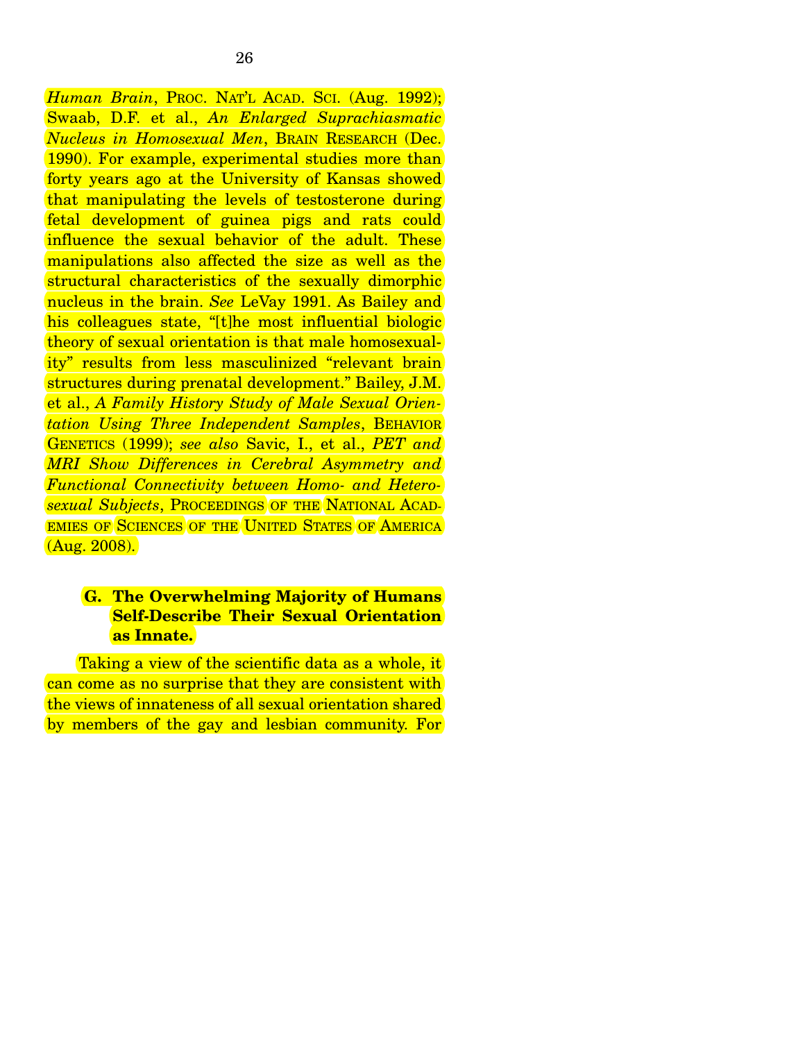*Human Brain*, PROC. NAT'L ACAD. SCI. (Aug. 1992); Swaab, D.F. et al., *An Enlarged Suprachiasmatic Nucleus in Homosexual Men*, BRAIN RESEARCH (Dec. 1990). For example, experimental studies more than forty years ago at the University of Kansas showed that manipulating the levels of testosterone during fetal development of guinea pigs and rats could influence the sexual behavior of the adult. These manipulations also affected the size as well as the structural characteristics of the sexually dimorphic nucleus in the brain. *See* LeVay 1991. As Bailey and his colleagues state, "[t]he most influential biologic theory of sexual orientation is that male homosexuality" results from less masculinized "relevant brain structures during prenatal development." Bailey, J.M. et al., *A Family History Study of Male Sexual Orientation Using Three Independent Samples*, BEHAVIOR GENETICS (1999); *see also* Savic, I., et al., *PET and MRI Show Differences in Cerebral Asymmetry and Functional Connectivity between Homo- and Heterosexual Subjects*, PROCEEDINGS OF THE NATIONAL ACADEMIES OF SCIENCES OF THE UNITED STATES OF AMERICA (Aug. 2008).

### G. The Overwhelming Majority of Humans Self-Describe Their Sexual Orientation as Innate.

Taking a view of the scientific data as a whole, it can come as no surprise that they are consistent with the views of innateness of all sexual orientation shared by members of the gay and lesbian community. For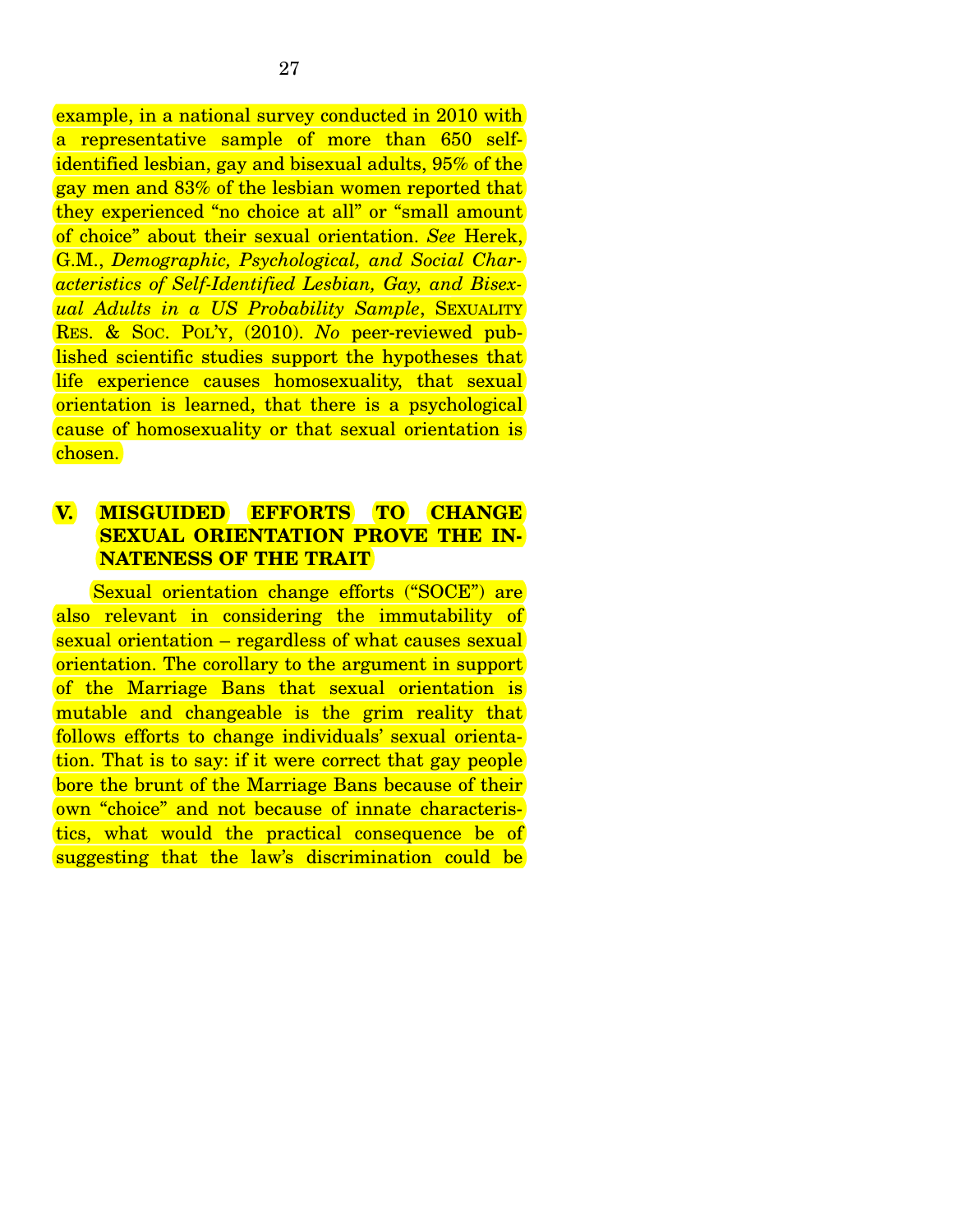example, in a national survey conducted in 2010 with a representative sample of more than 650 self-identified lesbian, gay and bisexual adults, 95% of the gay men and 83% of the lesbian women reported that they experienced "no choice at all" or "small amount of choice" about their sexual orientation. *See* Herek, G.M., *Demographic, Psychological, and Social Characteristics of Self-Identified Lesbian, Gay, and Bisexual Adults in a US Probability Sample*, SEXUALITY RES. & SOC. POL'Y, (2010). *No* peer-reviewed published scientific studies support the hypotheses that life experience causes homosexuality, that sexual orientation is learned, that there is a psychological cause of homosexuality or that sexual orientation is chosen.

## V. MISGUIDED EFFORTS TO CHANGE SEXUAL ORIENTATION PROVE THE INNATENESS OF THE TRAIT

Sexual orientation change efforts ("SOCE") are also relevant in considering the immutability of sexual orientation – regardless of what causes sexual orientation. The corollary to the argument in support of the Marriage Bans that sexual orientation is mutable and changeable is the grim reality that follows efforts to change individuals' sexual orientation. That is to say: if it were correct that gay people bore the brunt of the Marriage Bans because of their own "choice" and not because of innate characteristics, what would the practical consequence be of suggesting that the law's discrimination could be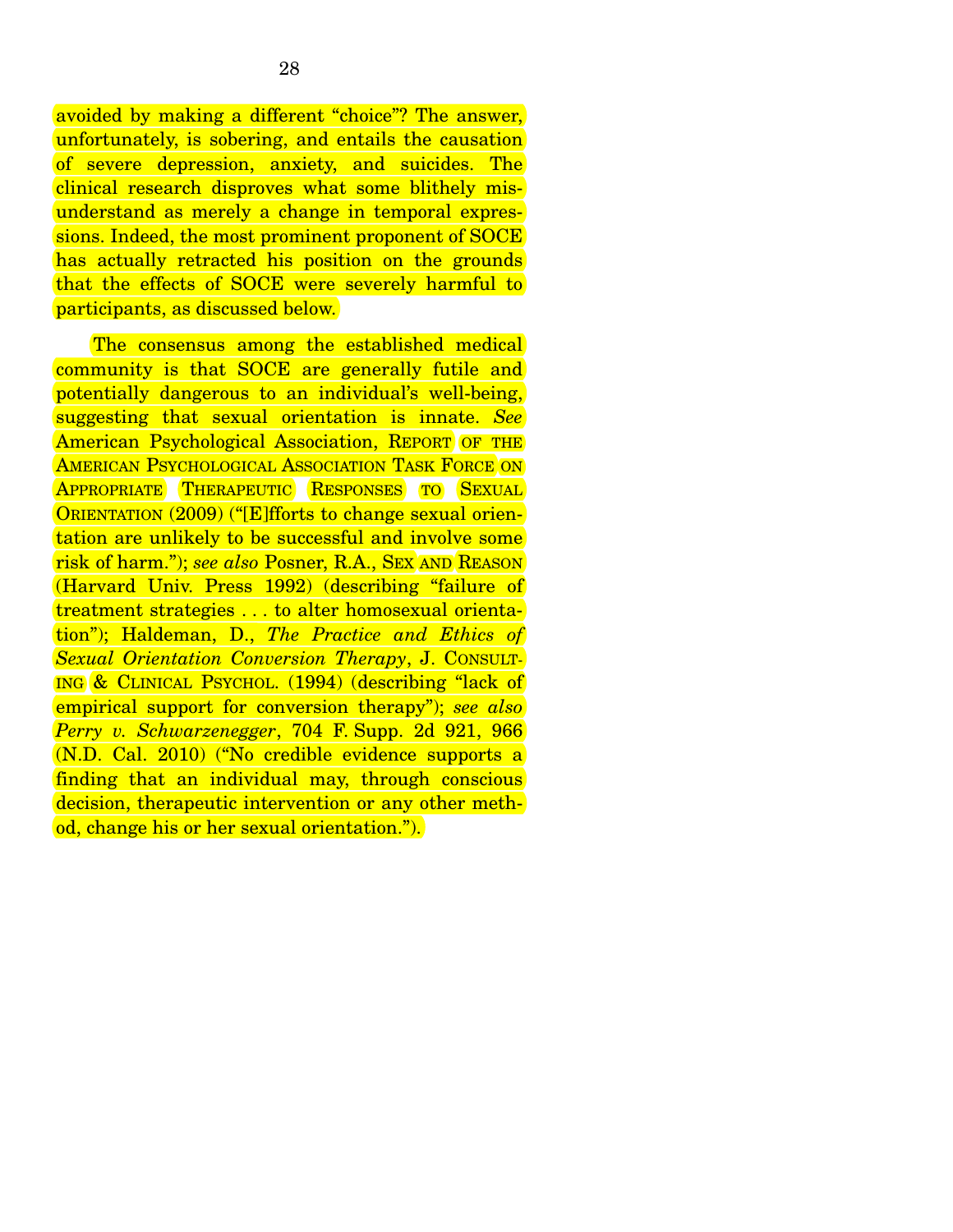avoided by making a different "choice"? The answer, unfortunately, is sobering, and entails the causation of severe depression, anxiety, and suicides. The clinical research disproves what some blithely misunderstand as merely a change in temporal expressions. Indeed, the most prominent proponent of SOCE has actually retracted his position on the grounds that the effects of SOCE were severely harmful to participants, as discussed below.

The consensus among the established medical community is that SOCE are generally futile and potentially dangerous to an individual's well-being, suggesting that sexual orientation is innate. *See* American Psychological Association, REPORT OF THE AMERICAN PSYCHOLOGICAL ASSOCIATION TASK FORCE ON APPROPRIATE THERAPEUTIC RESPONSES TO SEXUAL ORIENTATION (2009) ("[E]fforts to change sexual orientation are unlikely to be successful and involve some risk of harm."); *see also* Posner, R.A., SEX AND REASON (Harvard Univ. Press 1992) (describing "failure of treatment strategies . . . to alter homosexual orientation"); Haldeman, D., *The Practice and Ethics of Sexual Orientation Conversion Therapy*, J. CONSULTING & CLINICAL PSYCHOL. (1994) (describing "lack of empirical support for conversion therapy"); *see also Perry v. Schwarzenegger*, 704 F. Supp. 2d 921, 966 (N.D. Cal. 2010) ("No credible evidence supports a finding that an individual may, through conscious decision, therapeutic intervention or any other method, change his or her sexual orientation.").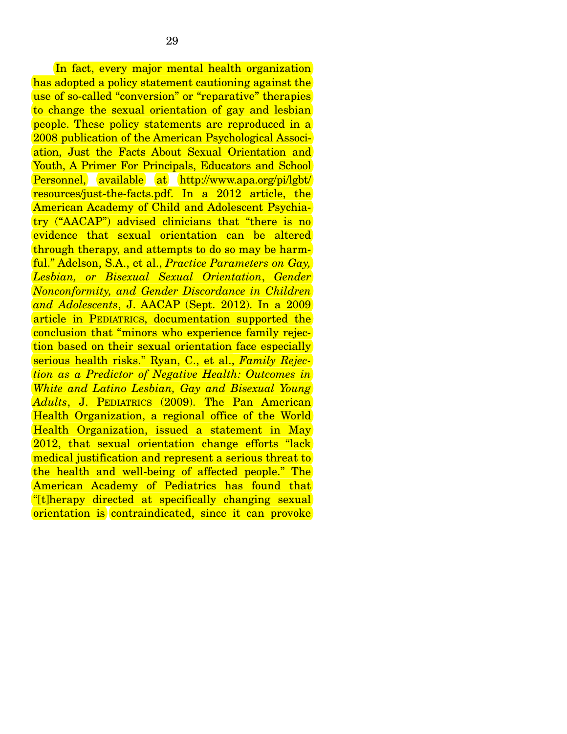In fact, every major mental health organization has adopted a policy statement cautioning against the use of so-called "conversion" or "reparative" therapies to change the sexual orientation of gay and lesbian people. These policy statements are reproduced in a 2008 publication of the American Psychological Association, Just the Facts About Sexual Orientation and Youth, A Primer For Principals, Educators and School Personnel, available at http://www.apa.org/pi/lgbt/resources/just-the-facts.pdf. In a 2012 article, the American Academy of Child and Adolescent Psychiatry ("AACAP") advised clinicians that "there is no evidence that sexual orientation can be altered through therapy, and attempts to do so may be harmful." Adelson, S.A., et al., *Practice Parameters on Gay, Lesbian, or Bisexual Sexual Orientation, Gender Nonconformity, and Gender Discordance in Children and Adolescents*, J. AACAP (Sept. 2012). In a 2009 article in PEDIATRICS, documentation supported the conclusion that "minors who experience family rejection based on their sexual orientation face especially serious health risks." Ryan, C., et al., *Family Rejection as a Predictor of Negative Health: Outcomes in White and Latino Lesbian, Gay and Bisexual Young Adults*, J. PEDIATRICS (2009). The Pan American Health Organization, a regional office of the World Health Organization, issued a statement in May 2012, that sexual orientation change efforts "lack medical justification and represent a serious threat to the health and well-being of affected people." The American Academy of Pediatrics has found that "[t]herapy directed at specifically changing sexual orientation is contraindicated, since it can provoke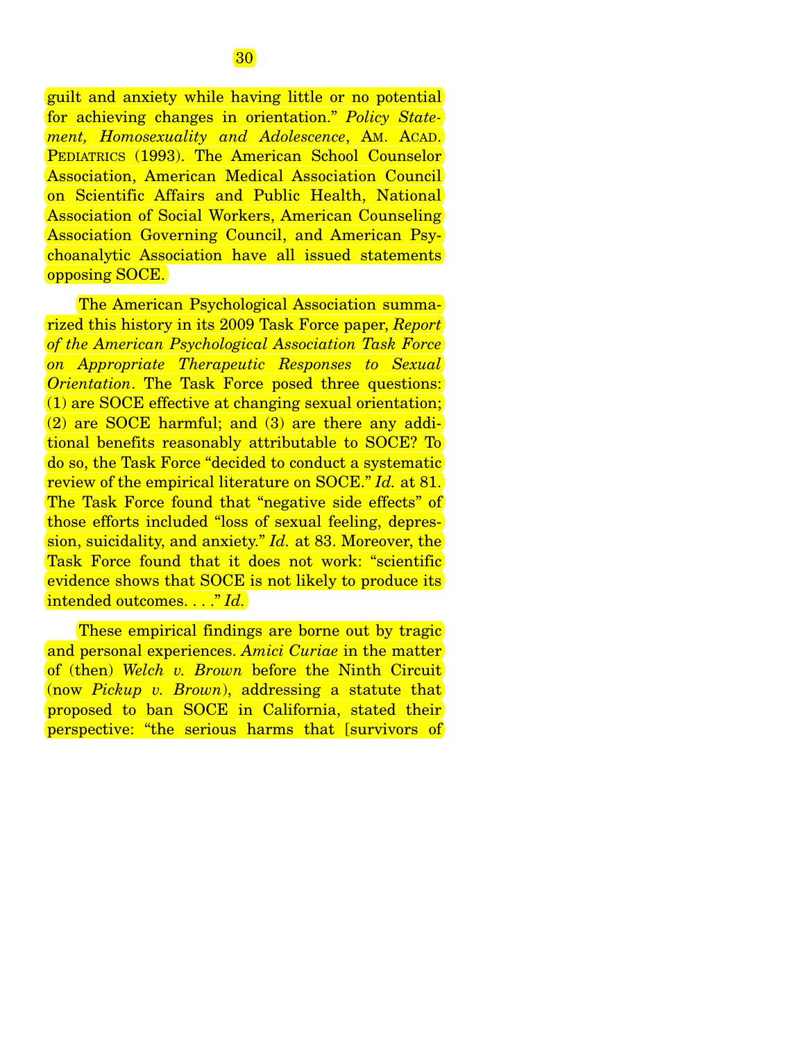guilt and anxiety while having little or no potential for achieving changes in orientation." *Policy Statement, Homosexuality and Adolescence*, AM. ACAD. PEDIATRICS (1993). The American School Counselor Association, American Medical Association Council on Scientific Affairs and Public Health, National Association of Social Workers, American Counseling Association Governing Council, and American Psychoanalytic Association have all issued statements opposing SOCE.

The American Psychological Association summarized this history in its 2009 Task Force paper, *Report of the American Psychological Association Task Force on Appropriate Therapeutic Responses to Sexual Orientation*. The Task Force posed three questions: (1) are SOCE effective at changing sexual orientation; (2) are SOCE harmful; and (3) are there any additional benefits reasonably attributable to SOCE? To do so, the Task Force "decided to conduct a systematic review of the empirical literature on SOCE." *Id.* at 81. The Task Force found that "negative side effects" of those efforts included "loss of sexual feeling, depression, suicidality, and anxiety." *Id.* at 83. Moreover, the Task Force found that it does not work: "scientific evidence shows that SOCE is not likely to produce its intended outcomes. . . ." *Id.*

These empirical findings are borne out by tragic and personal experiences. *Amici Curiae* in the matter of (then) *Welch v. Brown* before the Ninth Circuit (now *Pickup v. Brown*), addressing a statute that proposed to ban SOCE in California, stated their perspective: "the serious harms that [survivors of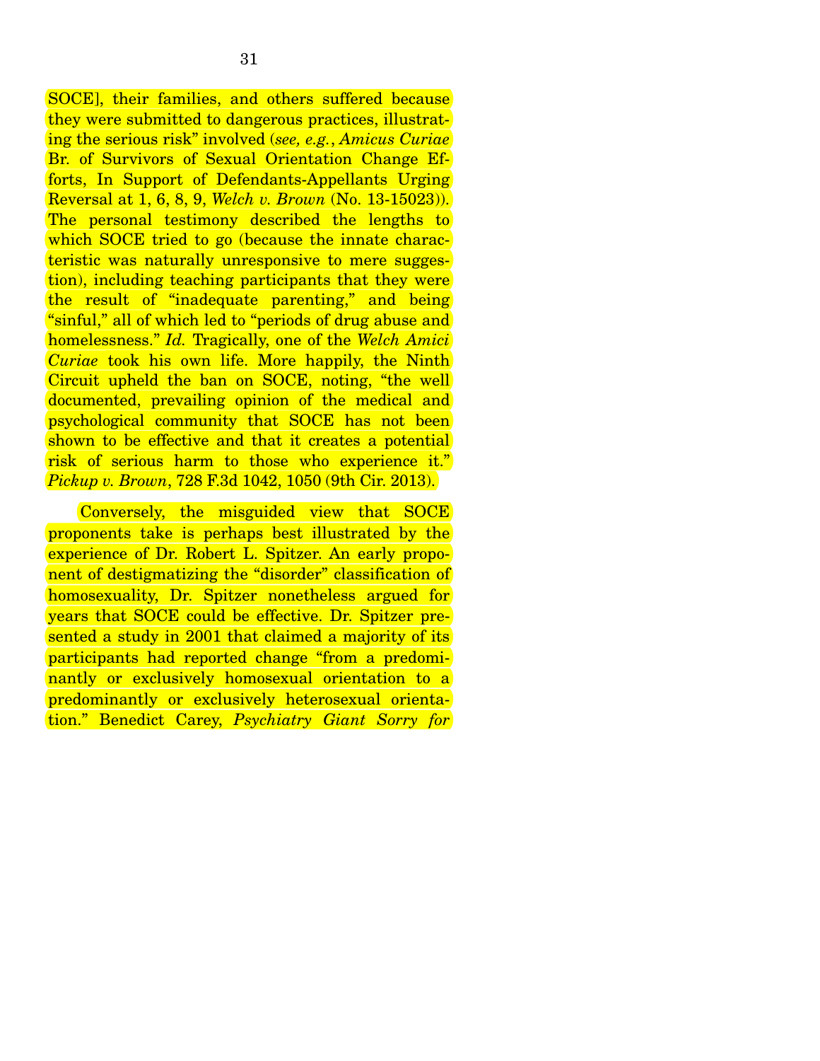SOCE], their families, and others suffered because they were submitted to dangerous practices, illustrating the serious risk" involved (*see, e.g.*, *Amicus Curiae* Br. of Survivors of Sexual Orientation Change Efforts, In Support of Defendants-Appellants Urging Reversal at 1, 6, 8, 9, *Welch v. Brown* (No. 13-15023)). The personal testimony described the lengths to which SOCE tried to go (because the innate characteristic was naturally unresponsive to mere suggestion), including teaching participants that they were the result of "inadequate parenting," and being "sinful," all of which led to "periods of drug abuse and homelessness." *Id.* Tragically, one of the *Welch Amici Curiae* took his own life. More happily, the Ninth Circuit upheld the ban on SOCE, noting, "the well documented, prevailing opinion of the medical and psychological community that SOCE has not been shown to be effective and that it creates a potential risk of serious harm to those who experience it." *Pickup v. Brown*, 728 F.3d 1042, 1050 (9th Cir. 2013).

Conversely, the misguided view that SOCE proponents take is perhaps best illustrated by the experience of Dr. Robert L. Spitzer. An early proponent of destigmatizing the "disorder" classification of homosexuality, Dr. Spitzer nonetheless argued for years that SOCE could be effective. Dr. Spitzer presented a study in 2001 that claimed a majority of its participants had reported change "from a predominantly or exclusively homosexual orientation to a predominantly or exclusively heterosexual orientation." Benedict Carey, *Psychiatry Giant Sorry for*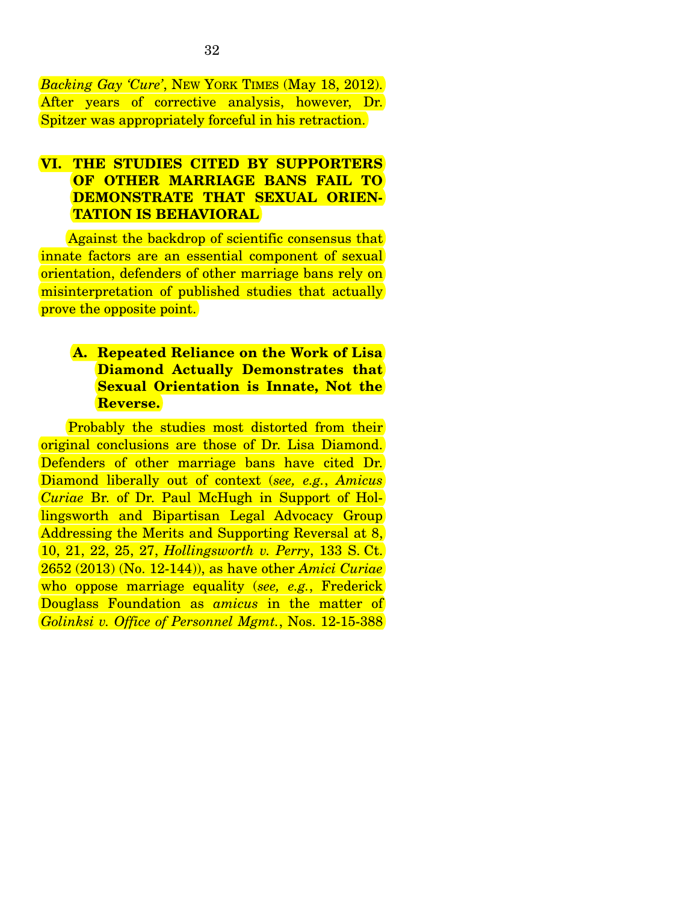*Backing Gay 'Cure'*, NEW YORK TIMES (May 18, 2012). After years of corrective analysis, however, Dr. Spitzer was appropriately forceful in his retraction.

## VI. THE STUDIES CITED BY SUPPORTERS OF OTHER MARRIAGE BANS FAIL TO DEMONSTRATE THAT SEXUAL ORIENTATION IS BEHAVIORAL

Against the backdrop of scientific consensus that innate factors are an essential component of sexual orientation, defenders of other marriage bans rely on misinterpretation of published studies that actually prove the opposite point.

### A. Repeated Reliance on the Work of Lisa Diamond Actually Demonstrates that Sexual Orientation is Innate, Not the Reverse.

Probably the studies most distorted from their original conclusions are those of Dr. Lisa Diamond. Defenders of other marriage bans have cited Dr. Diamond liberally out of context (*see, e.g.*, *Amicus Curiae* Br. of Dr. Paul McHugh in Support of Hollingsworth and Bipartisan Legal Advocacy Group Addressing the Merits and Supporting Reversal at 8, 10, 21, 22, 25, 27, *Hollingsworth v. Perry*, 133 S. Ct. 2652 (2013) (No. 12-144)), as have other *Amici Curiae* who oppose marriage equality (*see, e.g.*, Frederick Douglass Foundation as *amicus* in the matter of *Golinksi v. Office of Personnel Mgmt.*, Nos. 12-15-388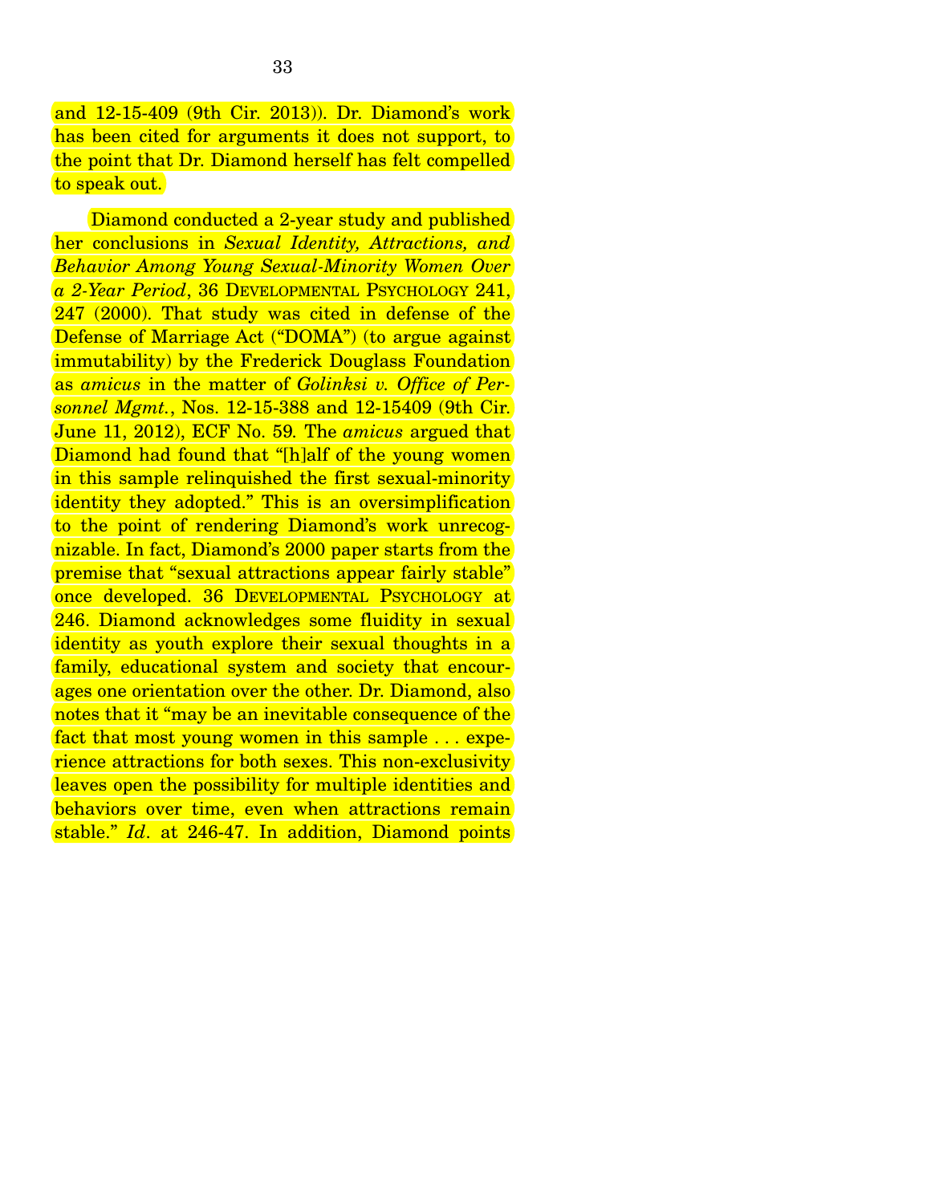and 12-15-409 (9th Cir. 2013)). Dr. Diamond's work has been cited for arguments it does not support, to the point that Dr. Diamond herself has felt compelled to speak out.

Diamond conducted a 2-year study and published her conclusions in *Sexual Identity, Attractions, and Behavior Among Young Sexual-Minority Women Over a 2-Year Period*, 36 DEVELOPMENTAL PSYCHOLOGY 241, 247 (2000). That study was cited in defense of the Defense of Marriage Act ("DOMA") (to argue against immutability) by the Frederick Douglass Foundation as *amicus* in the matter of *Golinksi v. Office of Personnel Mgmt.*, Nos. 12-15-388 and 12-15409 (9th Cir. June 11, 2012), ECF No. 59. The *amicus* argued that Diamond had found that "[h]alf of the young women in this sample relinquished the first sexual-minority identity they adopted." This is an oversimplification to the point of rendering Diamond's work unrecognizable. In fact, Diamond's 2000 paper starts from the premise that "sexual attractions appear fairly stable" once developed. 36 DEVELOPMENTAL PSYCHOLOGY at 246. Diamond acknowledges some fluidity in sexual identity as youth explore their sexual thoughts in a family, educational system and society that encourages one orientation over the other. Dr. Diamond, also notes that it "may be an inevitable consequence of the fact that most young women in this sample . . . experience attractions for both sexes. This non-exclusivity leaves open the possibility for multiple identities and behaviors over time, even when attractions remain stable." *Id*. at 246-47. In addition, Diamond points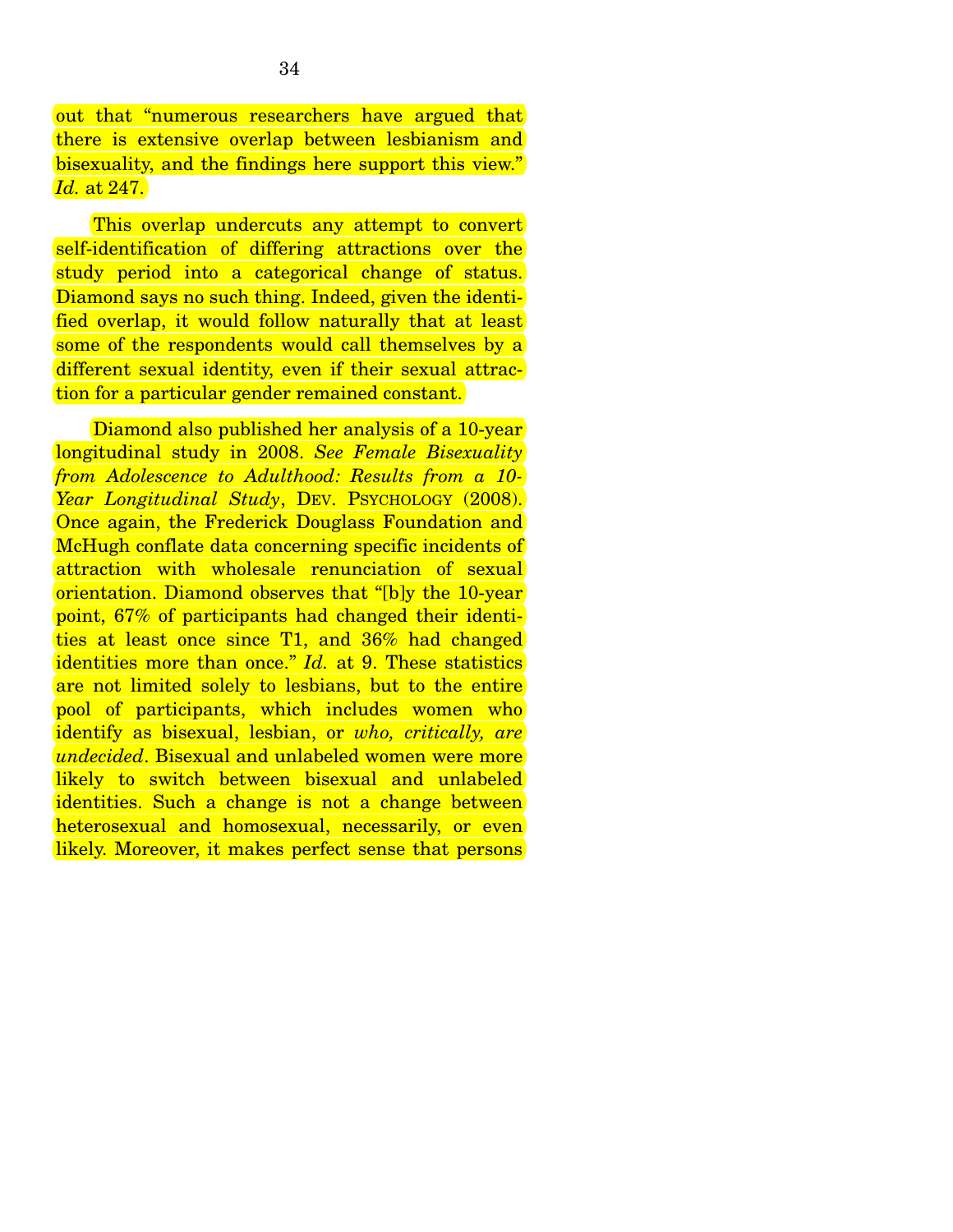out that "numerous researchers have argued that there is extensive overlap between lesbianism and bisexuality, and the findings here support this view." *Id.* at 247.

This overlap undercuts any attempt to convert self-identification of differing attractions over the study period into a categorical change of status. Diamond says no such thing. Indeed, given the identified overlap, it would follow naturally that at least some of the respondents would call themselves by a different sexual identity, even if their sexual attraction for a particular gender remained constant.

Diamond also published her analysis of a 10-year longitudinal study in 2008. *See Female Bisexuality from Adolescence to Adulthood: Results from a 10-Year Longitudinal Study*, DEV. PSYCHOLOGY (2008). Once again, the Frederick Douglass Foundation and McHugh conflate data concerning specific incidents of attraction with wholesale renunciation of sexual orientation. Diamond observes that "[b]y the 10-year point, 67% of participants had changed their identities at least once since T1, and 36% had changed identities more than once." *Id.* at 9. These statistics are not limited solely to lesbians, but to the entire pool of participants, which includes women who identify as bisexual, lesbian, or *who, critically, are undecided*. Bisexual and unlabeled women were more likely to switch between bisexual and unlabeled identities. Such a change is not a change between heterosexual and homosexual, necessarily, or even likely. Moreover, it makes perfect sense that persons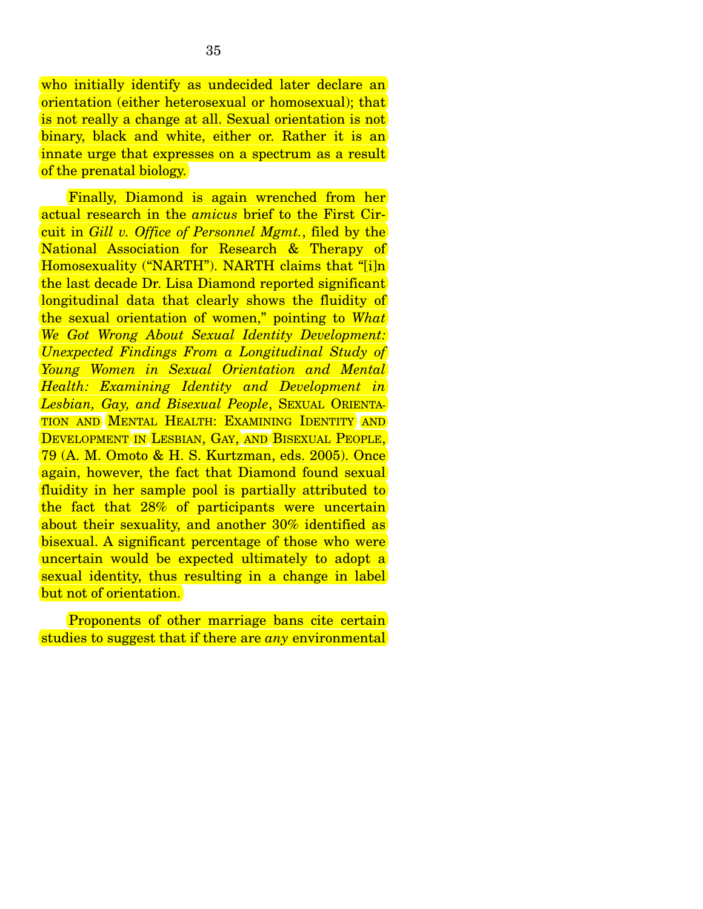who initially identify as undecided later declare an orientation (either heterosexual or homosexual); that is not really a change at all. Sexual orientation is not binary, black and white, either or. Rather it is an innate urge that expresses on a spectrum as a result of the prenatal biology.

Finally, Diamond is again wrenched from her actual research in the *amicus* brief to the First Circuit in *Gill v. Office of Personnel Mgmt.*, filed by the National Association for Research & Therapy of Homosexuality ("NARTH"). NARTH claims that "[i]n the last decade Dr. Lisa Diamond reported significant longitudinal data that clearly shows the fluidity of the sexual orientation of women," pointing to *What We Got Wrong About Sexual Identity Development: Unexpected Findings From a Longitudinal Study of Young Women in Sexual Orientation and Mental Health: Examining Identity and Development in Lesbian, Gay, and Bisexual People*, SEXUAL ORIENTATION AND MENTAL HEALTH: EXAMINING IDENTITY AND DEVELOPMENT IN LESBIAN, GAY, AND BISEXUAL PEOPLE, 79 (A. M. Omoto & H. S. Kurtzman, eds. 2005). Once again, however, the fact that Diamond found sexual fluidity in her sample pool is partially attributed to the fact that 28% of participants were uncertain about their sexuality, and another 30% identified as bisexual. A significant percentage of those who were uncertain would be expected ultimately to adopt a sexual identity, thus resulting in a change in label but not of orientation.

Proponents of other marriage bans cite certain studies to suggest that if there are *any* environmental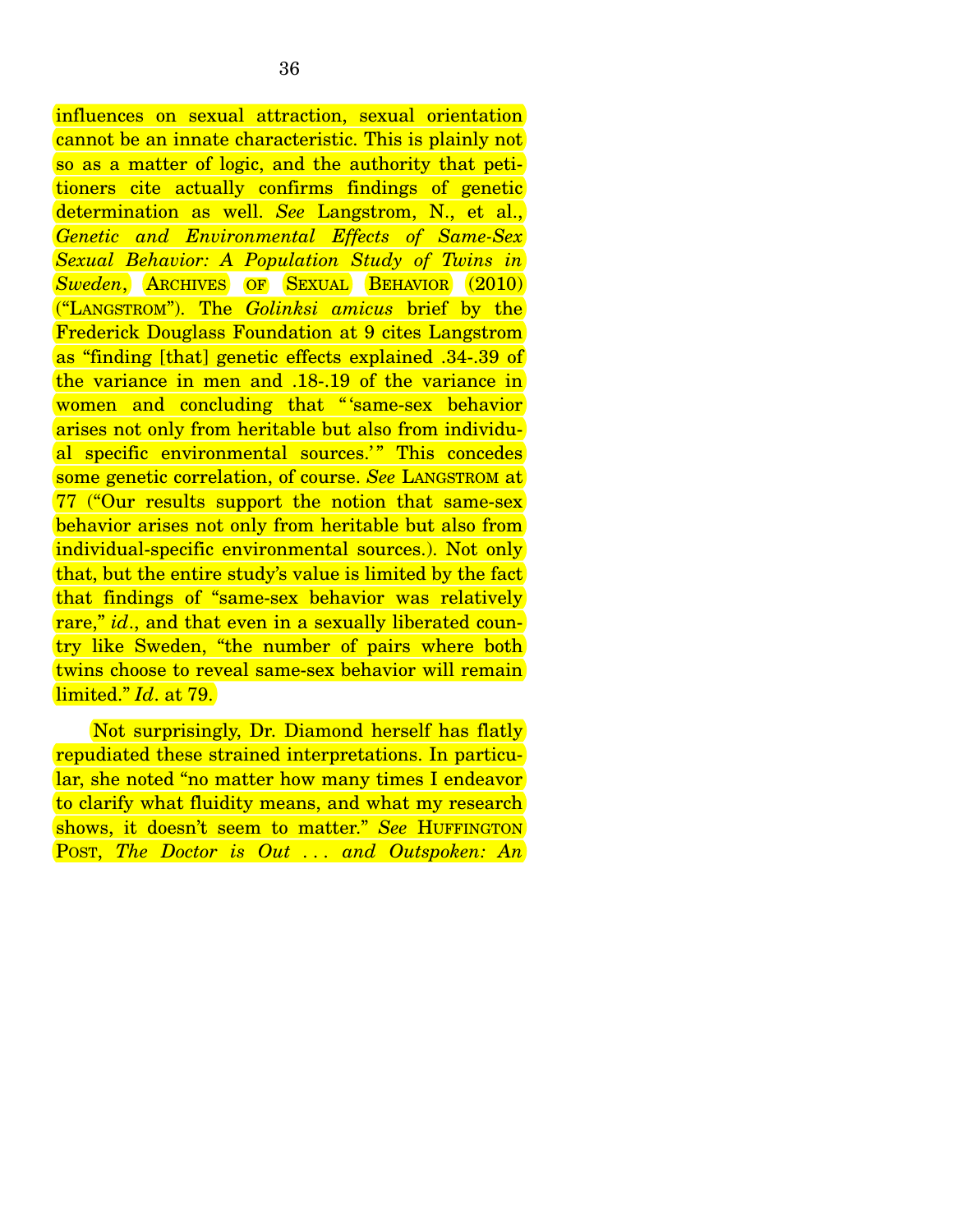influences on sexual attraction, sexual orientation cannot be an innate characteristic. This is plainly not so as a matter of logic, and the authority that petitioners cite actually confirms findings of genetic determination as well. *See* Langstrom, N., et al., *Genetic and Environmental Effects of Same-Sex Sexual Behavior: A Population Study of Twins in Sweden*, ARCHIVES OF SEXUAL BEHAVIOR (2010) ("LANGSTROM"). The *Golinksi amicus* brief by the Frederick Douglass Foundation at 9 cites Langstrom as "finding [that] genetic effects explained .34-.39 of the variance in men and .18-.19 of the variance in women and concluding that "'same-sex behavior arises not only from heritable but also from individual specific environmental sources.'" This concedes some genetic correlation, of course. *See* LANGSTROM at 77 ("Our results support the notion that same-sex behavior arises not only from heritable but also from individual-specific environmental sources.). Not only that, but the entire study's value is limited by the fact that findings of "same-sex behavior was relatively rare," *id*., and that even in a sexually liberated country like Sweden, "the number of pairs where both twins choose to reveal same-sex behavior will remain limited." *Id*. at 79.

Not surprisingly, Dr. Diamond herself has flatly repudiated these strained interpretations. In particular, she noted "no matter how many times I endeavor to clarify what fluidity means, and what my research shows, it doesn't seem to matter." *See* HUFFINGTON POST, *The Doctor is Out . . . and Outspoken: An*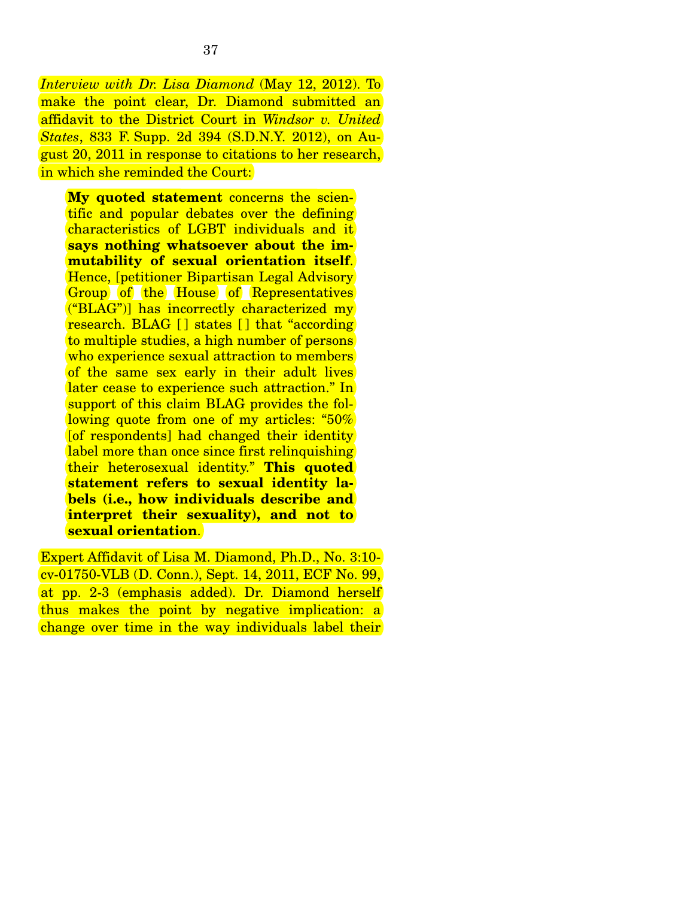*Interview with Dr. Lisa Diamond* (May 12, 2012). To make the point clear, Dr. Diamond submitted an affidavit to the District Court in *Windsor v. United States*, 833 F. Supp. 2d 394 (S.D.N.Y. 2012), on August 20, 2011 in response to citations to her research, in which she reminded the Court:

> **My quoted statement** concerns the scientific and popular debates over the defining characteristics of LGBT individuals and it **says nothing whatsoever about the immutability of sexual orientation itself**. Hence, [petitioner Bipartisan Legal Advisory Group of the House of Representatives ("BLAG")] has incorrectly characterized my research. BLAG [ ] states [ ] that "according to multiple studies, a high number of persons who experience sexual attraction to members of the same sex early in their adult lives later cease to experience such attraction." In support of this claim BLAG provides the following quote from one of my articles: "50% [of respondents] had changed their identity label more than once since first relinquishing their heterosexual identity." **This quoted statement refers to sexual identity labels (i.e., how individuals describe and interpret their sexuality), and not to sexual orientation**.

Expert Affidavit of Lisa M. Diamond, Ph.D., No. 3:10-cv-01750-VLB (D. Conn.), Sept. 14, 2011, ECF No. 99, at pp. 2-3 (emphasis added). Dr. Diamond herself thus makes the point by negative implication: a change over time in the way individuals label their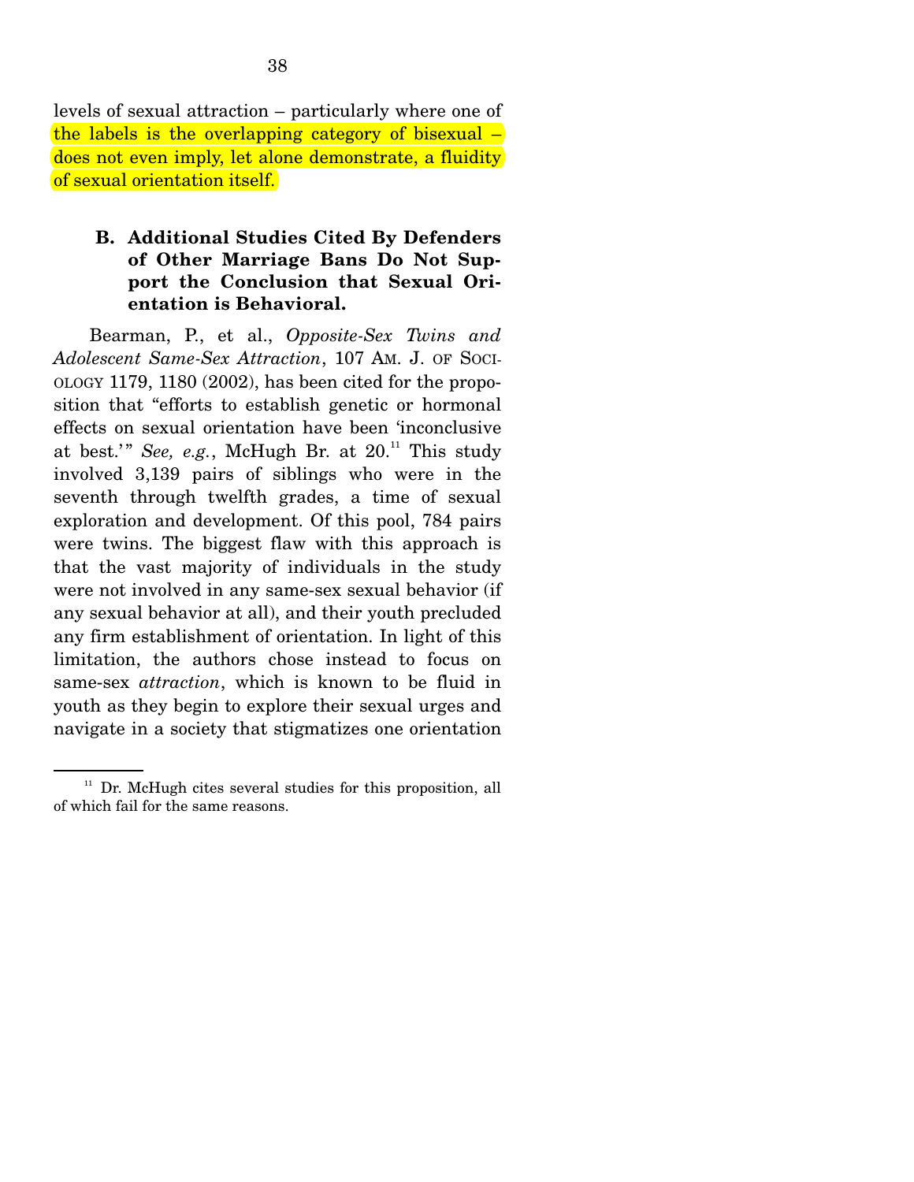levels of sexual attraction – particularly where one of the labels is the overlapping category of bisexual – does not even imply, let alone demonstrate, a fluidity of sexual orientation itself.

### B. Additional Studies Cited By Defenders of Other Marriage Bans Do Not Support the Conclusion that Sexual Orientation is Behavioral.

Bearman, P., et al., *Opposite-Sex Twins and Adolescent Same-Sex Attraction*, 107 AM. J. OF SOCIOLOGY 1179, 1180 (2002), has been cited for the proposition that "efforts to establish genetic or hormonal effects on sexual orientation have been 'inconclusive at best.'" *See, e.g.*, McHugh Br. at 20.[11] This study involved 3,139 pairs of siblings who were in the seventh through twelfth grades, a time of sexual exploration and development. Of this pool, 784 pairs were twins. The biggest flaw with this approach is that the vast majority of individuals in the study were not involved in any same-sex sexual behavior (if any sexual behavior at all), and their youth precluded any firm establishment of orientation. In light of this limitation, the authors chose instead to focus on same-sex *attraction*, which is known to be fluid in youth as they begin to explore their sexual urges and navigate in a society that stigmatizes one orientation

[11] Dr. McHugh cites several studies for this proposition, all of which fail for the same reasons.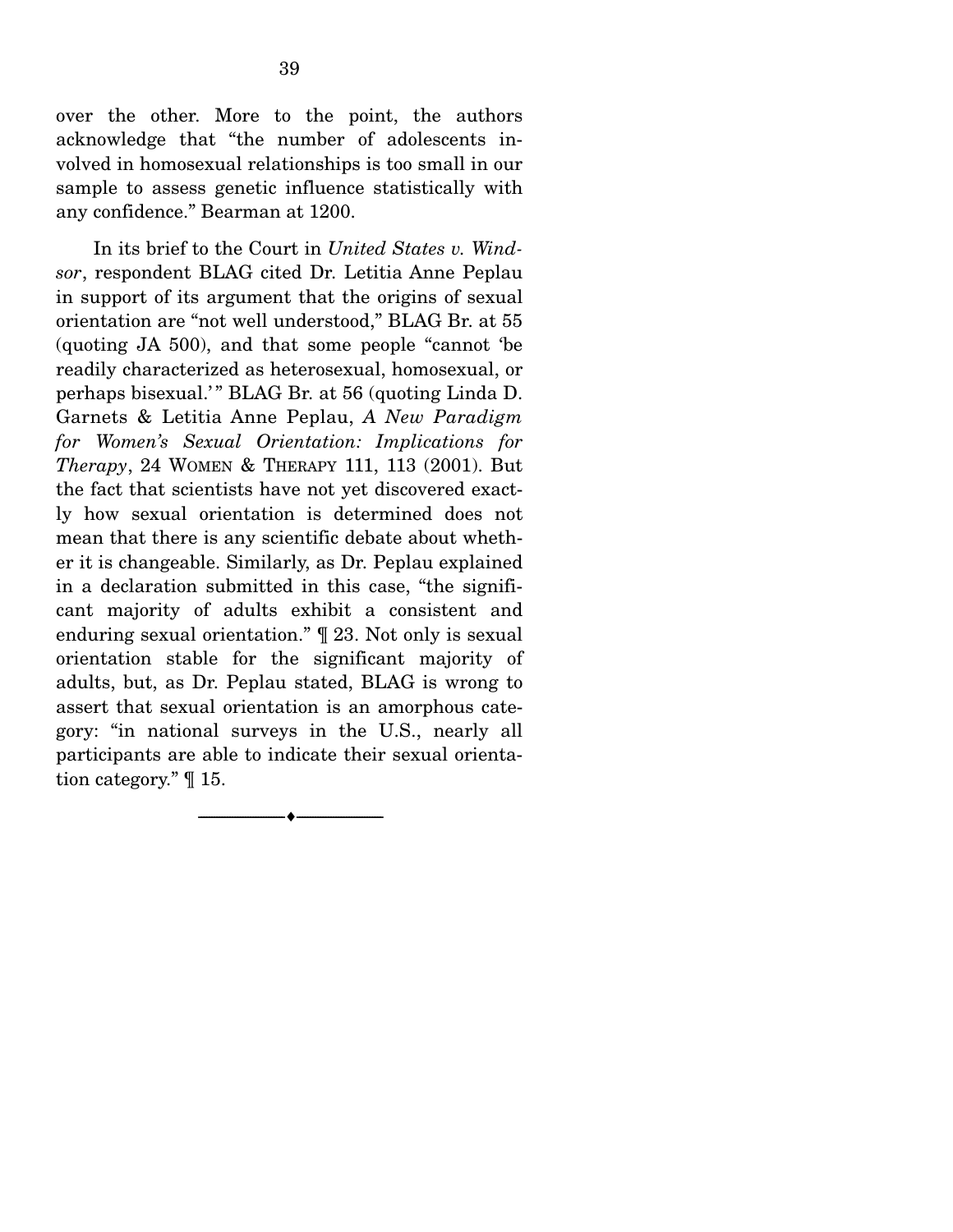over the other. More to the point, the authors acknowledge that "the number of adolescents involved in homosexual relationships is too small in our sample to assess genetic influence statistically with any confidence." Bearman at 1200.

In its brief to the Court in *United States v. Windsor*, respondent BLAG cited Dr. Letitia Anne Peplau in support of its argument that the origins of sexual orientation are "not well understood," BLAG Br. at 55 (quoting JA 500), and that some people "cannot 'be readily characterized as heterosexual, homosexual, or perhaps bisexual.'" BLAG Br. at 56 (quoting Linda D. Garnets & Letitia Anne Peplau, *A New Paradigm for Women's Sexual Orientation: Implications for Therapy*, 24 WOMEN & THERAPY 111, 113 (2001). But the fact that scientists have not yet discovered exactly how sexual orientation is determined does not mean that there is any scientific debate about whether it is changeable. Similarly, as Dr. Peplau explained in a declaration submitted in this case, "the significant majority of adults exhibit a consistent and enduring sexual orientation." ¶ 23. Not only is sexual orientation stable for the significant majority of adults, but, as Dr. Peplau stated, BLAG is wrong to assert that sexual orientation is an amorphous category: "in national surveys in the U.S., nearly all participants are able to indicate their sexual orientation category." ¶ 15.

---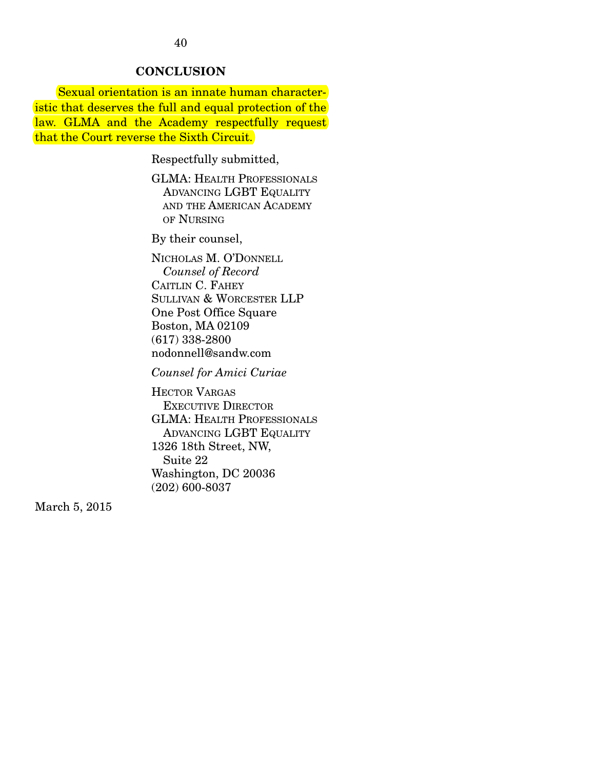## CONCLUSION

Sexual orientation is an innate human characteristic that deserves the full and equal protection of the law. GLMA and the Academy respectfully request that the Court reverse the Sixth Circuit.

Respectfully submitted,

GLMA: HEALTH PROFESSIONALS ADVANCING LGBT EQUALITY AND THE AMERICAN ACADEMY OF NURSING

By their counsel,

NICHOLAS M. O'DONNELL
*Counsel of Record*
CAITLIN C. FAHEY
SULLIVAN & WORCESTER LLP
One Post Office Square
Boston, MA 02109
(617) 338-2800
nodonnell@sandw.com

*Counsel for Amici Curiae*

HECTOR VARGAS
EXECUTIVE DIRECTOR
GLMA: HEALTH PROFESSIONALS ADVANCING LGBT EQUALITY
1326 18th Street, NW,
Suite 22
Washington, DC 20036
(202) 600-8037

March 5, 2015